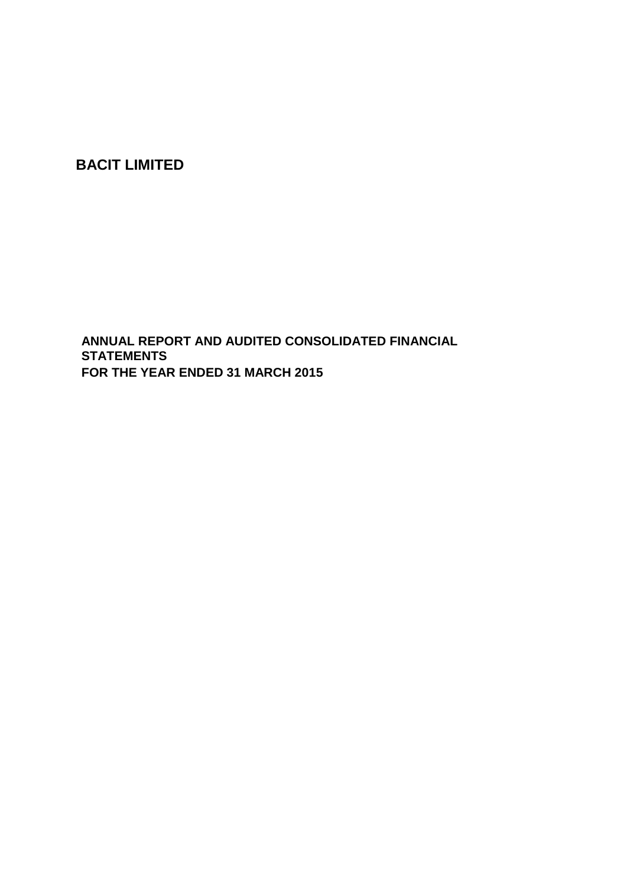# BACIT LIMITED

**ANNUAL REPORT AND AUDITED CONSOLIDATED FINANCIAL STATEMENTS**
**FOR THE YEAR ENDED 31 MARCH 2015**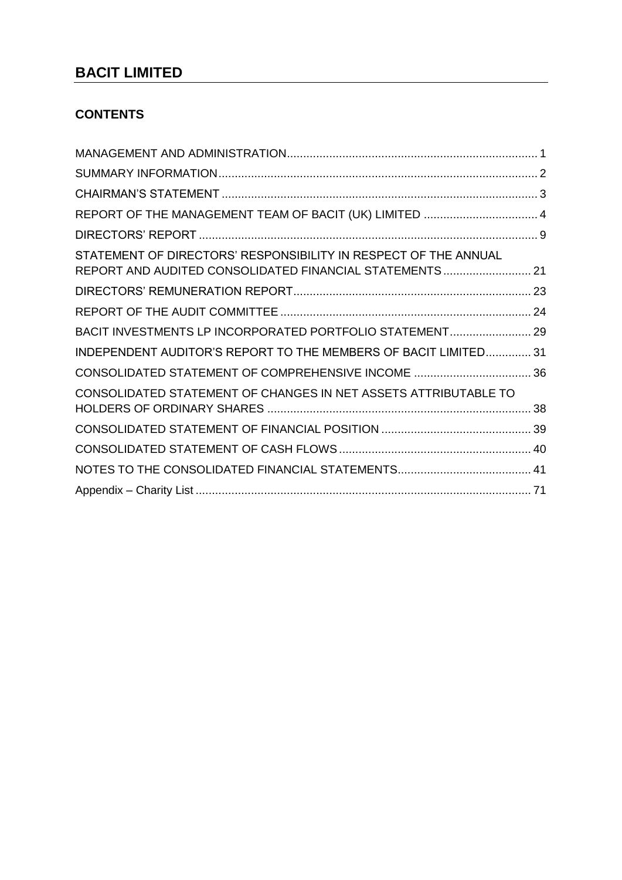# BACIT LIMITED

## CONTENTS

| | |
|---|---|
| MANAGEMENT AND ADMINISTRATION | 1 |
| SUMMARY INFORMATION | 2 |
| CHAIRMAN'S STATEMENT | 3 |
| REPORT OF THE MANAGEMENT TEAM OF BACIT (UK) LIMITED | 4 |
| DIRECTORS' REPORT | 9 |
| STATEMENT OF DIRECTORS' RESPONSIBILITY IN RESPECT OF THE ANNUAL REPORT AND AUDITED CONSOLIDATED FINANCIAL STATEMENTS | 21 |
| DIRECTORS' REMUNERATION REPORT | 23 |
| REPORT OF THE AUDIT COMMITTEE | 24 |
| BACIT INVESTMENTS LP INCORPORATED PORTFOLIO STATEMENT | 29 |
| INDEPENDENT AUDITOR'S REPORT TO THE MEMBERS OF BACIT LIMITED | 31 |
| CONSOLIDATED STATEMENT OF COMPREHENSIVE INCOME | 36 |
| CONSOLIDATED STATEMENT OF CHANGES IN NET ASSETS ATTRIBUTABLE TO HOLDERS OF ORDINARY SHARES | 38 |
| CONSOLIDATED STATEMENT OF FINANCIAL POSITION | 39 |
| CONSOLIDATED STATEMENT OF CASH FLOWS | 40 |
| NOTES TO THE CONSOLIDATED FINANCIAL STATEMENTS | 41 |
| Appendix – Charity List | 71 |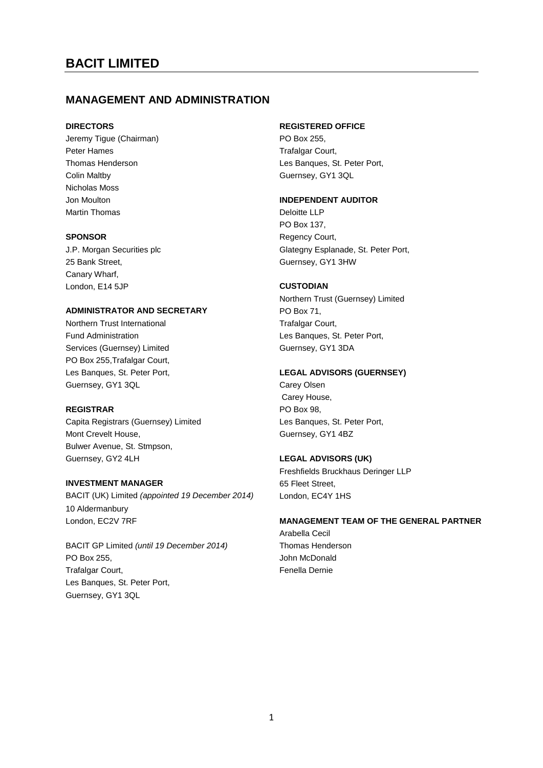# BACIT LIMITED

## MANAGEMENT AND ADMINISTRATION

**DIRECTORS**
Jeremy Tigue (Chairman)
Peter Hames
Thomas Henderson
Colin Maltby
Nicholas Moss
Jon Moulton
Martin Thomas

**SPONSOR**
J.P. Morgan Securities plc
25 Bank Street,
Canary Wharf,
London, E14 5JP

**ADMINISTRATOR AND SECRETARY**
Northern Trust International
Fund Administration
Services (Guernsey) Limited
PO Box 255,Trafalgar Court,
Les Banques, St. Peter Port,
Guernsey, GY1 3QL

**REGISTRAR**
Capita Registrars (Guernsey) Limited
Mont Crevelt House,
Bulwer Avenue, St. Stmpson,
Guernsey, GY2 4LH

**INVESTMENT MANAGER**
BACIT (UK) Limited *(appointed 19 December 2014)*
10 Aldermanbury
London, EC2V 7RF

BACIT GP Limited *(until 19 December 2014)*
PO Box 255,
Trafalgar Court,
Les Banques, St. Peter Port,
Guernsey, GY1 3QL

**REGISTERED OFFICE**
PO Box 255,
Trafalgar Court,
Les Banques, St. Peter Port,
Guernsey, GY1 3QL

**INDEPENDENT AUDITOR**
Deloitte LLP
PO Box 137,
Regency Court,
Glategny Esplanade, St. Peter Port,
Guernsey, GY1 3HW

**CUSTODIAN**
Northern Trust (Guernsey) Limited
PO Box 71,
Trafalgar Court,
Les Banques, St. Peter Port,
Guernsey, GY1 3DA

**LEGAL ADVISORS (GUERNSEY)**
Carey Olsen
Carey House,
PO Box 98,
Les Banques, St. Peter Port,
Guernsey, GY1 4BZ

**LEGAL ADVISORS (UK)**
Freshfields Bruckhaus Deringer LLP
65 Fleet Street,
London, EC4Y 1HS

**MANAGEMENT TEAM OF THE GENERAL PARTNER**
Arabella Cecil
Thomas Henderson
John McDonald
Fenella Dernie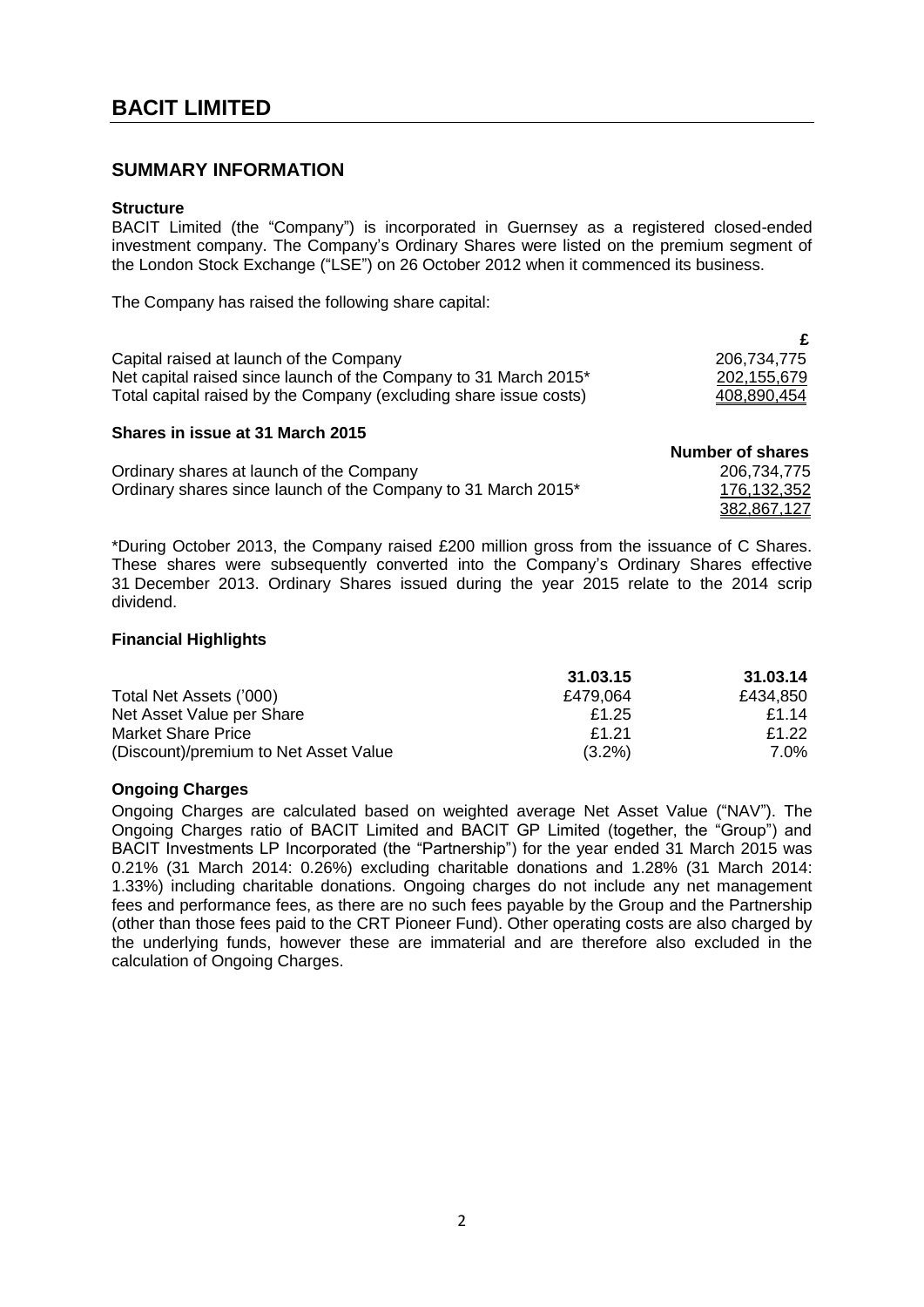# BACIT LIMITED

## SUMMARY INFORMATION

### Structure

BACIT Limited (the "Company") is incorporated in Guernsey as a registered closed-ended investment company. The Company's Ordinary Shares were listed on the premium segment of the London Stock Exchange ("LSE") on 26 October 2012 when it commenced its business.

The Company has raised the following share capital:

| | £ |
|---|---|
| Capital raised at launch of the Company | 206,734,775 |
| Net capital raised since launch of the Company to 31 March 2015* | 202,155,679 |
| Total capital raised by the Company (excluding share issue costs) | 408,890,454 |

### Shares in issue at 31 March 2015

| | Number of shares |
|---|---|
| Ordinary shares at launch of the Company | 206,734,775 |
| Ordinary shares since launch of the Company to 31 March 2015* | 176,132,352 |
| | 382,867,127 |

*During October 2013, the Company raised £200 million gross from the issuance of C Shares. These shares were subsequently converted into the Company's Ordinary Shares effective 31 December 2013. Ordinary Shares issued during the year 2015 relate to the 2014 scrip dividend.

### Financial Highlights

| | 31.03.15 | 31.03.14 |
|---|---|---|
| Total Net Assets ('000) | £479,064 | £434,850 |
| Net Asset Value per Share | £1.25 | £1.14 |
| Market Share Price | £1.21 | £1.22 |
| (Discount)/premium to Net Asset Value | (3.2%) | 7.0% |

### Ongoing Charges

Ongoing Charges are calculated based on weighted average Net Asset Value ("NAV"). The Ongoing Charges ratio of BACIT Limited and BACIT GP Limited (together, the "Group") and BACIT Investments LP Incorporated (the "Partnership") for the year ended 31 March 2015 was 0.21% (31 March 2014: 0.26%) excluding charitable donations and 1.28% (31 March 2014: 1.33%) including charitable donations. Ongoing charges do not include any net management fees and performance fees, as there are no such fees payable by the Group and the Partnership (other than those fees paid to the CRT Pioneer Fund). Other operating costs are also charged by the underlying funds, however these are immaterial and are therefore also excluded in the calculation of Ongoing Charges.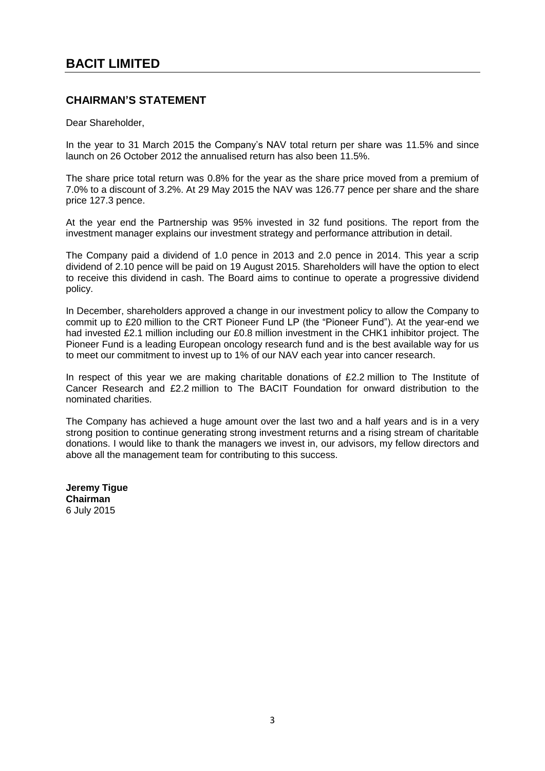## CHAIRMAN'S STATEMENT

Dear Shareholder,

In the year to 31 March 2015 the Company's NAV total return per share was 11.5% and since launch on 26 October 2012 the annualised return has also been 11.5%.

The share price total return was 0.8% for the year as the share price moved from a premium of 7.0% to a discount of 3.2%. At 29 May 2015 the NAV was 126.77 pence per share and the share price 127.3 pence.

At the year end the Partnership was 95% invested in 32 fund positions. The report from the investment manager explains our investment strategy and performance attribution in detail.

The Company paid a dividend of 1.0 pence in 2013 and 2.0 pence in 2014. This year a scrip dividend of 2.10 pence will be paid on 19 August 2015. Shareholders will have the option to elect to receive this dividend in cash. The Board aims to continue to operate a progressive dividend policy.

In December, shareholders approved a change in our investment policy to allow the Company to commit up to £20 million to the CRT Pioneer Fund LP (the "Pioneer Fund"). At the year-end we had invested £2.1 million including our £0.8 million investment in the CHK1 inhibitor project. The Pioneer Fund is a leading European oncology research fund and is the best available way for us to meet our commitment to invest up to 1% of our NAV each year into cancer research.

In respect of this year we are making charitable donations of £2.2 million to The Institute of Cancer Research and £2.2 million to The BACIT Foundation for onward distribution to the nominated charities.

The Company has achieved a huge amount over the last two and a half years and is in a very strong position to continue generating strong investment returns and a rising stream of charitable donations. I would like to thank the managers we invest in, our advisors, my fellow directors and above all the management team for contributing to this success.

**Jeremy Tigue**
**Chairman**
6 July 2015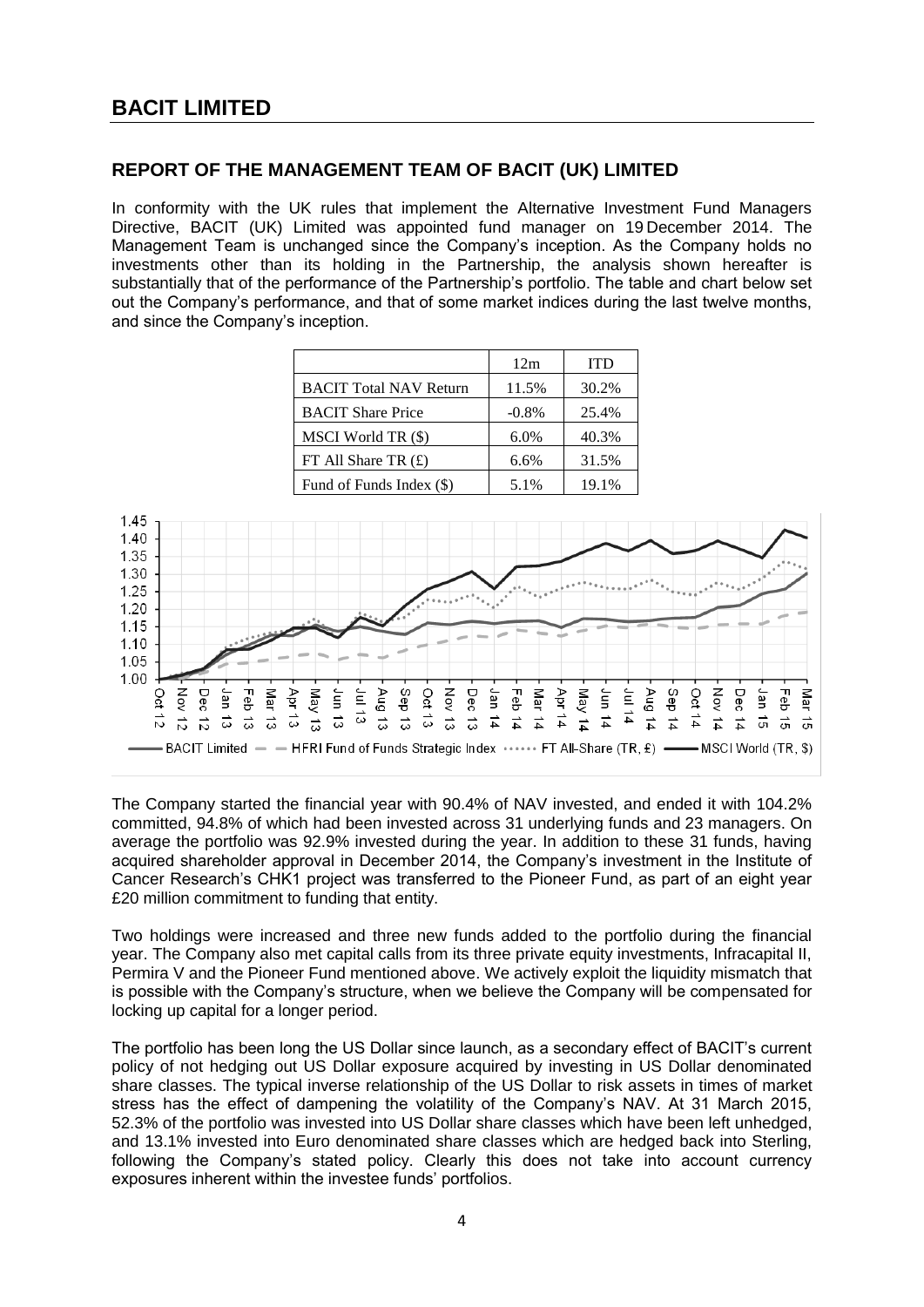# BACIT LIMITED

## REPORT OF THE MANAGEMENT TEAM OF BACIT (UK) LIMITED

In conformity with the UK rules that implement the Alternative Investment Fund Managers Directive, BACIT (UK) Limited was appointed fund manager on 19 December 2014. The Management Team is unchanged since the Company's inception. As the Company holds no investments other than its holding in the Partnership, the analysis shown hereafter is substantially that of the performance of the Partnership's portfolio. The table and chart below set out the Company's performance, and that of some market indices during the last twelve months, and since the Company's inception.

| | 12m | ITD |
|---|---|---|
| BACIT Total NAV Return | 11.5% | 30.2% |
| BACIT Share Price | -0.8% | 25.4% |
| MSCI World TR ($) | 6.0% | 40.3% |
| FT All Share TR (£) | 6.6% | 31.5% |
| Fund of Funds Index ($) | 5.1% | 19.1% |

BACIT Limited — HFRI Fund of Funds Strategic Index — FT All-Share (TR, £) — MSCI World (TR, $)

The Company started the financial year with 90.4% of NAV invested, and ended it with 104.2% committed, 94.8% of which had been invested across 31 underlying funds and 23 managers. On average the portfolio was 92.9% invested during the year. In addition to these 31 funds, having acquired shareholder approval in December 2014, the Company's investment in the Institute of Cancer Research's CHK1 project was transferred to the Pioneer Fund, as part of an eight year £20 million commitment to funding that entity.

Two holdings were increased and three new funds added to the portfolio during the financial year. The Company also met capital calls from its three private equity investments, Infracapital II, Permira V and the Pioneer Fund mentioned above. We actively exploit the liquidity mismatch that is possible with the Company's structure, when we believe the Company will be compensated for locking up capital for a longer period.

The portfolio has been long the US Dollar since launch, as a secondary effect of BACIT's current policy of not hedging out US Dollar exposure acquired by investing in US Dollar denominated share classes. The typical inverse relationship of the US Dollar to risk assets in times of market stress has the effect of dampening the volatility of the Company's NAV. At 31 March 2015, 52.3% of the portfolio was invested into US Dollar share classes which have been left unhedged, and 13.1% invested into Euro denominated share classes which are hedged back into Sterling, following the Company's stated policy. Clearly this does not take into account currency exposures inherent within the investee funds' portfolios.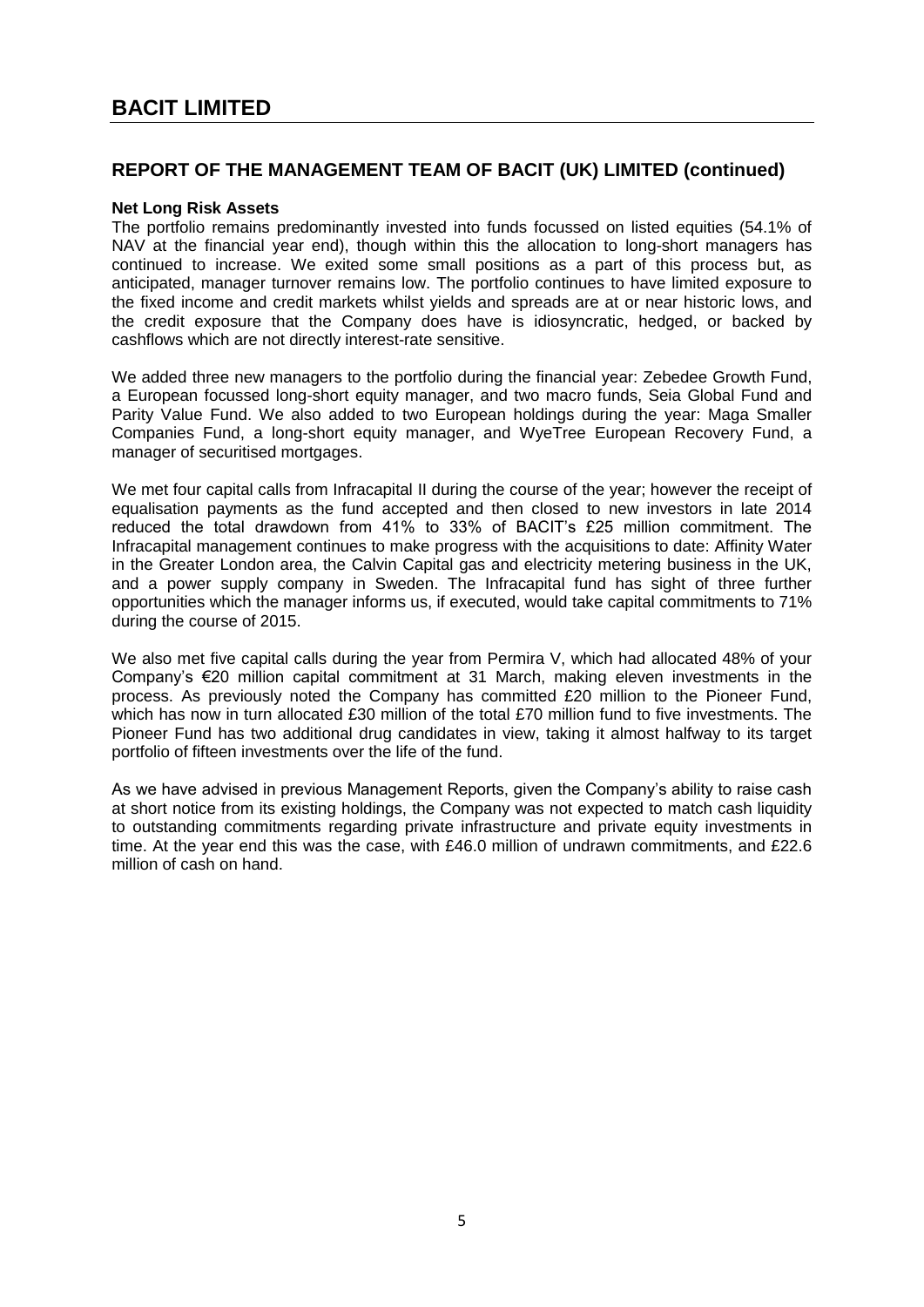# BACIT LIMITED

## REPORT OF THE MANAGEMENT TEAM OF BACIT (UK) LIMITED (continued)

**Net Long Risk Assets**

The portfolio remains predominantly invested into funds focussed on listed equities (54.1% of NAV at the financial year end), though within this the allocation to long-short managers has continued to increase. We exited some small positions as a part of this process but, as anticipated, manager turnover remains low. The portfolio continues to have limited exposure to the fixed income and credit markets whilst yields and spreads are at or near historic lows, and the credit exposure that the Company does have is idiosyncratic, hedged, or backed by cashflows which are not directly interest-rate sensitive.

We added three new managers to the portfolio during the financial year: Zebedee Growth Fund, a European focussed long-short equity manager, and two macro funds, Seia Global Fund and Parity Value Fund. We also added to two European holdings during the year: Maga Smaller Companies Fund, a long-short equity manager, and WyeTree European Recovery Fund, a manager of securitised mortgages.

We met four capital calls from Infracapital II during the course of the year; however the receipt of equalisation payments as the fund accepted and then closed to new investors in late 2014 reduced the total drawdown from 41% to 33% of BACIT's £25 million commitment. The Infracapital management continues to make progress with the acquisitions to date: Affinity Water in the Greater London area, the Calvin Capital gas and electricity metering business in the UK, and a power supply company in Sweden. The Infracapital fund has sight of three further opportunities which the manager informs us, if executed, would take capital commitments to 71% during the course of 2015.

We also met five capital calls during the year from Permira V, which had allocated 48% of your Company's €20 million capital commitment at 31 March, making eleven investments in the process. As previously noted the Company has committed £20 million to the Pioneer Fund, which has now in turn allocated £30 million of the total £70 million fund to five investments. The Pioneer Fund has two additional drug candidates in view, taking it almost halfway to its target portfolio of fifteen investments over the life of the fund.

As we have advised in previous Management Reports, given the Company's ability to raise cash at short notice from its existing holdings, the Company was not expected to match cash liquidity to outstanding commitments regarding private infrastructure and private equity investments in time. At the year end this was the case, with £46.0 million of undrawn commitments, and £22.6 million of cash on hand.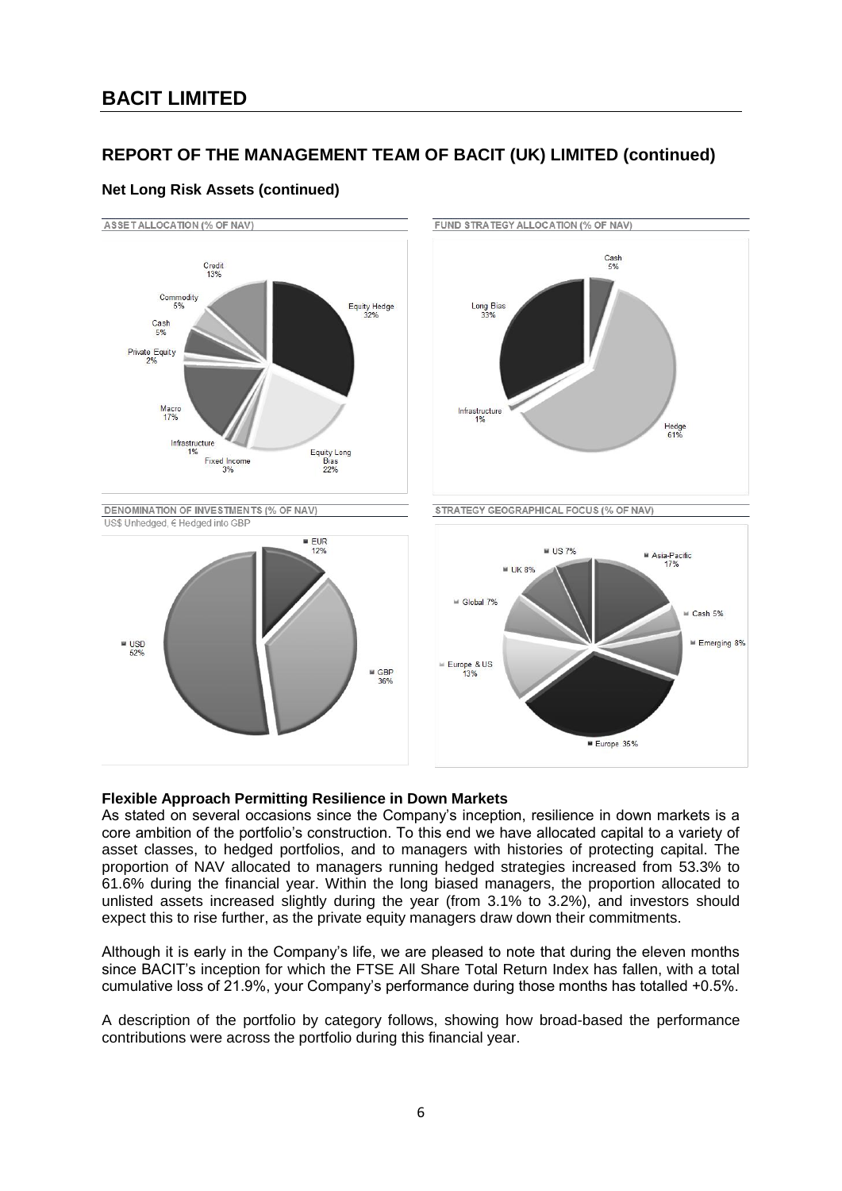## REPORT OF THE MANAGEMENT TEAM OF BACIT (UK) LIMITED (continued)

### Net Long Risk Assets (continued)

ASSET ALLOCATION (% OF NAV)

| Category | % |
|---|---|
| Equity Hedge | 32% |
| Equity Long Bias | 22% |
| Fixed Income | 3% |
| Infrastructure | 1% |
| Macro | 17% |
| Private Equity | 2% |
| Cash | 5% |
| Commodity | 5% |
| Credit | 13% |

FUND STRATEGY ALLOCATION (% OF NAV)

| Category | % |
|---|---|
| Cash | 5% |
| Hedge | 61% |
| Infrastructure | 1% |
| Long Bias | 33% |

DENOMINATION OF INVESTMENTS (% OF NAV)

US$ Unhedged, € Hedged into GBP

| Currency | % |
|---|---|
| EUR | 12% |
| GBP | 36% |
| USD | 52% |

STRATEGY GEOGRAPHICAL FOCUS (% OF NAV)

| Region | % |
|---|---|
| Asia-Pacific | 17% |
| Cash | 5% |
| Emerging | 8% |
| Europe | 35% |
| Europe & US | 13% |
| Global | 7% |
| UK | 8% |
| US | 7% |

**Flexible Approach Permitting Resilience in Down Markets**

As stated on several occasions since the Company's inception, resilience in down markets is a core ambition of the portfolio's construction. To this end we have allocated capital to a variety of asset classes, to hedged portfolios, and to managers with histories of protecting capital. The proportion of NAV allocated to managers running hedged strategies increased from 53.3% to 61.6% during the financial year. Within the long biased managers, the proportion allocated to unlisted assets increased slightly during the year (from 3.1% to 3.2%), and investors should expect this to rise further, as the private equity managers draw down their commitments.

Although it is early in the Company's life, we are pleased to note that during the eleven months since BACIT's inception for which the FTSE All Share Total Return Index has fallen, with a total cumulative loss of 21.9%, your Company's performance during those months has totalled +0.5%.

A description of the portfolio by category follows, showing how broad-based the performance contributions were across the portfolio during this financial year.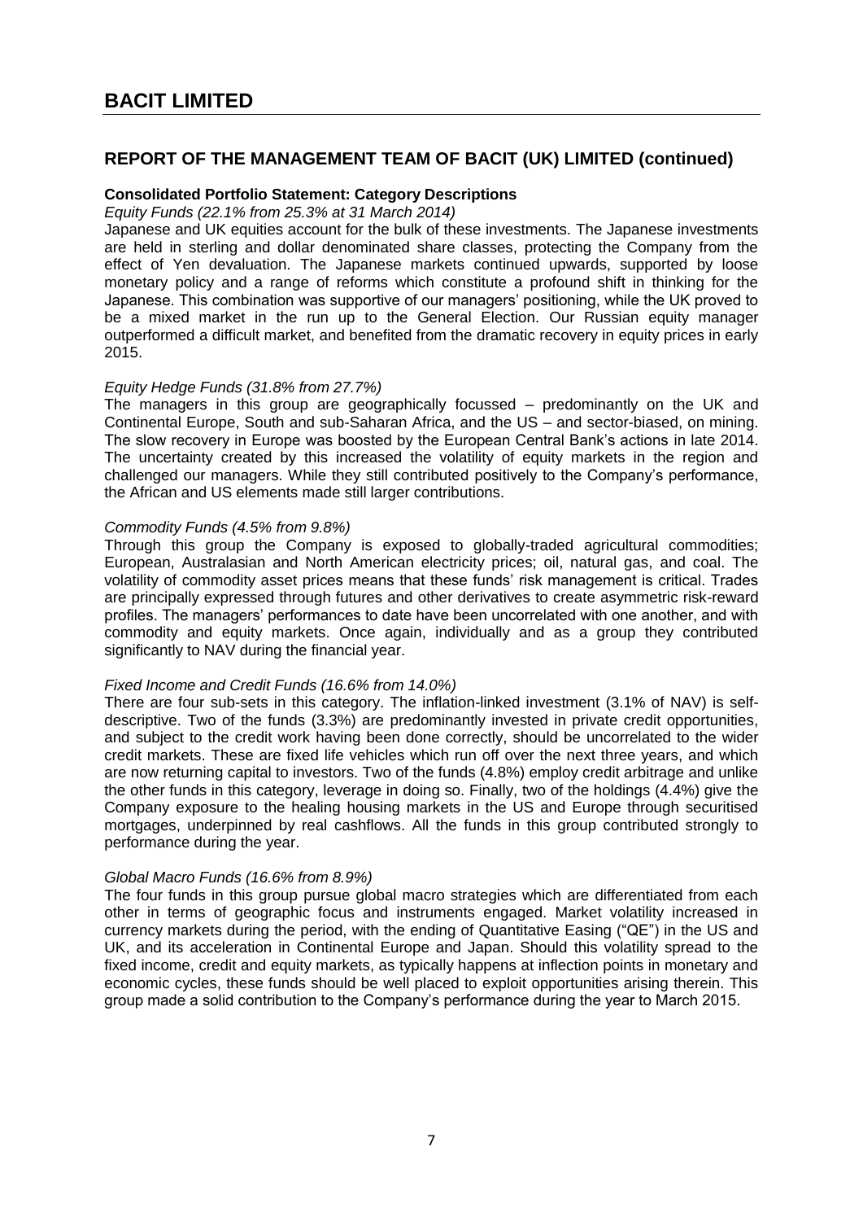# BACIT LIMITED

## REPORT OF THE MANAGEMENT TEAM OF BACIT (UK) LIMITED (continued)

### Consolidated Portfolio Statement: Category Descriptions

*Equity Funds (22.1% from 25.3% at 31 March 2014)*

Japanese and UK equities account for the bulk of these investments. The Japanese investments are held in sterling and dollar denominated share classes, protecting the Company from the effect of Yen devaluation. The Japanese markets continued upwards, supported by loose monetary policy and a range of reforms which constitute a profound shift in thinking for the Japanese. This combination was supportive of our managers' positioning, while the UK proved to be a mixed market in the run up to the General Election. Our Russian equity manager outperformed a difficult market, and benefited from the dramatic recovery in equity prices in early 2015.

*Equity Hedge Funds (31.8% from 27.7%)*

The managers in this group are geographically focussed – predominantly on the UK and Continental Europe, South and sub-Saharan Africa, and the US – and sector-biased, on mining. The slow recovery in Europe was boosted by the European Central Bank's actions in late 2014. The uncertainty created by this increased the volatility of equity markets in the region and challenged our managers. While they still contributed positively to the Company's performance, the African and US elements made still larger contributions.

*Commodity Funds (4.5% from 9.8%)*

Through this group the Company is exposed to globally-traded agricultural commodities; European, Australasian and North American electricity prices; oil, natural gas, and coal. The volatility of commodity asset prices means that these funds' risk management is critical. Trades are principally expressed through futures and other derivatives to create asymmetric risk-reward profiles. The managers' performances to date have been uncorrelated with one another, and with commodity and equity markets. Once again, individually and as a group they contributed significantly to NAV during the financial year.

*Fixed Income and Credit Funds (16.6% from 14.0%)*

There are four sub-sets in this category. The inflation-linked investment (3.1% of NAV) is self-descriptive. Two of the funds (3.3%) are predominantly invested in private credit opportunities, and subject to the credit work having been done correctly, should be uncorrelated to the wider credit markets. These are fixed life vehicles which run off over the next three years, and which are now returning capital to investors. Two of the funds (4.8%) employ credit arbitrage and unlike the other funds in this category, leverage in doing so. Finally, two of the holdings (4.4%) give the Company exposure to the healing housing markets in the US and Europe through securitised mortgages, underpinned by real cashflows. All the funds in this group contributed strongly to performance during the year.

*Global Macro Funds (16.6% from 8.9%)*

The four funds in this group pursue global macro strategies which are differentiated from each other in terms of geographic focus and instruments engaged. Market volatility increased in currency markets during the period, with the ending of Quantitative Easing ("QE") in the US and UK, and its acceleration in Continental Europe and Japan. Should this volatility spread to the fixed income, credit and equity markets, as typically happens at inflection points in monetary and economic cycles, these funds should be well placed to exploit opportunities arising therein. This group made a solid contribution to the Company's performance during the year to March 2015.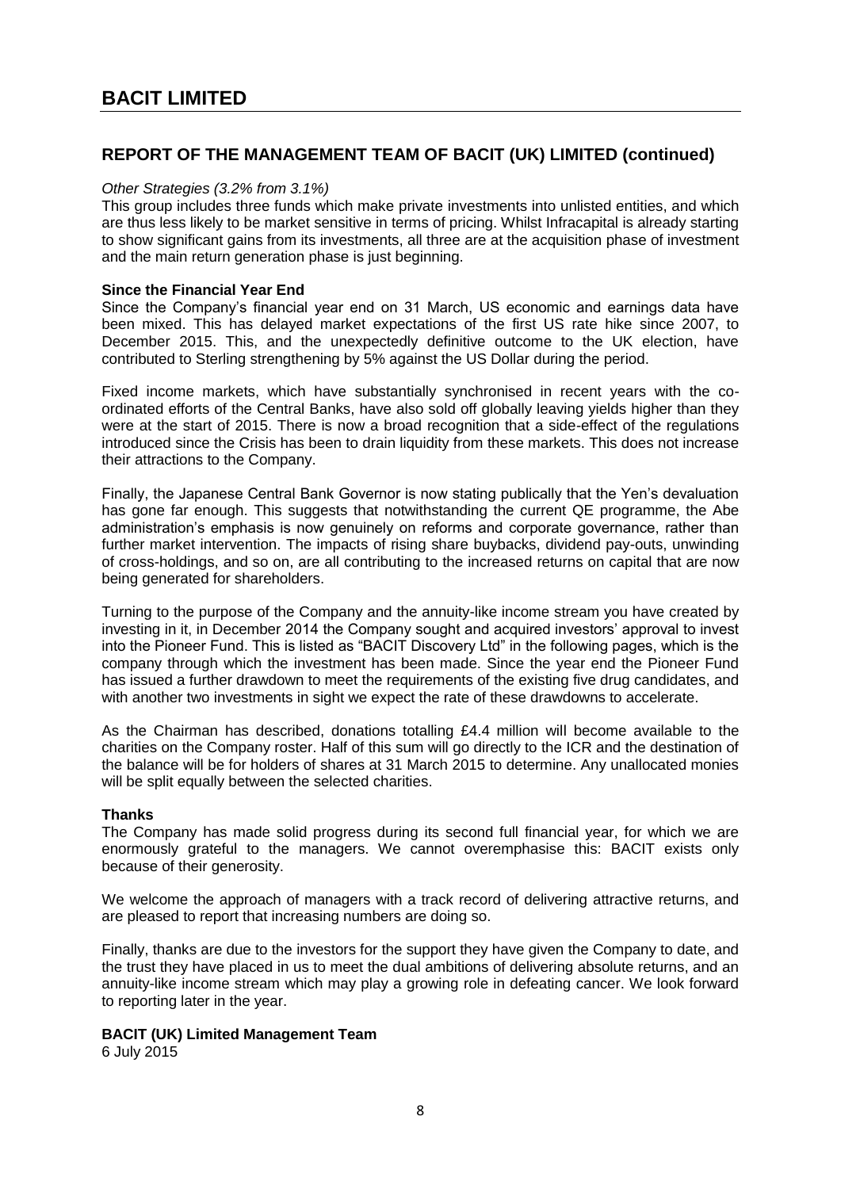## REPORT OF THE MANAGEMENT TEAM OF BACIT (UK) LIMITED (continued)

*Other Strategies (3.2% from 3.1%)*

This group includes three funds which make private investments into unlisted entities, and which are thus less likely to be market sensitive in terms of pricing. Whilst Infracapital is already starting to show significant gains from its investments, all three are at the acquisition phase of investment and the main return generation phase is just beginning.

**Since the Financial Year End**

Since the Company's financial year end on 31 March, US economic and earnings data have been mixed. This has delayed market expectations of the first US rate hike since 2007, to December 2015. This, and the unexpectedly definitive outcome to the UK election, have contributed to Sterling strengthening by 5% against the US Dollar during the period.

Fixed income markets, which have substantially synchronised in recent years with the co-ordinated efforts of the Central Banks, have also sold off globally leaving yields higher than they were at the start of 2015. There is now a broad recognition that a side-effect of the regulations introduced since the Crisis has been to drain liquidity from these markets. This does not increase their attractions to the Company.

Finally, the Japanese Central Bank Governor is now stating publically that the Yen's devaluation has gone far enough. This suggests that notwithstanding the current QE programme, the Abe administration's emphasis is now genuinely on reforms and corporate governance, rather than further market intervention. The impacts of rising share buybacks, dividend pay-outs, unwinding of cross-holdings, and so on, are all contributing to the increased returns on capital that are now being generated for shareholders.

Turning to the purpose of the Company and the annuity-like income stream you have created by investing in it, in December 2014 the Company sought and acquired investors' approval to invest into the Pioneer Fund. This is listed as "BACIT Discovery Ltd" in the following pages, which is the company through which the investment has been made. Since the year end the Pioneer Fund has issued a further drawdown to meet the requirements of the existing five drug candidates, and with another two investments in sight we expect the rate of these drawdowns to accelerate.

As the Chairman has described, donations totalling £4.4 million will become available to the charities on the Company roster. Half of this sum will go directly to the ICR and the destination of the balance will be for holders of shares at 31 March 2015 to determine. Any unallocated monies will be split equally between the selected charities.

**Thanks**

The Company has made solid progress during its second full financial year, for which we are enormously grateful to the managers. We cannot overemphasise this: BACIT exists only because of their generosity.

We welcome the approach of managers with a track record of delivering attractive returns, and are pleased to report that increasing numbers are doing so.

Finally, thanks are due to the investors for the support they have given the Company to date, and the trust they have placed in us to meet the dual ambitions of delivering absolute returns, and an annuity-like income stream which may play a growing role in defeating cancer. We look forward to reporting later in the year.

**BACIT (UK) Limited Management Team**
6 July 2015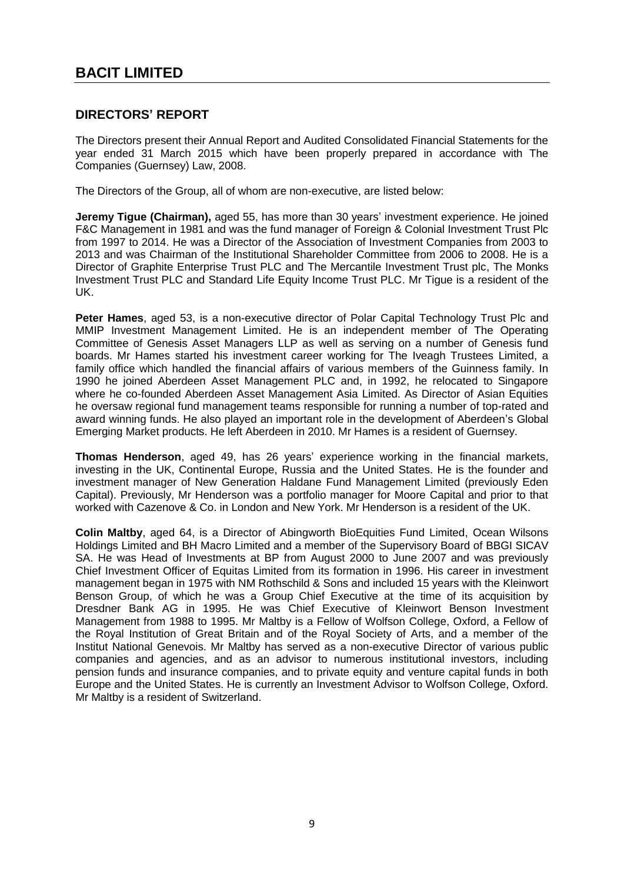# BACIT LIMITED

## DIRECTORS' REPORT

The Directors present their Annual Report and Audited Consolidated Financial Statements for the year ended 31 March 2015 which have been properly prepared in accordance with The Companies (Guernsey) Law, 2008.

The Directors of the Group, all of whom are non-executive, are listed below:

**Jeremy Tigue (Chairman),** aged 55, has more than 30 years' investment experience. He joined F&C Management in 1981 and was the fund manager of Foreign & Colonial Investment Trust Plc from 1997 to 2014. He was a Director of the Association of Investment Companies from 2003 to 2013 and was Chairman of the Institutional Shareholder Committee from 2006 to 2008. He is a Director of Graphite Enterprise Trust PLC and The Mercantile Investment Trust plc, The Monks Investment Trust PLC and Standard Life Equity Income Trust PLC. Mr Tigue is a resident of the UK.

**Peter Hames**, aged 53, is a non-executive director of Polar Capital Technology Trust Plc and MMIP Investment Management Limited. He is an independent member of The Operating Committee of Genesis Asset Managers LLP as well as serving on a number of Genesis fund boards. Mr Hames started his investment career working for The Iveagh Trustees Limited, a family office which handled the financial affairs of various members of the Guinness family. In 1990 he joined Aberdeen Asset Management PLC and, in 1992, he relocated to Singapore where he co-founded Aberdeen Asset Management Asia Limited. As Director of Asian Equities he oversaw regional fund management teams responsible for running a number of top-rated and award winning funds. He also played an important role in the development of Aberdeen's Global Emerging Market products. He left Aberdeen in 2010. Mr Hames is a resident of Guernsey.

**Thomas Henderson**, aged 49, has 26 years' experience working in the financial markets, investing in the UK, Continental Europe, Russia and the United States. He is the founder and investment manager of New Generation Haldane Fund Management Limited (previously Eden Capital). Previously, Mr Henderson was a portfolio manager for Moore Capital and prior to that worked with Cazenove & Co. in London and New York. Mr Henderson is a resident of the UK.

**Colin Maltby**, aged 64, is a Director of Abingworth BioEquities Fund Limited, Ocean Wilsons Holdings Limited and BH Macro Limited and a member of the Supervisory Board of BBGI SICAV SA. He was Head of Investments at BP from August 2000 to June 2007 and was previously Chief Investment Officer of Equitas Limited from its formation in 1996. His career in investment management began in 1975 with NM Rothschild & Sons and included 15 years with the Kleinwort Benson Group, of which he was a Group Chief Executive at the time of its acquisition by Dresdner Bank AG in 1995. He was Chief Executive of Kleinwort Benson Investment Management from 1988 to 1995. Mr Maltby is a Fellow of Wolfson College, Oxford, a Fellow of the Royal Institution of Great Britain and of the Royal Society of Arts, and a member of the Institut National Genevois. Mr Maltby has served as a non-executive Director of various public companies and agencies, and as an advisor to numerous institutional investors, including pension funds and insurance companies, and to private equity and venture capital funds in both Europe and the United States. He is currently an Investment Advisor to Wolfson College, Oxford. Mr Maltby is a resident of Switzerland.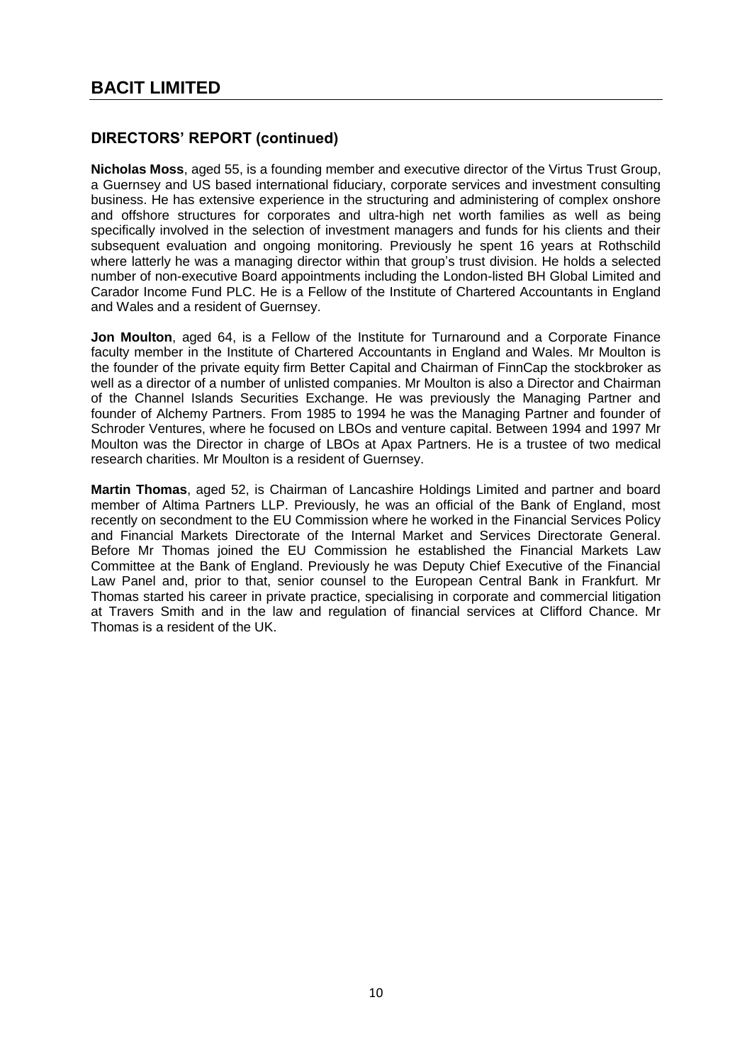# BACIT LIMITED

## DIRECTORS' REPORT (continued)

**Nicholas Moss**, aged 55, is a founding member and executive director of the Virtus Trust Group, a Guernsey and US based international fiduciary, corporate services and investment consulting business. He has extensive experience in the structuring and administering of complex onshore and offshore structures for corporates and ultra-high net worth families as well as being specifically involved in the selection of investment managers and funds for his clients and their subsequent evaluation and ongoing monitoring. Previously he spent 16 years at Rothschild where latterly he was a managing director within that group's trust division. He holds a selected number of non-executive Board appointments including the London-listed BH Global Limited and Carador Income Fund PLC. He is a Fellow of the Institute of Chartered Accountants in England and Wales and a resident of Guernsey.

**Jon Moulton**, aged 64, is a Fellow of the Institute for Turnaround and a Corporate Finance faculty member in the Institute of Chartered Accountants in England and Wales. Mr Moulton is the founder of the private equity firm Better Capital and Chairman of FinnCap the stockbroker as well as a director of a number of unlisted companies. Mr Moulton is also a Director and Chairman of the Channel Islands Securities Exchange. He was previously the Managing Partner and founder of Alchemy Partners. From 1985 to 1994 he was the Managing Partner and founder of Schroder Ventures, where he focused on LBOs and venture capital. Between 1994 and 1997 Mr Moulton was the Director in charge of LBOs at Apax Partners. He is a trustee of two medical research charities. Mr Moulton is a resident of Guernsey.

**Martin Thomas**, aged 52, is Chairman of Lancashire Holdings Limited and partner and board member of Altima Partners LLP. Previously, he was an official of the Bank of England, most recently on secondment to the EU Commission where he worked in the Financial Services Policy and Financial Markets Directorate of the Internal Market and Services Directorate General. Before Mr Thomas joined the EU Commission he established the Financial Markets Law Committee at the Bank of England. Previously he was Deputy Chief Executive of the Financial Law Panel and, prior to that, senior counsel to the European Central Bank in Frankfurt. Mr Thomas started his career in private practice, specialising in corporate and commercial litigation at Travers Smith and in the law and regulation of financial services at Clifford Chance. Mr Thomas is a resident of the UK.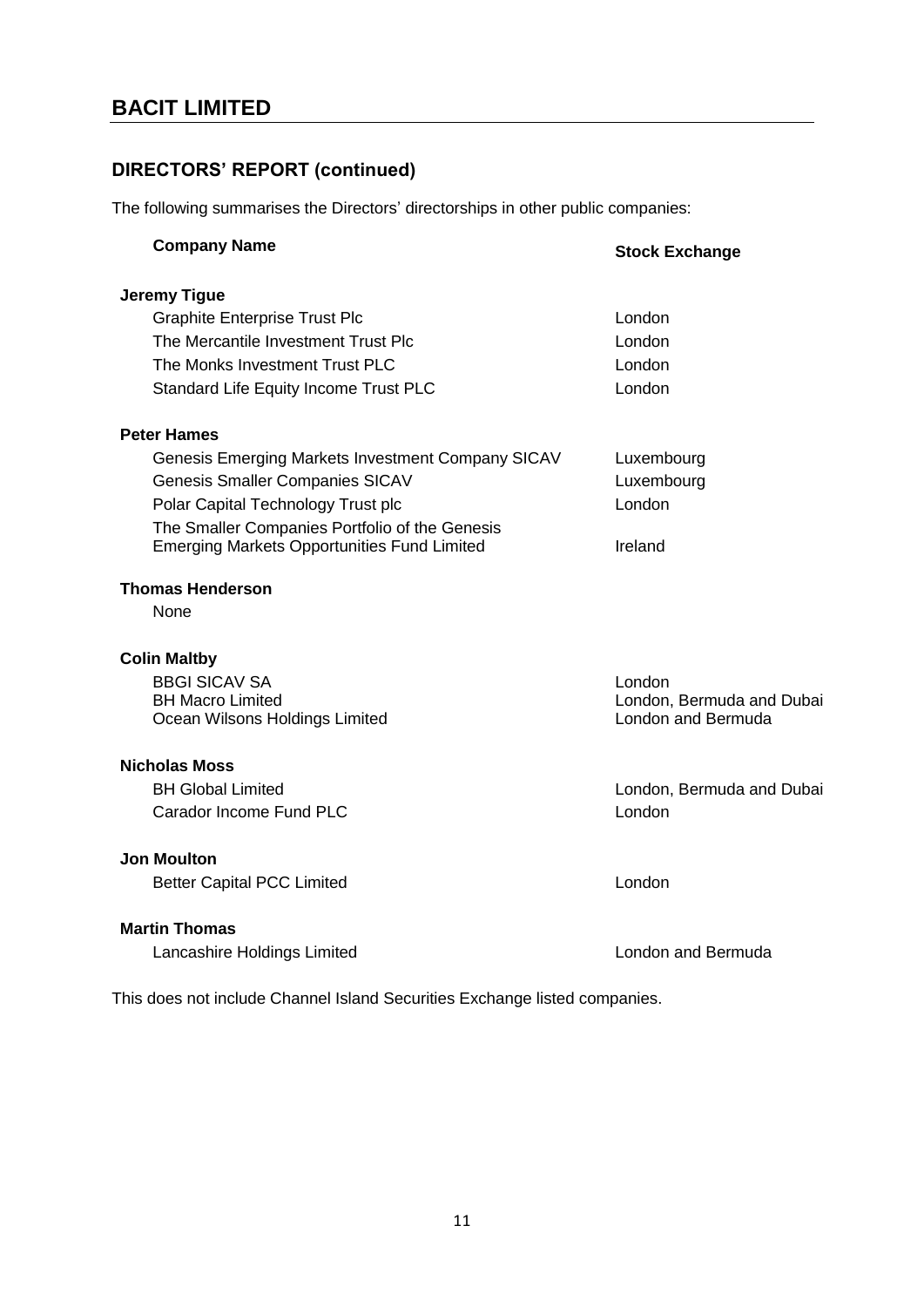## DIRECTORS' REPORT (continued)

The following summarises the Directors' directorships in other public companies:

| Company Name | Stock Exchange |
|---|---|
| **Jeremy Tigue** | |
| Graphite Enterprise Trust Plc | London |
| The Mercantile Investment Trust Plc | London |
| The Monks Investment Trust PLC | London |
| Standard Life Equity Income Trust PLC | London |
| **Peter Hames** | |
| Genesis Emerging Markets Investment Company SICAV | Luxembourg |
| Genesis Smaller Companies SICAV | Luxembourg |
| Polar Capital Technology Trust plc | London |
| The Smaller Companies Portfolio of the Genesis Emerging Markets Opportunities Fund Limited | Ireland |
| **Thomas Henderson** | |
| None | |
| **Colin Maltby** | |
| BBGI SICAV SA | London |
| BH Macro Limited | London, Bermuda and Dubai |
| Ocean Wilsons Holdings Limited | London and Bermuda |
| **Nicholas Moss** | |
| BH Global Limited | London, Bermuda and Dubai |
| Carador Income Fund PLC | London |
| **Jon Moulton** | |
| Better Capital PCC Limited | London |
| **Martin Thomas** | |
| Lancashire Holdings Limited | London and Bermuda |

This does not include Channel Island Securities Exchange listed companies.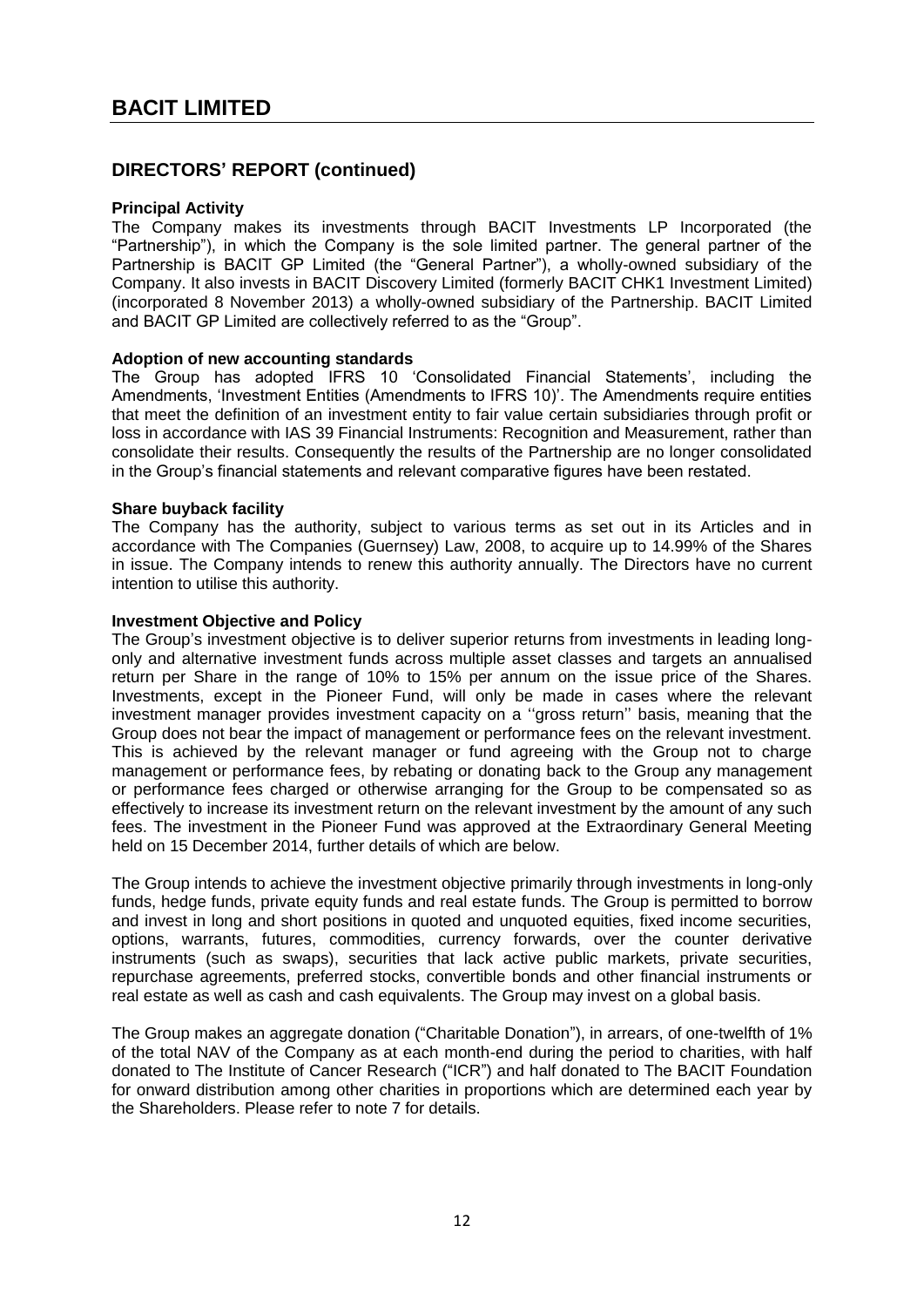## DIRECTORS' REPORT (continued)

**Principal Activity**

The Company makes its investments through BACIT Investments LP Incorporated (the "Partnership"), in which the Company is the sole limited partner. The general partner of the Partnership is BACIT GP Limited (the "General Partner"), a wholly-owned subsidiary of the Company. It also invests in BACIT Discovery Limited (formerly BACIT CHK1 Investment Limited) (incorporated 8 November 2013) a wholly-owned subsidiary of the Partnership. BACIT Limited and BACIT GP Limited are collectively referred to as the "Group".

**Adoption of new accounting standards**

The Group has adopted IFRS 10 'Consolidated Financial Statements', including the Amendments, 'Investment Entities (Amendments to IFRS 10)'. The Amendments require entities that meet the definition of an investment entity to fair value certain subsidiaries through profit or loss in accordance with IAS 39 Financial Instruments: Recognition and Measurement, rather than consolidate their results. Consequently the results of the Partnership are no longer consolidated in the Group's financial statements and relevant comparative figures have been restated.

**Share buyback facility**

The Company has the authority, subject to various terms as set out in its Articles and in accordance with The Companies (Guernsey) Law, 2008, to acquire up to 14.99% of the Shares in issue. The Company intends to renew this authority annually. The Directors have no current intention to utilise this authority.

**Investment Objective and Policy**

The Group's investment objective is to deliver superior returns from investments in leading long-only and alternative investment funds across multiple asset classes and targets an annualised return per Share in the range of 10% to 15% per annum on the issue price of the Shares. Investments, except in the Pioneer Fund, will only be made in cases where the relevant investment manager provides investment capacity on a ''gross return'' basis, meaning that the Group does not bear the impact of management or performance fees on the relevant investment. This is achieved by the relevant manager or fund agreeing with the Group not to charge management or performance fees, by rebating or donating back to the Group any management or performance fees charged or otherwise arranging for the Group to be compensated so as effectively to increase its investment return on the relevant investment by the amount of any such fees. The investment in the Pioneer Fund was approved at the Extraordinary General Meeting held on 15 December 2014, further details of which are below.

The Group intends to achieve the investment objective primarily through investments in long-only funds, hedge funds, private equity funds and real estate funds. The Group is permitted to borrow and invest in long and short positions in quoted and unquoted equities, fixed income securities, options, warrants, futures, commodities, currency forwards, over the counter derivative instruments (such as swaps), securities that lack active public markets, private securities, repurchase agreements, preferred stocks, convertible bonds and other financial instruments or real estate as well as cash and cash equivalents. The Group may invest on a global basis.

The Group makes an aggregate donation ("Charitable Donation"), in arrears, of one-twelfth of 1% of the total NAV of the Company as at each month-end during the period to charities, with half donated to The Institute of Cancer Research ("ICR") and half donated to The BACIT Foundation for onward distribution among other charities in proportions which are determined each year by the Shareholders. Please refer to note 7 for details.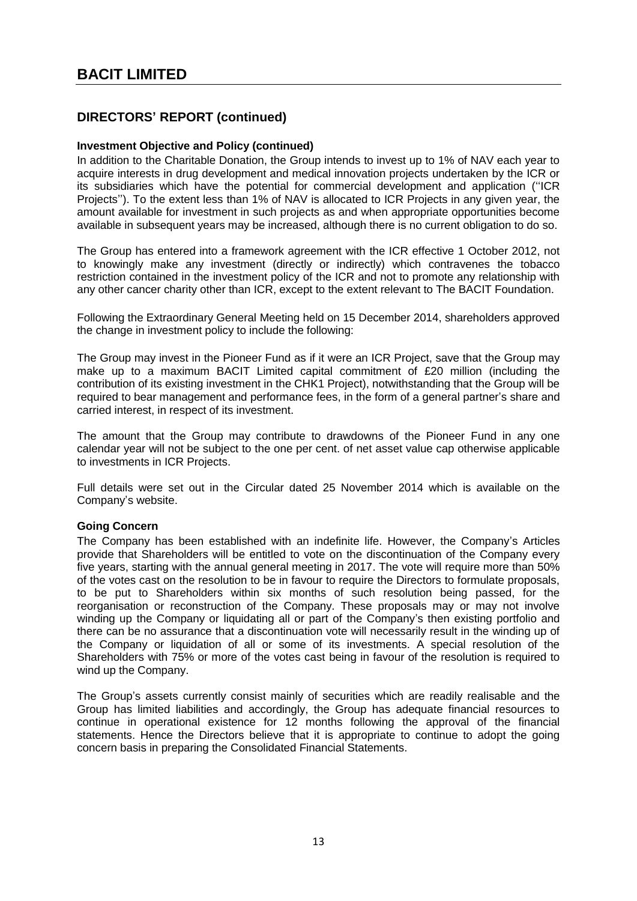## DIRECTORS' REPORT (continued)

**Investment Objective and Policy (continued)**

In addition to the Charitable Donation, the Group intends to invest up to 1% of NAV each year to acquire interests in drug development and medical innovation projects undertaken by the ICR or its subsidiaries which have the potential for commercial development and application (''ICR Projects''). To the extent less than 1% of NAV is allocated to ICR Projects in any given year, the amount available for investment in such projects as and when appropriate opportunities become available in subsequent years may be increased, although there is no current obligation to do so.

The Group has entered into a framework agreement with the ICR effective 1 October 2012, not to knowingly make any investment (directly or indirectly) which contravenes the tobacco restriction contained in the investment policy of the ICR and not to promote any relationship with any other cancer charity other than ICR, except to the extent relevant to The BACIT Foundation.

Following the Extraordinary General Meeting held on 15 December 2014, shareholders approved the change in investment policy to include the following:

The Group may invest in the Pioneer Fund as if it were an ICR Project, save that the Group may make up to a maximum BACIT Limited capital commitment of £20 million (including the contribution of its existing investment in the CHK1 Project), notwithstanding that the Group will be required to bear management and performance fees, in the form of a general partner's share and carried interest, in respect of its investment.

The amount that the Group may contribute to drawdowns of the Pioneer Fund in any one calendar year will not be subject to the one per cent. of net asset value cap otherwise applicable to investments in ICR Projects.

Full details were set out in the Circular dated 25 November 2014 which is available on the Company's website.

**Going Concern**

The Company has been established with an indefinite life. However, the Company's Articles provide that Shareholders will be entitled to vote on the discontinuation of the Company every five years, starting with the annual general meeting in 2017. The vote will require more than 50% of the votes cast on the resolution to be in favour to require the Directors to formulate proposals, to be put to Shareholders within six months of such resolution being passed, for the reorganisation or reconstruction of the Company. These proposals may or may not involve winding up the Company or liquidating all or part of the Company's then existing portfolio and there can be no assurance that a discontinuation vote will necessarily result in the winding up of the Company or liquidation of all or some of its investments. A special resolution of the Shareholders with 75% or more of the votes cast being in favour of the resolution is required to wind up the Company.

The Group's assets currently consist mainly of securities which are readily realisable and the Group has limited liabilities and accordingly, the Group has adequate financial resources to continue in operational existence for 12 months following the approval of the financial statements. Hence the Directors believe that it is appropriate to continue to adopt the going concern basis in preparing the Consolidated Financial Statements.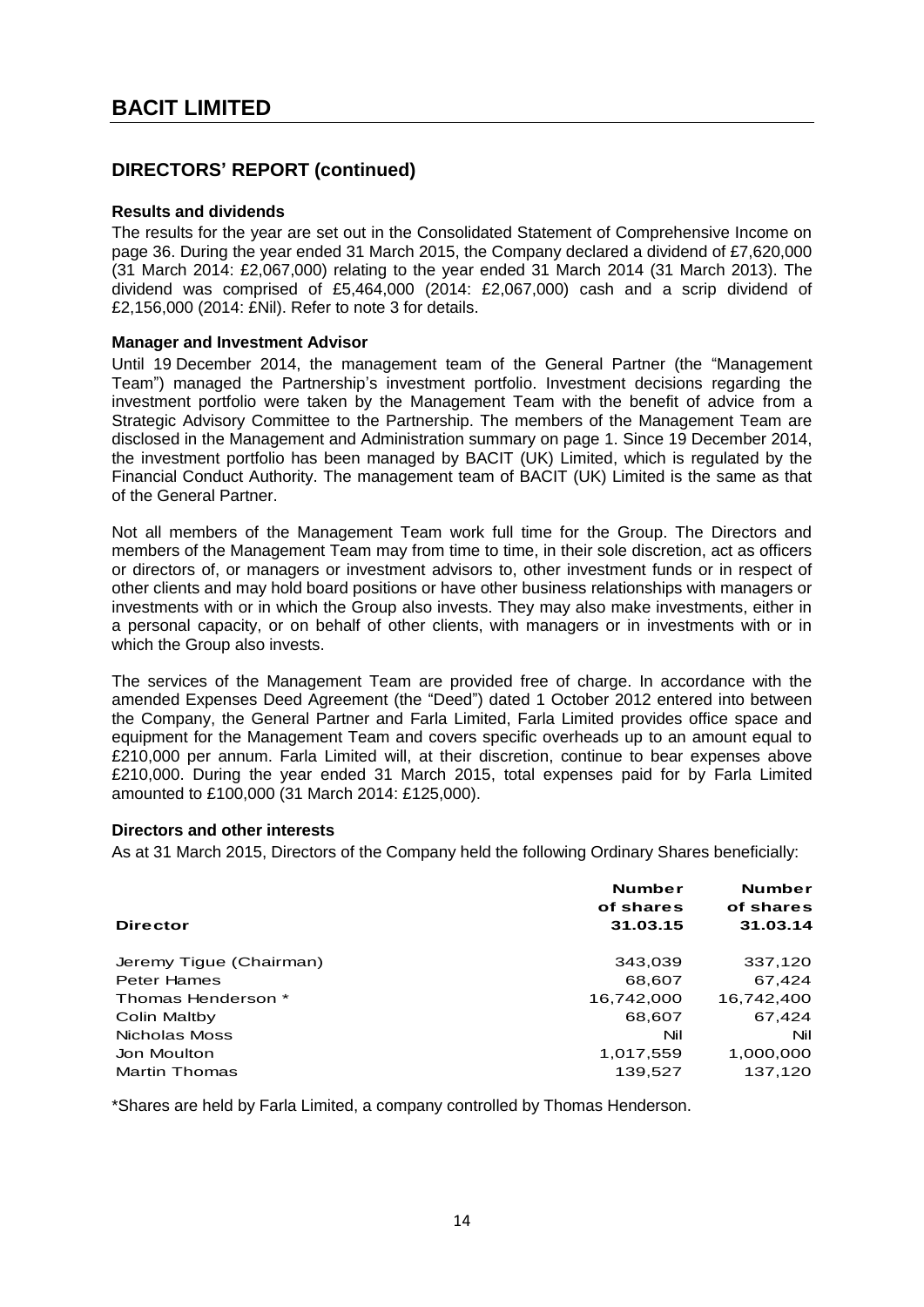# BACIT LIMITED

## DIRECTORS' REPORT (continued)

**Results and dividends**

The results for the year are set out in the Consolidated Statement of Comprehensive Income on page 36. During the year ended 31 March 2015, the Company declared a dividend of £7,620,000 (31 March 2014: £2,067,000) relating to the year ended 31 March 2014 (31 March 2013). The dividend was comprised of £5,464,000 (2014: £2,067,000) cash and a scrip dividend of £2,156,000 (2014: £Nil). Refer to note 3 for details.

**Manager and Investment Advisor**

Until 19 December 2014, the management team of the General Partner (the "Management Team") managed the Partnership's investment portfolio. Investment decisions regarding the investment portfolio were taken by the Management Team with the benefit of advice from a Strategic Advisory Committee to the Partnership. The members of the Management Team are disclosed in the Management and Administration summary on page 1. Since 19 December 2014, the investment portfolio has been managed by BACIT (UK) Limited, which is regulated by the Financial Conduct Authority. The management team of BACIT (UK) Limited is the same as that of the General Partner.

Not all members of the Management Team work full time for the Group. The Directors and members of the Management Team may from time to time, in their sole discretion, act as officers or directors of, or managers or investment advisors to, other investment funds or in respect of other clients and may hold board positions or have other business relationships with managers or investments with or in which the Group also invests. They may also make investments, either in a personal capacity, or on behalf of other clients, with managers or in investments with or in which the Group also invests.

The services of the Management Team are provided free of charge. In accordance with the amended Expenses Deed Agreement (the "Deed") dated 1 October 2012 entered into between the Company, the General Partner and Farla Limited, Farla Limited provides office space and equipment for the Management Team and covers specific overheads up to an amount equal to £210,000 per annum. Farla Limited will, at their discretion, continue to bear expenses above £210,000. During the year ended 31 March 2015, total expenses paid for by Farla Limited amounted to £100,000 (31 March 2014: £125,000).

**Directors and other interests**

As at 31 March 2015, Directors of the Company held the following Ordinary Shares beneficially:

| Director | Number of shares 31.03.15 | Number of shares 31.03.14 |
|---|---|---|
| Jeremy Tigue (Chairman) | 343,039 | 337,120 |
| Peter Hames | 68,607 | 67,424 |
| Thomas Henderson * | 16,742,000 | 16,742,400 |
| Colin Maltby | 68,607 | 67,424 |
| Nicholas Moss | Nil | Nil |
| Jon Moulton | 1,017,559 | 1,000,000 |
| Martin Thomas | 139,527 | 137,120 |

*Shares are held by Farla Limited, a company controlled by Thomas Henderson.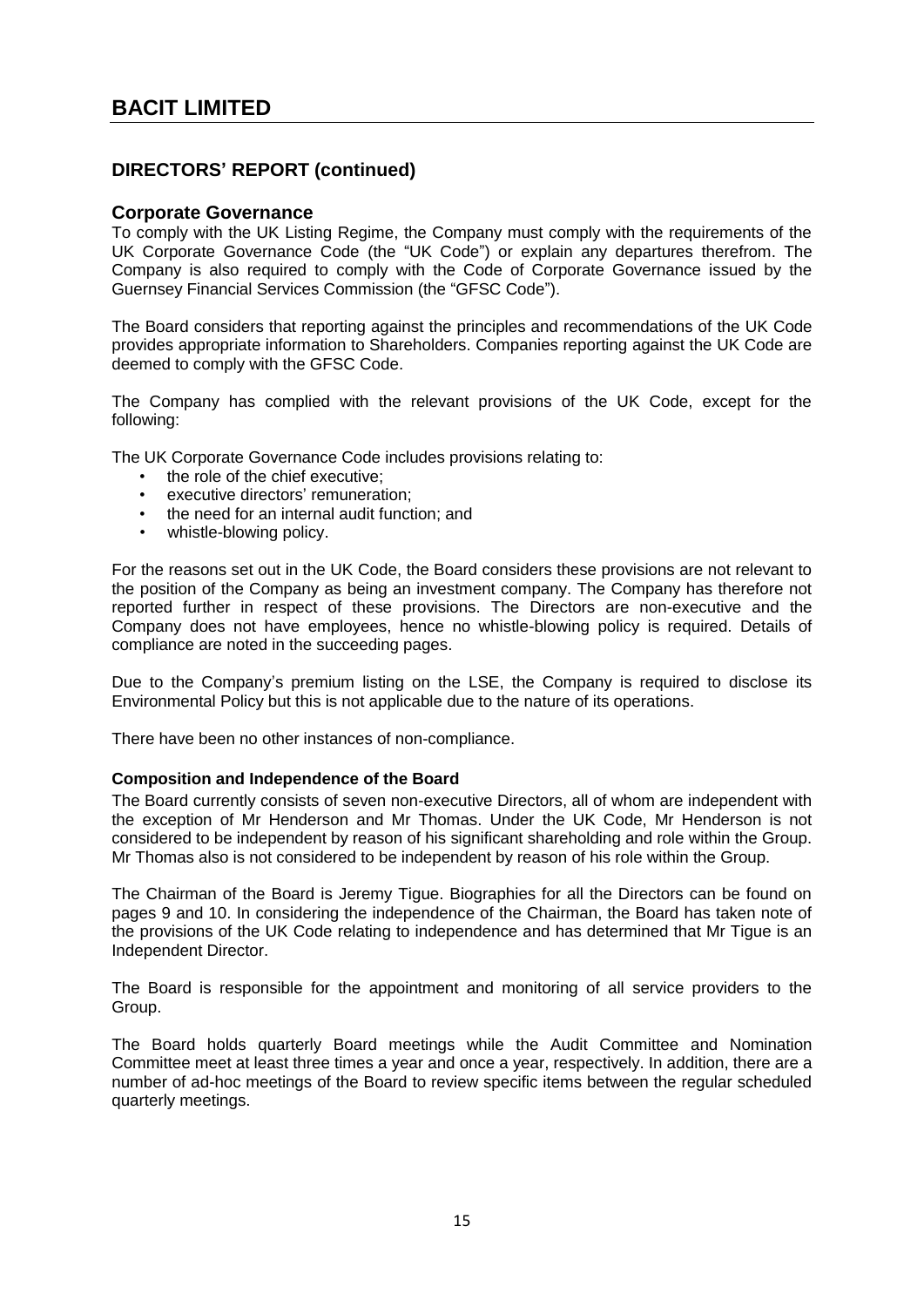## DIRECTORS' REPORT (continued)

### Corporate Governance

To comply with the UK Listing Regime, the Company must comply with the requirements of the UK Corporate Governance Code (the "UK Code") or explain any departures therefrom. The Company is also required to comply with the Code of Corporate Governance issued by the Guernsey Financial Services Commission (the "GFSC Code").

The Board considers that reporting against the principles and recommendations of the UK Code provides appropriate information to Shareholders. Companies reporting against the UK Code are deemed to comply with the GFSC Code.

The Company has complied with the relevant provisions of the UK Code, except for the following:

The UK Corporate Governance Code includes provisions relating to:

- the role of the chief executive;
- executive directors' remuneration;
- the need for an internal audit function; and
- whistle-blowing policy.

For the reasons set out in the UK Code, the Board considers these provisions are not relevant to the position of the Company as being an investment company. The Company has therefore not reported further in respect of these provisions. The Directors are non-executive and the Company does not have employees, hence no whistle-blowing policy is required. Details of compliance are noted in the succeeding pages.

Due to the Company's premium listing on the LSE, the Company is required to disclose its Environmental Policy but this is not applicable due to the nature of its operations.

There have been no other instances of non-compliance.

**Composition and Independence of the Board**

The Board currently consists of seven non-executive Directors, all of whom are independent with the exception of Mr Henderson and Mr Thomas. Under the UK Code, Mr Henderson is not considered to be independent by reason of his significant shareholding and role within the Group. Mr Thomas also is not considered to be independent by reason of his role within the Group.

The Chairman of the Board is Jeremy Tigue. Biographies for all the Directors can be found on pages 9 and 10. In considering the independence of the Chairman, the Board has taken note of the provisions of the UK Code relating to independence and has determined that Mr Tigue is an Independent Director.

The Board is responsible for the appointment and monitoring of all service providers to the Group.

The Board holds quarterly Board meetings while the Audit Committee and Nomination Committee meet at least three times a year and once a year, respectively. In addition, there are a number of ad-hoc meetings of the Board to review specific items between the regular scheduled quarterly meetings.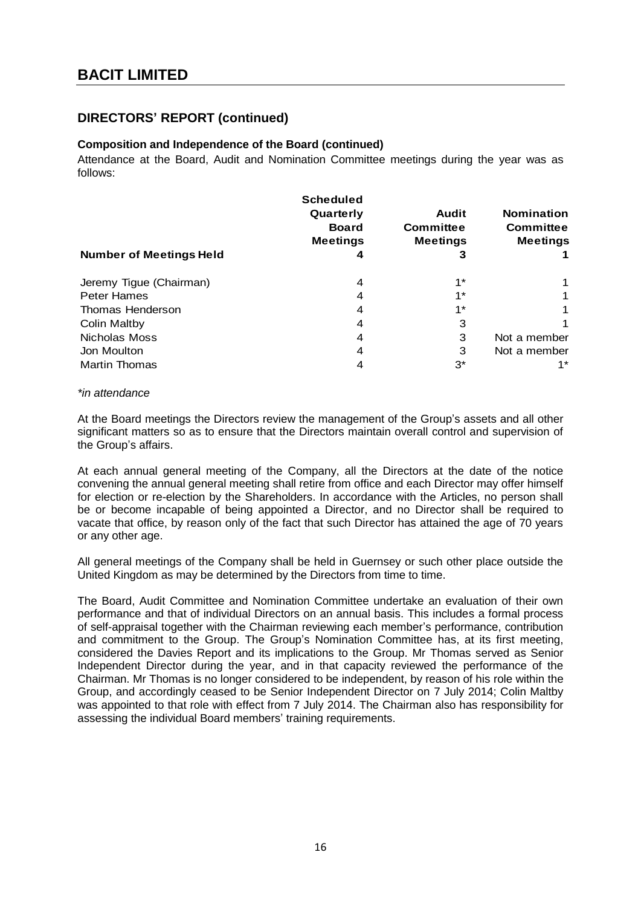## DIRECTORS' REPORT (continued)

**Composition and Independence of the Board (continued)**

Attendance at the Board, Audit and Nomination Committee meetings during the year was as follows:

| | Scheduled Quarterly Board Meetings | Audit Committee Meetings | Nomination Committee Meetings |
|---|---|---|---|
| **Number of Meetings Held** | **4** | **3** | **1** |
| Jeremy Tigue (Chairman) | 4 | 1* | 1 |
| Peter Hames | 4 | 1* | 1 |
| Thomas Henderson | 4 | 1* | 1 |
| Colin Maltby | 4 | 3 | 1 |
| Nicholas Moss | 4 | 3 | Not a member |
| Jon Moulton | 4 | 3 | Not a member |
| Martin Thomas | 4 | 3* | 1* |

*\*in attendance*

At the Board meetings the Directors review the management of the Group's assets and all other significant matters so as to ensure that the Directors maintain overall control and supervision of the Group's affairs.

At each annual general meeting of the Company, all the Directors at the date of the notice convening the annual general meeting shall retire from office and each Director may offer himself for election or re-election by the Shareholders. In accordance with the Articles, no person shall be or become incapable of being appointed a Director, and no Director shall be required to vacate that office, by reason only of the fact that such Director has attained the age of 70 years or any other age.

All general meetings of the Company shall be held in Guernsey or such other place outside the United Kingdom as may be determined by the Directors from time to time.

The Board, Audit Committee and Nomination Committee undertake an evaluation of their own performance and that of individual Directors on an annual basis. This includes a formal process of self-appraisal together with the Chairman reviewing each member's performance, contribution and commitment to the Group. The Group's Nomination Committee has, at its first meeting, considered the Davies Report and its implications to the Group. Mr Thomas served as Senior Independent Director during the year, and in that capacity reviewed the performance of the Chairman. Mr Thomas is no longer considered to be independent, by reason of his role within the Group, and accordingly ceased to be Senior Independent Director on 7 July 2014; Colin Maltby was appointed to that role with effect from 7 July 2014. The Chairman also has responsibility for assessing the individual Board members' training requirements.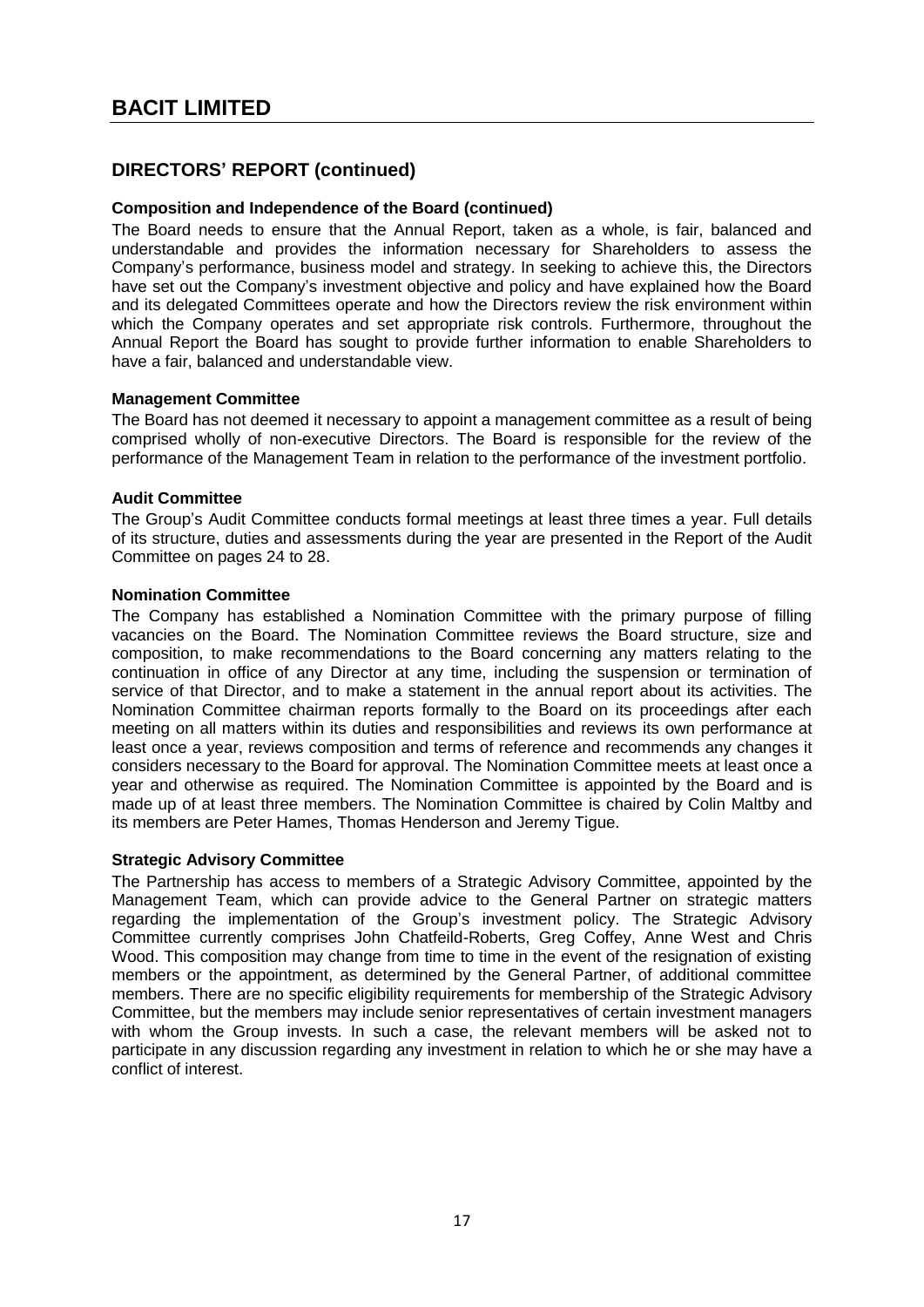## DIRECTORS' REPORT (continued)

### Composition and Independence of the Board (continued)

The Board needs to ensure that the Annual Report, taken as a whole, is fair, balanced and understandable and provides the information necessary for Shareholders to assess the Company's performance, business model and strategy. In seeking to achieve this, the Directors have set out the Company's investment objective and policy and have explained how the Board and its delegated Committees operate and how the Directors review the risk environment within which the Company operates and set appropriate risk controls. Furthermore, throughout the Annual Report the Board has sought to provide further information to enable Shareholders to have a fair, balanced and understandable view.

### Management Committee

The Board has not deemed it necessary to appoint a management committee as a result of being comprised wholly of non-executive Directors. The Board is responsible for the review of the performance of the Management Team in relation to the performance of the investment portfolio.

### Audit Committee

The Group's Audit Committee conducts formal meetings at least three times a year. Full details of its structure, duties and assessments during the year are presented in the Report of the Audit Committee on pages 24 to 28.

### Nomination Committee

The Company has established a Nomination Committee with the primary purpose of filling vacancies on the Board. The Nomination Committee reviews the Board structure, size and composition, to make recommendations to the Board concerning any matters relating to the continuation in office of any Director at any time, including the suspension or termination of service of that Director, and to make a statement in the annual report about its activities. The Nomination Committee chairman reports formally to the Board on its proceedings after each meeting on all matters within its duties and responsibilities and reviews its own performance at least once a year, reviews composition and terms of reference and recommends any changes it considers necessary to the Board for approval. The Nomination Committee meets at least once a year and otherwise as required. The Nomination Committee is appointed by the Board and is made up of at least three members. The Nomination Committee is chaired by Colin Maltby and its members are Peter Hames, Thomas Henderson and Jeremy Tigue.

### Strategic Advisory Committee

The Partnership has access to members of a Strategic Advisory Committee, appointed by the Management Team, which can provide advice to the General Partner on strategic matters regarding the implementation of the Group's investment policy. The Strategic Advisory Committee currently comprises John Chatfeild-Roberts, Greg Coffey, Anne West and Chris Wood. This composition may change from time to time in the event of the resignation of existing members or the appointment, as determined by the General Partner, of additional committee members. There are no specific eligibility requirements for membership of the Strategic Advisory Committee, but the members may include senior representatives of certain investment managers with whom the Group invests. In such a case, the relevant members will be asked not to participate in any discussion regarding any investment in relation to which he or she may have a conflict of interest.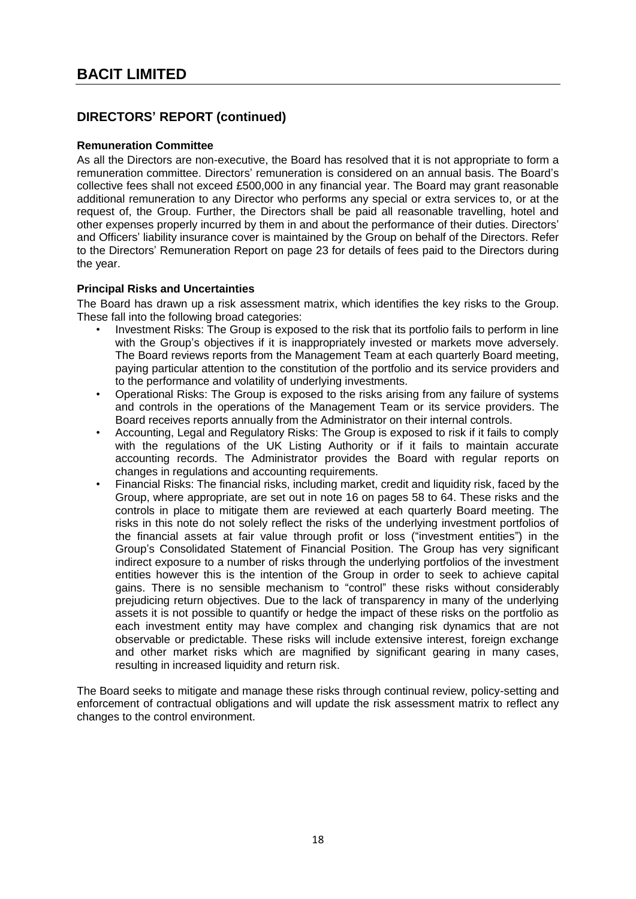## DIRECTORS' REPORT (continued)

**Remuneration Committee**

As all the Directors are non-executive, the Board has resolved that it is not appropriate to form a remuneration committee. Directors' remuneration is considered on an annual basis. The Board's collective fees shall not exceed £500,000 in any financial year. The Board may grant reasonable additional remuneration to any Director who performs any special or extra services to, or at the request of, the Group. Further, the Directors shall be paid all reasonable travelling, hotel and other expenses properly incurred by them in and about the performance of their duties. Directors' and Officers' liability insurance cover is maintained by the Group on behalf of the Directors. Refer to the Directors' Remuneration Report on page 23 for details of fees paid to the Directors during the year.

**Principal Risks and Uncertainties**

The Board has drawn up a risk assessment matrix, which identifies the key risks to the Group. These fall into the following broad categories:

- Investment Risks: The Group is exposed to the risk that its portfolio fails to perform in line with the Group's objectives if it is inappropriately invested or markets move adversely. The Board reviews reports from the Management Team at each quarterly Board meeting, paying particular attention to the constitution of the portfolio and its service providers and to the performance and volatility of underlying investments.
- Operational Risks: The Group is exposed to the risks arising from any failure of systems and controls in the operations of the Management Team or its service providers. The Board receives reports annually from the Administrator on their internal controls.
- Accounting, Legal and Regulatory Risks: The Group is exposed to risk if it fails to comply with the regulations of the UK Listing Authority or if it fails to maintain accurate accounting records. The Administrator provides the Board with regular reports on changes in regulations and accounting requirements.
- Financial Risks: The financial risks, including market, credit and liquidity risk, faced by the Group, where appropriate, are set out in note 16 on pages 58 to 64. These risks and the controls in place to mitigate them are reviewed at each quarterly Board meeting. The risks in this note do not solely reflect the risks of the underlying investment portfolios of the financial assets at fair value through profit or loss ("investment entities") in the Group's Consolidated Statement of Financial Position. The Group has very significant indirect exposure to a number of risks through the underlying portfolios of the investment entities however this is the intention of the Group in order to seek to achieve capital gains. There is no sensible mechanism to "control" these risks without considerably prejudicing return objectives. Due to the lack of transparency in many of the underlying assets it is not possible to quantify or hedge the impact of these risks on the portfolio as each investment entity may have complex and changing risk dynamics that are not observable or predictable. These risks will include extensive interest, foreign exchange and other market risks which are magnified by significant gearing in many cases, resulting in increased liquidity and return risk.

The Board seeks to mitigate and manage these risks through continual review, policy-setting and enforcement of contractual obligations and will update the risk assessment matrix to reflect any changes to the control environment.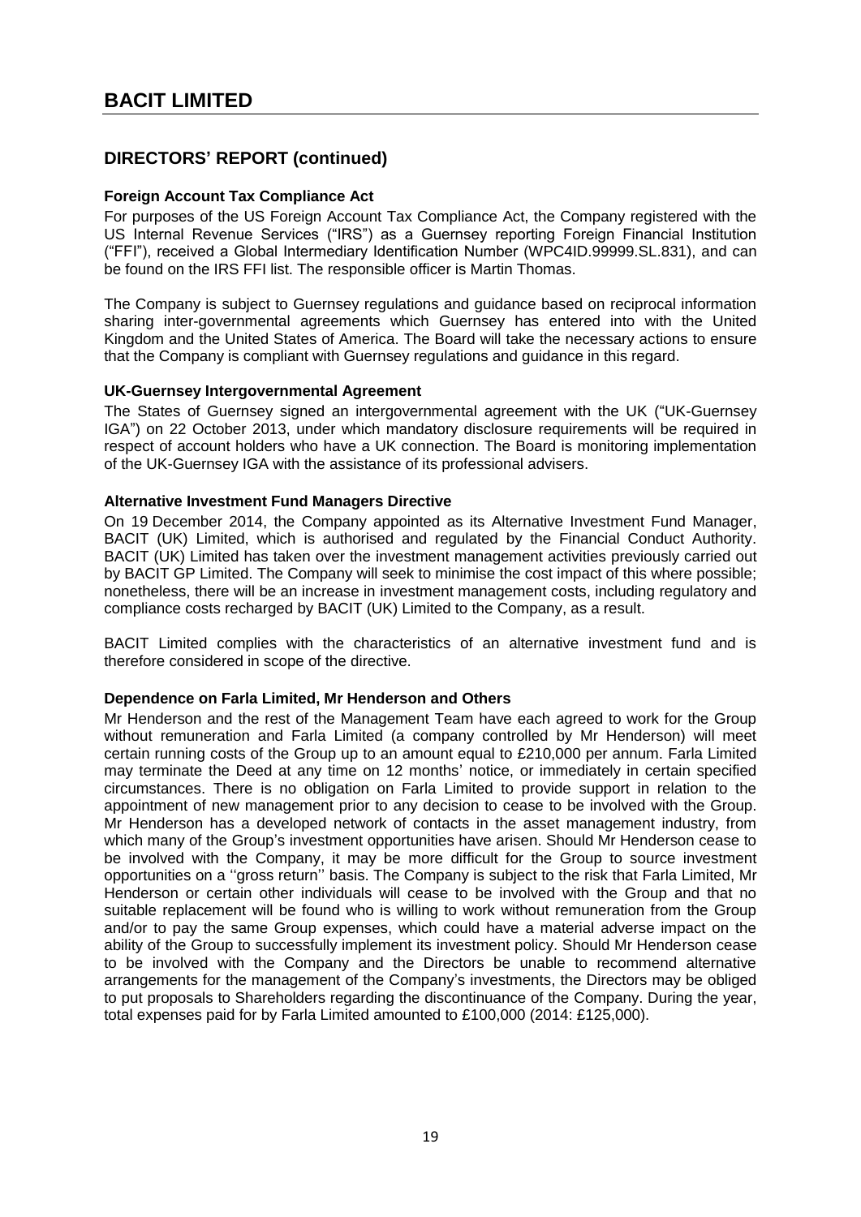# BACIT LIMITED

## DIRECTORS' REPORT (continued)

**Foreign Account Tax Compliance Act**

For purposes of the US Foreign Account Tax Compliance Act, the Company registered with the US Internal Revenue Services ("IRS") as a Guernsey reporting Foreign Financial Institution ("FFI"), received a Global Intermediary Identification Number (WPC4ID.99999.SL.831), and can be found on the IRS FFI list. The responsible officer is Martin Thomas.

The Company is subject to Guernsey regulations and guidance based on reciprocal information sharing inter-governmental agreements which Guernsey has entered into with the United Kingdom and the United States of America. The Board will take the necessary actions to ensure that the Company is compliant with Guernsey regulations and guidance in this regard.

**UK-Guernsey Intergovernmental Agreement**

The States of Guernsey signed an intergovernmental agreement with the UK ("UK-Guernsey IGA") on 22 October 2013, under which mandatory disclosure requirements will be required in respect of account holders who have a UK connection. The Board is monitoring implementation of the UK-Guernsey IGA with the assistance of its professional advisers.

**Alternative Investment Fund Managers Directive**

On 19 December 2014, the Company appointed as its Alternative Investment Fund Manager, BACIT (UK) Limited, which is authorised and regulated by the Financial Conduct Authority. BACIT (UK) Limited has taken over the investment management activities previously carried out by BACIT GP Limited. The Company will seek to minimise the cost impact of this where possible; nonetheless, there will be an increase in investment management costs, including regulatory and compliance costs recharged by BACIT (UK) Limited to the Company, as a result.

BACIT Limited complies with the characteristics of an alternative investment fund and is therefore considered in scope of the directive.

**Dependence on Farla Limited, Mr Henderson and Others**

Mr Henderson and the rest of the Management Team have each agreed to work for the Group without remuneration and Farla Limited (a company controlled by Mr Henderson) will meet certain running costs of the Group up to an amount equal to £210,000 per annum. Farla Limited may terminate the Deed at any time on 12 months' notice, or immediately in certain specified circumstances. There is no obligation on Farla Limited to provide support in relation to the appointment of new management prior to any decision to cease to be involved with the Group. Mr Henderson has a developed network of contacts in the asset management industry, from which many of the Group's investment opportunities have arisen. Should Mr Henderson cease to be involved with the Company, it may be more difficult for the Group to source investment opportunities on a ''gross return'' basis. The Company is subject to the risk that Farla Limited, Mr Henderson or certain other individuals will cease to be involved with the Group and that no suitable replacement will be found who is willing to work without remuneration from the Group and/or to pay the same Group expenses, which could have a material adverse impact on the ability of the Group to successfully implement its investment policy. Should Mr Henderson cease to be involved with the Company and the Directors be unable to recommend alternative arrangements for the management of the Company's investments, the Directors may be obliged to put proposals to Shareholders regarding the discontinuance of the Company. During the year, total expenses paid for by Farla Limited amounted to £100,000 (2014: £125,000).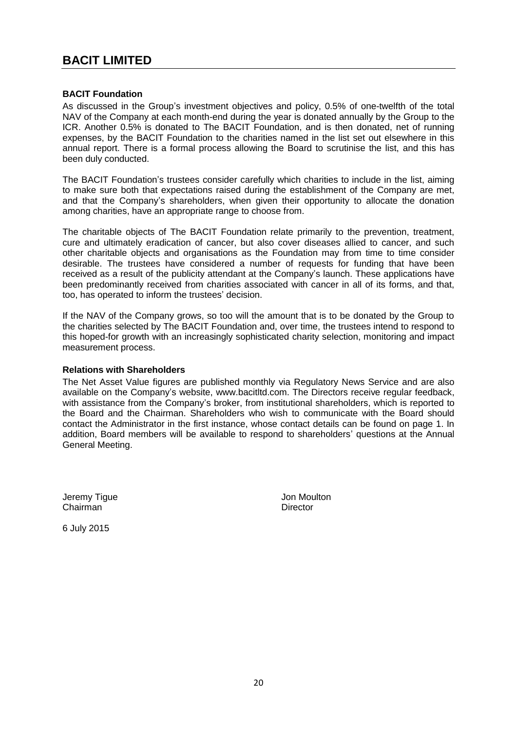**BACIT Foundation**

As discussed in the Group's investment objectives and policy, 0.5% of one-twelfth of the total NAV of the Company at each month-end during the year is donated annually by the Group to the ICR. Another 0.5% is donated to The BACIT Foundation, and is then donated, net of running expenses, by the BACIT Foundation to the charities named in the list set out elsewhere in this annual report. There is a formal process allowing the Board to scrutinise the list, and this has been duly conducted.

The BACIT Foundation's trustees consider carefully which charities to include in the list, aiming to make sure both that expectations raised during the establishment of the Company are met, and that the Company's shareholders, when given their opportunity to allocate the donation among charities, have an appropriate range to choose from.

The charitable objects of The BACIT Foundation relate primarily to the prevention, treatment, cure and ultimately eradication of cancer, but also cover diseases allied to cancer, and such other charitable objects and organisations as the Foundation may from time to time consider desirable. The trustees have considered a number of requests for funding that have been received as a result of the publicity attendant at the Company's launch. These applications have been predominantly received from charities associated with cancer in all of its forms, and that, too, has operated to inform the trustees' decision.

If the NAV of the Company grows, so too will the amount that is to be donated by the Group to the charities selected by The BACIT Foundation and, over time, the trustees intend to respond to this hoped-for growth with an increasingly sophisticated charity selection, monitoring and impact measurement process.

**Relations with Shareholders**

The Net Asset Value figures are published monthly via Regulatory News Service and are also available on the Company's website, www.bacitltd.com. The Directors receive regular feedback, with assistance from the Company's broker, from institutional shareholders, which is reported to the Board and the Chairman. Shareholders who wish to communicate with the Board should contact the Administrator in the first instance, whose contact details can be found on page 1. In addition, Board members will be available to respond to shareholders' questions at the Annual General Meeting.

Jeremy Tigue
Chairman

Jon Moulton
Director

6 July 2015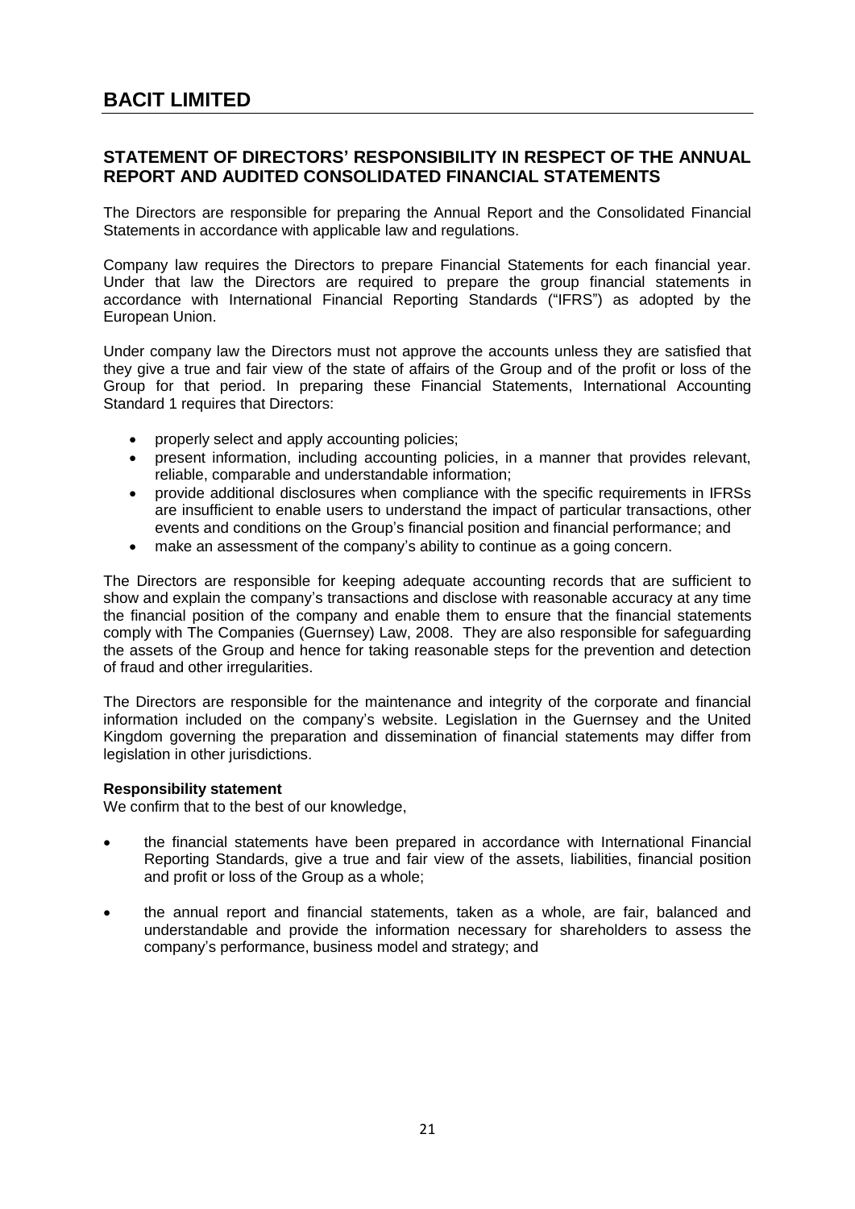# BACIT LIMITED

## STATEMENT OF DIRECTORS' RESPONSIBILITY IN RESPECT OF THE ANNUAL REPORT AND AUDITED CONSOLIDATED FINANCIAL STATEMENTS

The Directors are responsible for preparing the Annual Report and the Consolidated Financial Statements in accordance with applicable law and regulations.

Company law requires the Directors to prepare Financial Statements for each financial year. Under that law the Directors are required to prepare the group financial statements in accordance with International Financial Reporting Standards ("IFRS") as adopted by the European Union.

Under company law the Directors must not approve the accounts unless they are satisfied that they give a true and fair view of the state of affairs of the Group and of the profit or loss of the Group for that period. In preparing these Financial Statements, International Accounting Standard 1 requires that Directors:

- properly select and apply accounting policies;
- present information, including accounting policies, in a manner that provides relevant, reliable, comparable and understandable information;
- provide additional disclosures when compliance with the specific requirements in IFRSs are insufficient to enable users to understand the impact of particular transactions, other events and conditions on the Group's financial position and financial performance; and
- make an assessment of the company's ability to continue as a going concern.

The Directors are responsible for keeping adequate accounting records that are sufficient to show and explain the company's transactions and disclose with reasonable accuracy at any time the financial position of the company and enable them to ensure that the financial statements comply with The Companies (Guernsey) Law, 2008. They are also responsible for safeguarding the assets of the Group and hence for taking reasonable steps for the prevention and detection of fraud and other irregularities.

The Directors are responsible for the maintenance and integrity of the corporate and financial information included on the company's website. Legislation in the Guernsey and the United Kingdom governing the preparation and dissemination of financial statements may differ from legislation in other jurisdictions.

**Responsibility statement**

We confirm that to the best of our knowledge,

- the financial statements have been prepared in accordance with International Financial Reporting Standards, give a true and fair view of the assets, liabilities, financial position and profit or loss of the Group as a whole;

- the annual report and financial statements, taken as a whole, are fair, balanced and understandable and provide the information necessary for shareholders to assess the company's performance, business model and strategy; and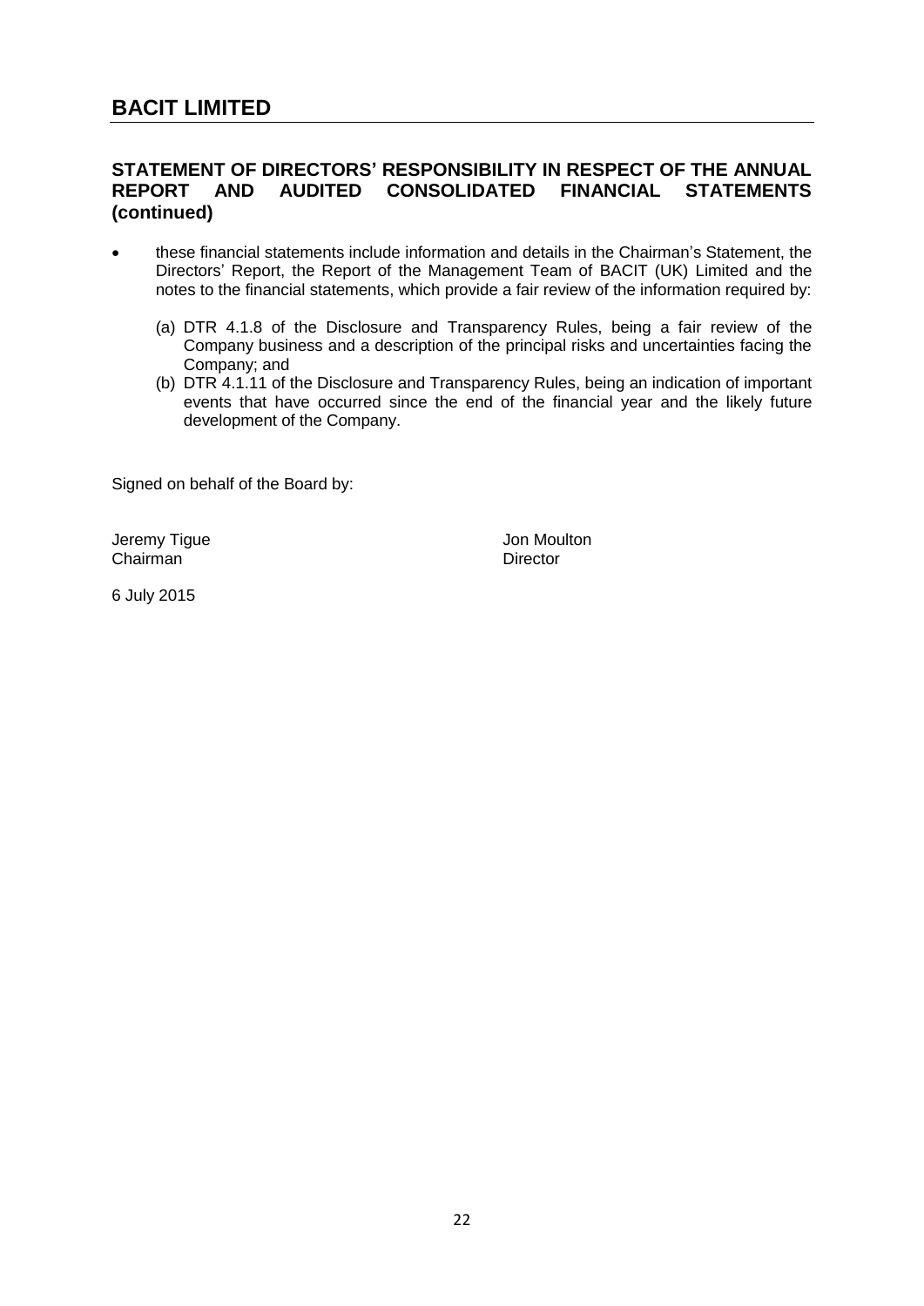# BACIT LIMITED

## STATEMENT OF DIRECTORS' RESPONSIBILITY IN RESPECT OF THE ANNUAL REPORT AND AUDITED CONSOLIDATED FINANCIAL STATEMENTS (continued)

- these financial statements include information and details in the Chairman's Statement, the Directors' Report, the Report of the Management Team of BACIT (UK) Limited and the notes to the financial statements, which provide a fair review of the information required by:

  (a) DTR 4.1.8 of the Disclosure and Transparency Rules, being a fair review of the Company business and a description of the principal risks and uncertainties facing the Company; and

  (b) DTR 4.1.11 of the Disclosure and Transparency Rules, being an indication of important events that have occurred since the end of the financial year and the likely future development of the Company.

Signed on behalf of the Board by:

Jeremy Tigue
Chairman

Jon Moulton
Director

6 July 2015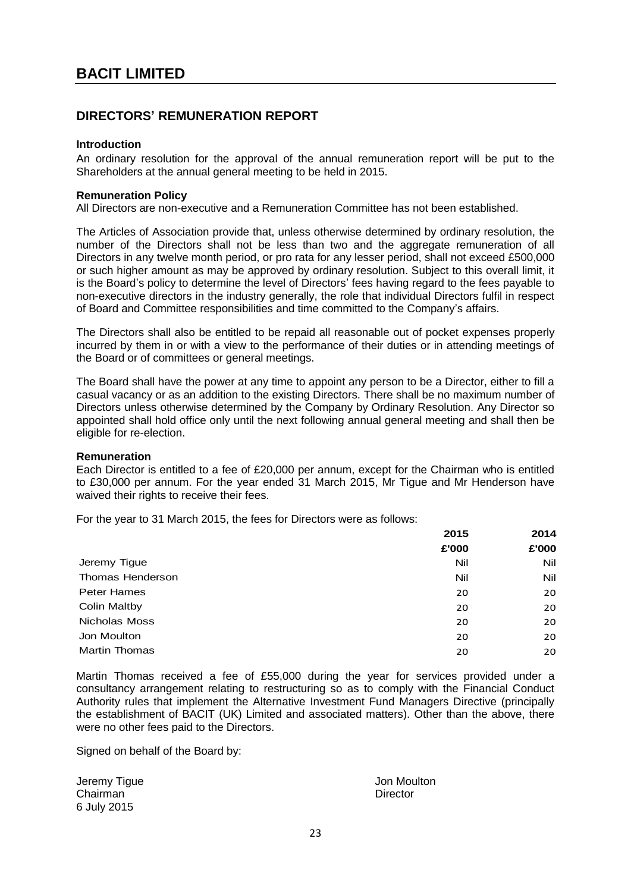# BACIT LIMITED

## DIRECTORS' REMUNERATION REPORT

### Introduction

An ordinary resolution for the approval of the annual remuneration report will be put to the Shareholders at the annual general meeting to be held in 2015.

### Remuneration Policy

All Directors are non-executive and a Remuneration Committee has not been established.

The Articles of Association provide that, unless otherwise determined by ordinary resolution, the number of the Directors shall not be less than two and the aggregate remuneration of all Directors in any twelve month period, or pro rata for any lesser period, shall not exceed £500,000 or such higher amount as may be approved by ordinary resolution. Subject to this overall limit, it is the Board's policy to determine the level of Directors' fees having regard to the fees payable to non-executive directors in the industry generally, the role that individual Directors fulfil in respect of Board and Committee responsibilities and time committed to the Company's affairs.

The Directors shall also be entitled to be repaid all reasonable out of pocket expenses properly incurred by them in or with a view to the performance of their duties or in attending meetings of the Board or of committees or general meetings.

The Board shall have the power at any time to appoint any person to be a Director, either to fill a casual vacancy or as an addition to the existing Directors. There shall be no maximum number of Directors unless otherwise determined by the Company by Ordinary Resolution. Any Director so appointed shall hold office only until the next following annual general meeting and shall then be eligible for re-election.

### Remuneration

Each Director is entitled to a fee of £20,000 per annum, except for the Chairman who is entitled to £30,000 per annum. For the year ended 31 March 2015, Mr Tigue and Mr Henderson have waived their rights to receive their fees.

For the year to 31 March 2015, the fees for Directors were as follows:

| | 2015 | 2014 |
|---|---|---|
| | £'000 | £'000 |
| Jeremy Tigue | Nil | Nil |
| Thomas Henderson | Nil | Nil |
| Peter Hames | 20 | 20 |
| Colin Maltby | 20 | 20 |
| Nicholas Moss | 20 | 20 |
| Jon Moulton | 20 | 20 |
| Martin Thomas | 20 | 20 |

Martin Thomas received a fee of £55,000 during the year for services provided under a consultancy arrangement relating to restructuring so as to comply with the Financial Conduct Authority rules that implement the Alternative Investment Fund Managers Directive (principally the establishment of BACIT (UK) Limited and associated matters). Other than the above, there were no other fees paid to the Directors.

Signed on behalf of the Board by:

Jeremy Tigue
Chairman
6 July 2015

Jon Moulton
Director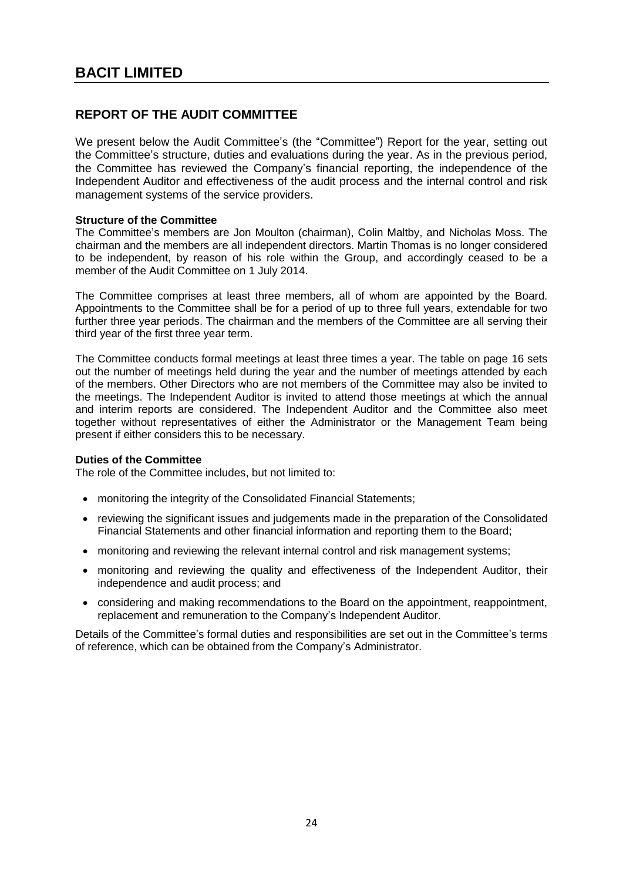## REPORT OF THE AUDIT COMMITTEE

We present below the Audit Committee's (the "Committee") Report for the year, setting out the Committee's structure, duties and evaluations during the year. As in the previous period, the Committee has reviewed the Company's financial reporting, the independence of the Independent Auditor and effectiveness of the audit process and the internal control and risk management systems of the service providers.

**Structure of the Committee**

The Committee's members are Jon Moulton (chairman), Colin Maltby, and Nicholas Moss. The chairman and the members are all independent directors. Martin Thomas is no longer considered to be independent, by reason of his role within the Group, and accordingly ceased to be a member of the Audit Committee on 1 July 2014.

The Committee comprises at least three members, all of whom are appointed by the Board. Appointments to the Committee shall be for a period of up to three full years, extendable for two further three year periods. The chairman and the members of the Committee are all serving their third year of the first three year term.

The Committee conducts formal meetings at least three times a year. The table on page 16 sets out the number of meetings held during the year and the number of meetings attended by each of the members. Other Directors who are not members of the Committee may also be invited to the meetings. The Independent Auditor is invited to attend those meetings at which the annual and interim reports are considered. The Independent Auditor and the Committee also meet together without representatives of either the Administrator or the Management Team being present if either considers this to be necessary.

**Duties of the Committee**

The role of the Committee includes, but not limited to:

- monitoring the integrity of the Consolidated Financial Statements;
- reviewing the significant issues and judgements made in the preparation of the Consolidated Financial Statements and other financial information and reporting them to the Board;
- monitoring and reviewing the relevant internal control and risk management systems;
- monitoring and reviewing the quality and effectiveness of the Independent Auditor, their independence and audit process; and
- considering and making recommendations to the Board on the appointment, reappointment, replacement and remuneration to the Company's Independent Auditor.

Details of the Committee's formal duties and responsibilities are set out in the Committee's terms of reference, which can be obtained from the Company's Administrator.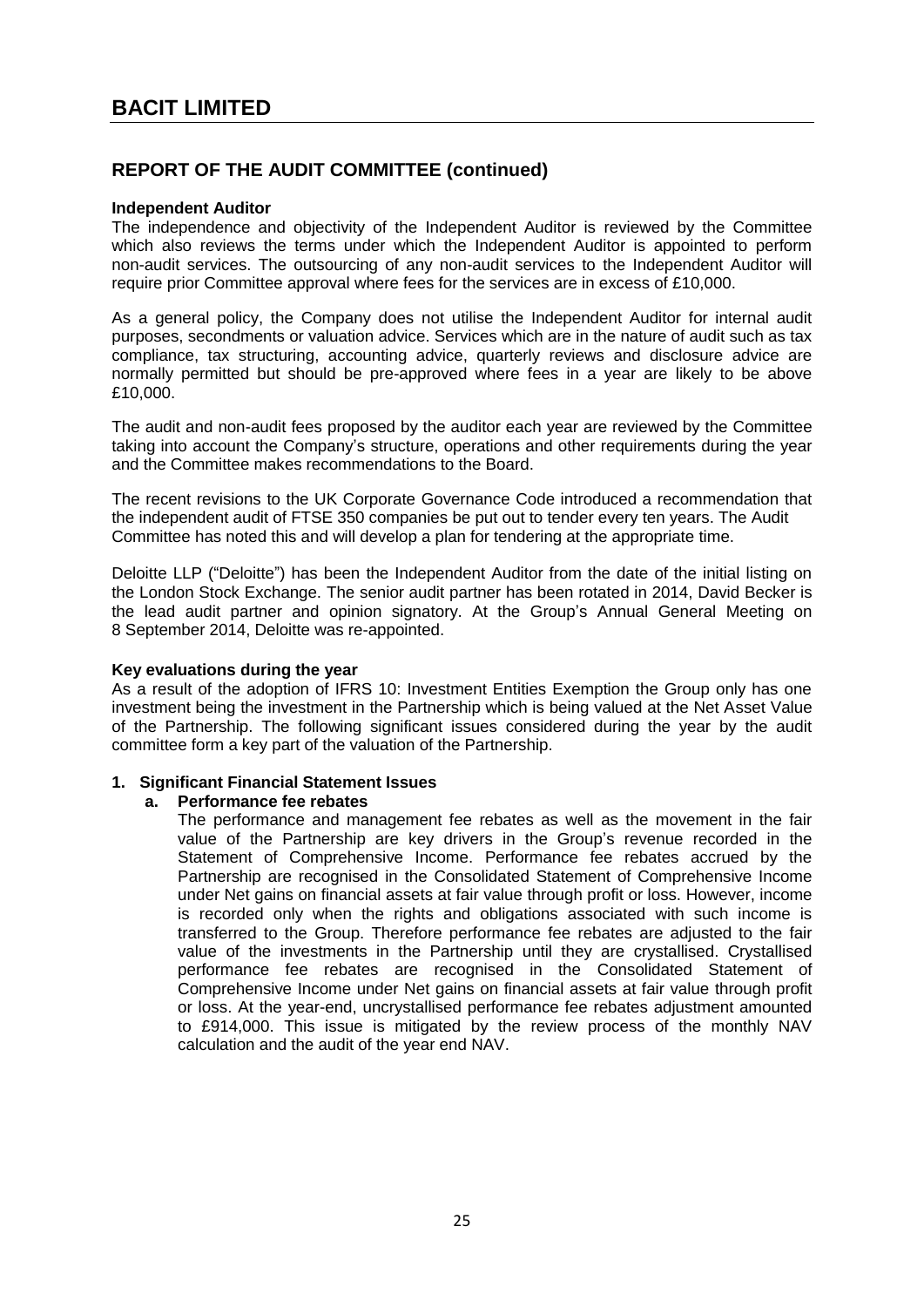# BACIT LIMITED

## REPORT OF THE AUDIT COMMITTEE (continued)

**Independent Auditor**

The independence and objectivity of the Independent Auditor is reviewed by the Committee which also reviews the terms under which the Independent Auditor is appointed to perform non-audit services. The outsourcing of any non-audit services to the Independent Auditor will require prior Committee approval where fees for the services are in excess of £10,000.

As a general policy, the Company does not utilise the Independent Auditor for internal audit purposes, secondments or valuation advice. Services which are in the nature of audit such as tax compliance, tax structuring, accounting advice, quarterly reviews and disclosure advice are normally permitted but should be pre-approved where fees in a year are likely to be above £10,000.

The audit and non-audit fees proposed by the auditor each year are reviewed by the Committee taking into account the Company's structure, operations and other requirements during the year and the Committee makes recommendations to the Board.

The recent revisions to the UK Corporate Governance Code introduced a recommendation that the independent audit of FTSE 350 companies be put out to tender every ten years. The Audit Committee has noted this and will develop a plan for tendering at the appropriate time.

Deloitte LLP ("Deloitte") has been the Independent Auditor from the date of the initial listing on the London Stock Exchange. The senior audit partner has been rotated in 2014, David Becker is the lead audit partner and opinion signatory. At the Group's Annual General Meeting on 8 September 2014, Deloitte was re-appointed.

**Key evaluations during the year**

As a result of the adoption of IFRS 10: Investment Entities Exemption the Group only has one investment being the investment in the Partnership which is being valued at the Net Asset Value of the Partnership. The following significant issues considered during the year by the audit committee form a key part of the valuation of the Partnership.

1. **Significant Financial Statement Issues**
   a. **Performance fee rebates**

      The performance and management fee rebates as well as the movement in the fair value of the Partnership are key drivers in the Group's revenue recorded in the Statement of Comprehensive Income. Performance fee rebates accrued by the Partnership are recognised in the Consolidated Statement of Comprehensive Income under Net gains on financial assets at fair value through profit or loss. However, income is recorded only when the rights and obligations associated with such income is transferred to the Group. Therefore performance fee rebates are adjusted to the fair value of the investments in the Partnership until they are crystallised. Crystallised performance fee rebates are recognised in the Consolidated Statement of Comprehensive Income under Net gains on financial assets at fair value through profit or loss. At the year-end, uncrystallised performance fee rebates adjustment amounted to £914,000. This issue is mitigated by the review process of the monthly NAV calculation and the audit of the year end NAV.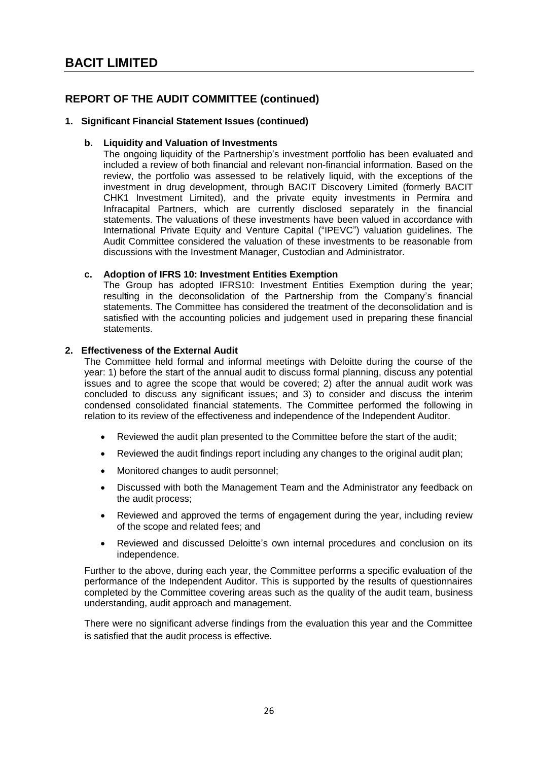# BACIT LIMITED

## REPORT OF THE AUDIT COMMITTEE (continued)

### 1. Significant Financial Statement Issues (continued)

**b. Liquidity and Valuation of Investments**

The ongoing liquidity of the Partnership's investment portfolio has been evaluated and included a review of both financial and relevant non-financial information. Based on the review, the portfolio was assessed to be relatively liquid, with the exceptions of the investment in drug development, through BACIT Discovery Limited (formerly BACIT CHK1 Investment Limited), and the private equity investments in Permira and Infracapital Partners, which are currently disclosed separately in the financial statements. The valuations of these investments have been valued in accordance with International Private Equity and Venture Capital ("IPEVC") valuation guidelines. The Audit Committee considered the valuation of these investments to be reasonable from discussions with the Investment Manager, Custodian and Administrator.

**c. Adoption of IFRS 10: Investment Entities Exemption**

The Group has adopted IFRS10: Investment Entities Exemption during the year; resulting in the deconsolidation of the Partnership from the Company's financial statements. The Committee has considered the treatment of the deconsolidation and is satisfied with the accounting policies and judgement used in preparing these financial statements.

### 2. Effectiveness of the External Audit

The Committee held formal and informal meetings with Deloitte during the course of the year: 1) before the start of the annual audit to discuss formal planning, discuss any potential issues and to agree the scope that would be covered; 2) after the annual audit work was concluded to discuss any significant issues; and 3) to consider and discuss the interim condensed consolidated financial statements. The Committee performed the following in relation to its review of the effectiveness and independence of the Independent Auditor.

- Reviewed the audit plan presented to the Committee before the start of the audit;
- Reviewed the audit findings report including any changes to the original audit plan;
- Monitored changes to audit personnel;
- Discussed with both the Management Team and the Administrator any feedback on the audit process;
- Reviewed and approved the terms of engagement during the year, including review of the scope and related fees; and
- Reviewed and discussed Deloitte's own internal procedures and conclusion on its independence.

Further to the above, during each year, the Committee performs a specific evaluation of the performance of the Independent Auditor. This is supported by the results of questionnaires completed by the Committee covering areas such as the quality of the audit team, business understanding, audit approach and management.

There were no significant adverse findings from the evaluation this year and the Committee is satisfied that the audit process is effective.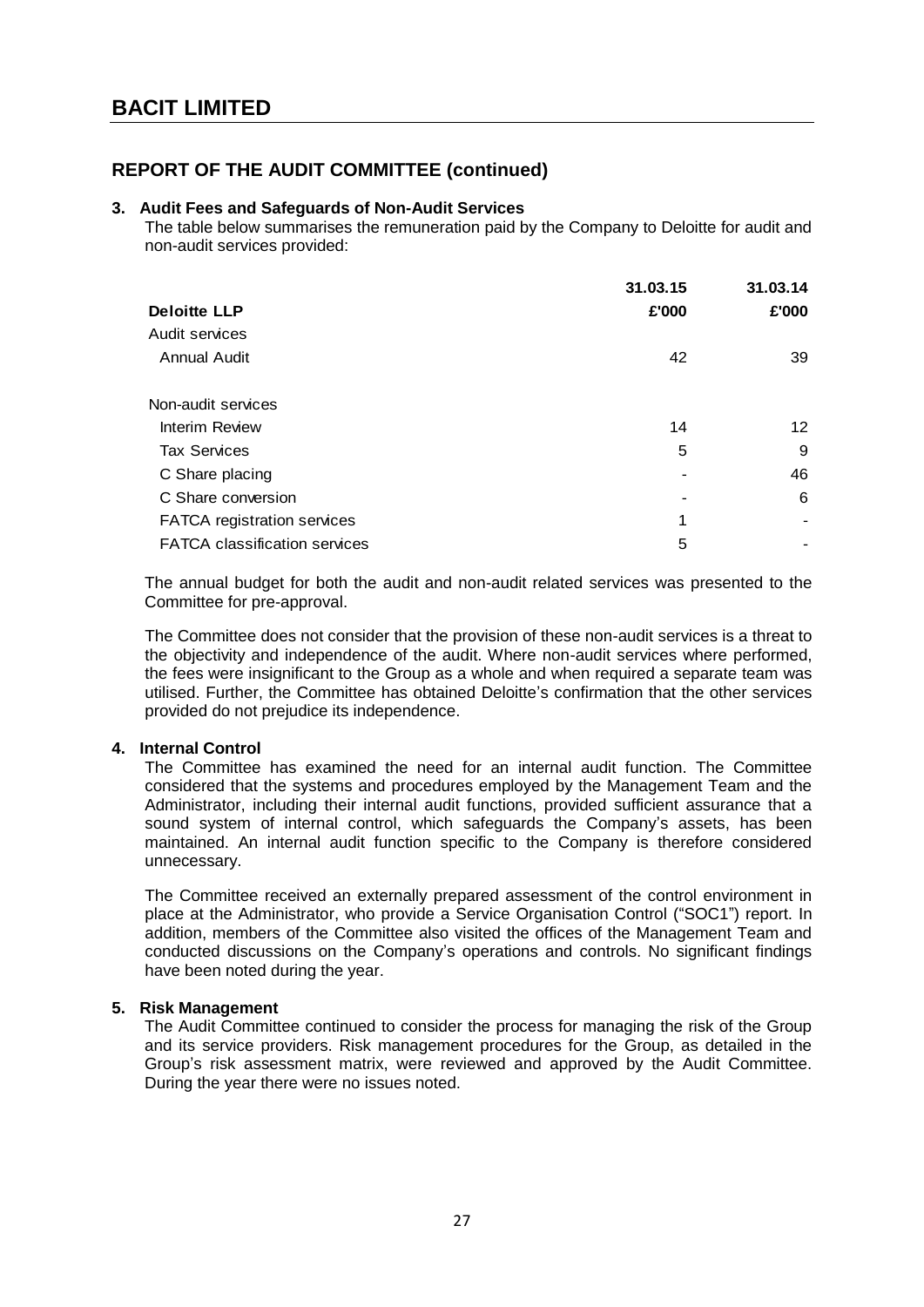## REPORT OF THE AUDIT COMMITTEE (continued)

### 3. Audit Fees and Safeguards of Non-Audit Services

The table below summarises the remuneration paid by the Company to Deloitte for audit and non-audit services provided:

| | 31.03.15 | 31.03.14 |
|---|---|---|
| **Deloitte LLP** | **£'000** | **£'000** |
| Audit services | | |
| Annual Audit | 42 | 39 |
| | | |
| Non-audit services | | |
| Interim Review | 14 | 12 |
| Tax Services | 5 | 9 |
| C Share placing | - | 46 |
| C Share conversion | - | 6 |
| FATCA registration services | 1 | - |
| FATCA classification services | 5 | - |

The annual budget for both the audit and non-audit related services was presented to the Committee for pre-approval.

The Committee does not consider that the provision of these non-audit services is a threat to the objectivity and independence of the audit. Where non-audit services where performed, the fees were insignificant to the Group as a whole and when required a separate team was utilised. Further, the Committee has obtained Deloitte's confirmation that the other services provided do not prejudice its independence.

### 4. Internal Control

The Committee has examined the need for an internal audit function. The Committee considered that the systems and procedures employed by the Management Team and the Administrator, including their internal audit functions, provided sufficient assurance that a sound system of internal control, which safeguards the Company's assets, has been maintained. An internal audit function specific to the Company is therefore considered unnecessary.

The Committee received an externally prepared assessment of the control environment in place at the Administrator, who provide a Service Organisation Control ("SOC1") report. In addition, members of the Committee also visited the offices of the Management Team and conducted discussions on the Company's operations and controls. No significant findings have been noted during the year.

### 5. Risk Management

The Audit Committee continued to consider the process for managing the risk of the Group and its service providers. Risk management procedures for the Group, as detailed in the Group's risk assessment matrix, were reviewed and approved by the Audit Committee. During the year there were no issues noted.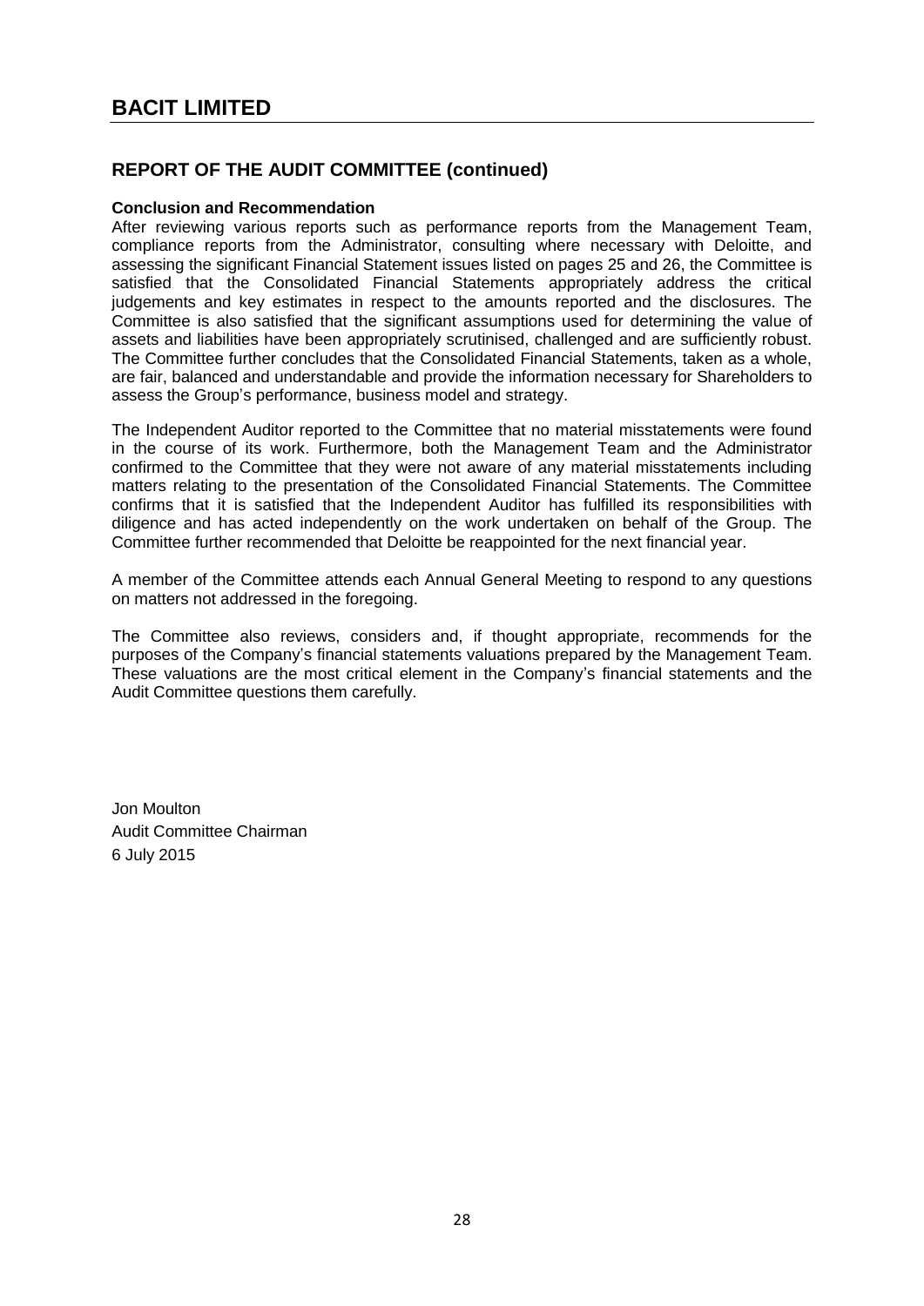# BACIT LIMITED

## REPORT OF THE AUDIT COMMITTEE (continued)

**Conclusion and Recommendation**

After reviewing various reports such as performance reports from the Management Team, compliance reports from the Administrator, consulting where necessary with Deloitte, and assessing the significant Financial Statement issues listed on pages 25 and 26, the Committee is satisfied that the Consolidated Financial Statements appropriately address the critical judgements and key estimates in respect to the amounts reported and the disclosures. The Committee is also satisfied that the significant assumptions used for determining the value of assets and liabilities have been appropriately scrutinised, challenged and are sufficiently robust. The Committee further concludes that the Consolidated Financial Statements, taken as a whole, are fair, balanced and understandable and provide the information necessary for Shareholders to assess the Group's performance, business model and strategy.

The Independent Auditor reported to the Committee that no material misstatements were found in the course of its work. Furthermore, both the Management Team and the Administrator confirmed to the Committee that they were not aware of any material misstatements including matters relating to the presentation of the Consolidated Financial Statements. The Committee confirms that it is satisfied that the Independent Auditor has fulfilled its responsibilities with diligence and has acted independently on the work undertaken on behalf of the Group. The Committee further recommended that Deloitte be reappointed for the next financial year.

A member of the Committee attends each Annual General Meeting to respond to any questions on matters not addressed in the foregoing.

The Committee also reviews, considers and, if thought appropriate, recommends for the purposes of the Company's financial statements valuations prepared by the Management Team. These valuations are the most critical element in the Company's financial statements and the Audit Committee questions them carefully.

Jon Moulton
Audit Committee Chairman
6 July 2015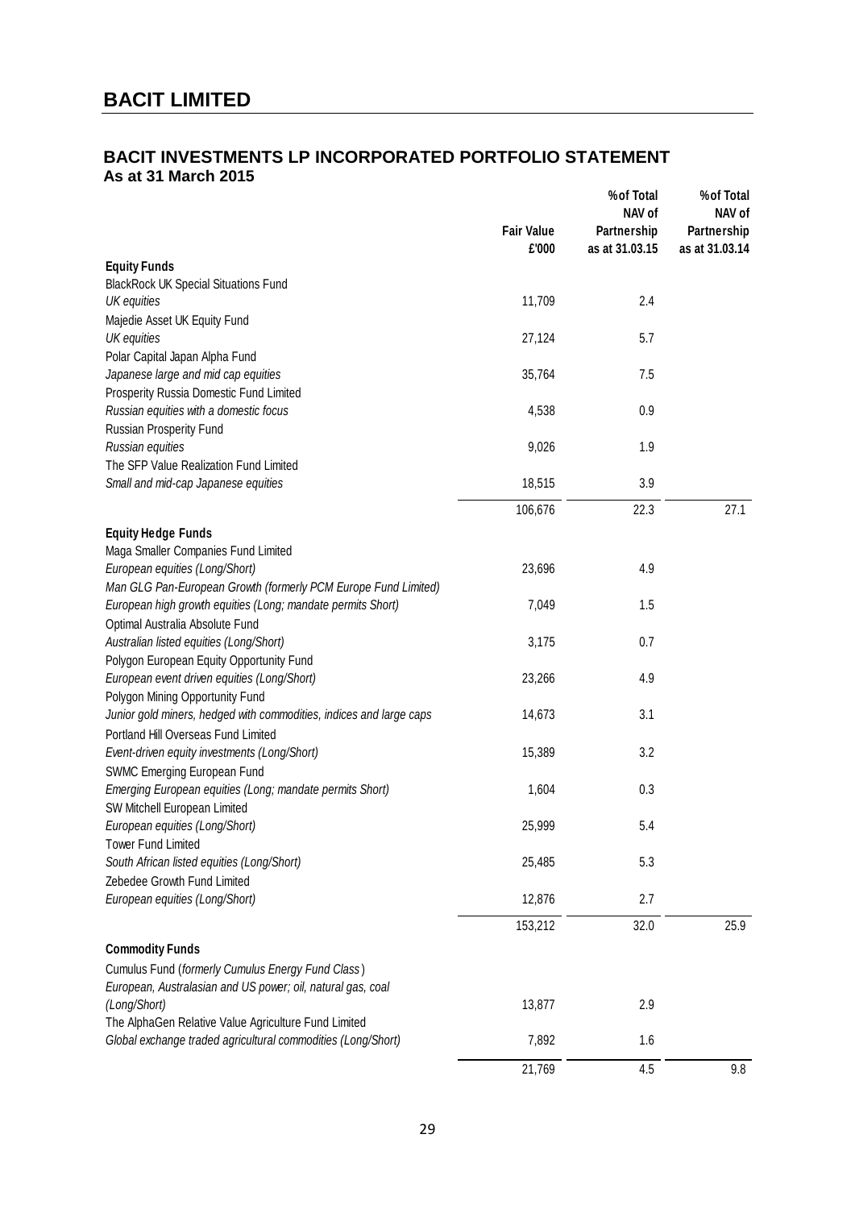# BACIT LIMITED

## BACIT INVESTMENTS LP INCORPORATED PORTFOLIO STATEMENT

**As at 31 March 2015**

| | Fair Value £'000 | % of Total NAV of Partnership as at 31.03.15 | % of Total NAV of Partnership as at 31.03.14 |
|---|---|---|---|
| **Equity Funds** | | | |
| BlackRock UK Special Situations Fund | | | |
| *UK equities* | 11,709 | 2.4 | |
| Majedie Asset UK Equity Fund | | | |
| *UK equities* | 27,124 | 5.7 | |
| Polar Capital Japan Alpha Fund | | | |
| *Japanese large and mid cap equities* | 35,764 | 7.5 | |
| Prosperity Russia Domestic Fund Limited | | | |
| *Russian equities with a domestic focus* | 4,538 | 0.9 | |
| Russian Prosperity Fund | | | |
| *Russian equities* | 9,026 | 1.9 | |
| The SFP Value Realization Fund Limited | | | |
| *Small and mid-cap Japanese equities* | 18,515 | 3.9 | |
| | 106,676 | 22.3 | 27.1 |
| **Equity Hedge Funds** | | | |
| Maga Smaller Companies Fund Limited | | | |
| *European equities (Long/Short)* | 23,696 | 4.9 | |
| *Man GLG Pan-European Growth (formerly PCM Europe Fund Limited)* | | | |
| *European high growth equities (Long; mandate permits Short)* | 7,049 | 1.5 | |
| Optimal Australia Absolute Fund | | | |
| *Australian listed equities (Long/Short)* | 3,175 | 0.7 | |
| Polygon European Equity Opportunity Fund | | | |
| *European event driven equities (Long/Short)* | 23,266 | 4.9 | |
| Polygon Mining Opportunity Fund | | | |
| *Junior gold miners, hedged with commodities, indices and large caps* | 14,673 | 3.1 | |
| Portland Hill Overseas Fund Limited | | | |
| *Event-driven equity investments (Long/Short)* | 15,389 | 3.2 | |
| SWMC Emerging European Fund | | | |
| *Emerging European equities (Long; mandate permits Short)* | 1,604 | 0.3 | |
| SW Mitchell European Limited | | | |
| *European equities (Long/Short)* | 25,999 | 5.4 | |
| Tower Fund Limited | | | |
| *South African listed equities (Long/Short)* | 25,485 | 5.3 | |
| Zebedee Growth Fund Limited | | | |
| *European equities (Long/Short)* | 12,876 | 2.7 | |
| | 153,212 | 32.0 | 25.9 |
| **Commodity Funds** | | | |
| Cumulus Fund (*formerly Cumulus Energy Fund Class*) | | | |
| *European, Australasian and US power; oil, natural gas, coal (Long/Short)* | 13,877 | 2.9 | |
| The AlphaGen Relative Value Agriculture Fund Limited | | | |
| *Global exchange traded agricultural commodities (Long/Short)* | 7,892 | 1.6 | |
| | 21,769 | 4.5 | 9.8 |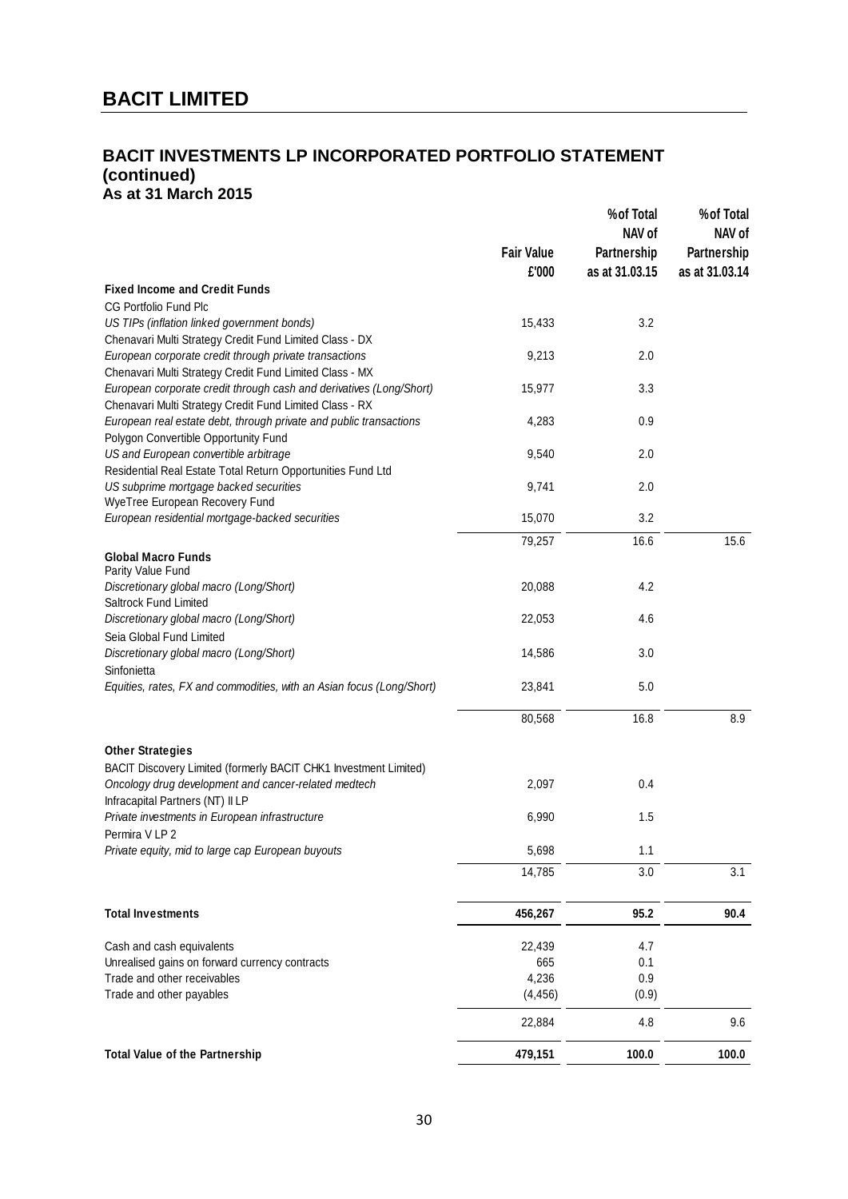# BACIT LIMITED

## BACIT INVESTMENTS LP INCORPORATED PORTFOLIO STATEMENT (continued)
### As at 31 March 2015

| | Fair Value £'000 | % of Total NAV of Partnership as at 31.03.15 | % of Total NAV of Partnership as at 31.03.14 |
|---|---|---|---|
| **Fixed Income and Credit Funds** | | | |
| CG Portfolio Fund Plc | | | |
| *US TIPs (inflation linked government bonds)* | 15,433 | 3.2 | |
| Chenavari Multi Strategy Credit Fund Limited Class - DX | | | |
| *European corporate credit through private transactions* | 9,213 | 2.0 | |
| Chenavari Multi Strategy Credit Fund Limited Class - MX | | | |
| *European corporate credit through cash and derivatives (Long/Short)* | 15,977 | 3.3 | |
| Chenavari Multi Strategy Credit Fund Limited Class - RX | | | |
| *European real estate debt, through private and public transactions* | 4,283 | 0.9 | |
| Polygon Convertible Opportunity Fund | | | |
| *US and European convertible arbitrage* | 9,540 | 2.0 | |
| Residential Real Estate Total Return Opportunities Fund Ltd | | | |
| *US subprime mortgage backed securities* | 9,741 | 2.0 | |
| WyeTree European Recovery Fund | | | |
| *European residential mortgage-backed securities* | 15,070 | 3.2 | |
| | 79,257 | 16.6 | 15.6 |
| **Global Macro Funds** | | | |
| Parity Value Fund | | | |
| *Discretionary global macro (Long/Short)* | 20,088 | 4.2 | |
| Saltrock Fund Limited | | | |
| *Discretionary global macro (Long/Short)* | 22,053 | 4.6 | |
| Seia Global Fund Limited | | | |
| *Discretionary global macro (Long/Short)* | 14,586 | 3.0 | |
| Sinfonietta | | | |
| *Equities, rates, FX and commodities, with an Asian focus (Long/Short)* | 23,841 | 5.0 | |
| | 80,568 | 16.8 | 8.9 |
| **Other Strategies** | | | |
| BACIT Discovery Limited (formerly BACIT CHK1 Investment Limited) | | | |
| *Oncology drug development and cancer-related medtech* | 2,097 | 0.4 | |
| Infracapital Partners (NT) II LP | | | |
| *Private investments in European infrastructure* | 6,990 | 1.5 | |
| Permira V LP 2 | | | |
| *Private equity, mid to large cap European buyouts* | 5,698 | 1.1 | |
| | 14,785 | 3.0 | 3.1 |
| **Total Investments** | **456,267** | **95.2** | **90.4** |
| Cash and cash equivalents | 22,439 | 4.7 | |
| Unrealised gains on forward currency contracts | 665 | 0.1 | |
| Trade and other receivables | 4,236 | 0.9 | |
| Trade and other payables | (4,456) | (0.9) | |
| | 22,884 | 4.8 | 9.6 |
| **Total Value of the Partnership** | **479,151** | **100.0** | **100.0** |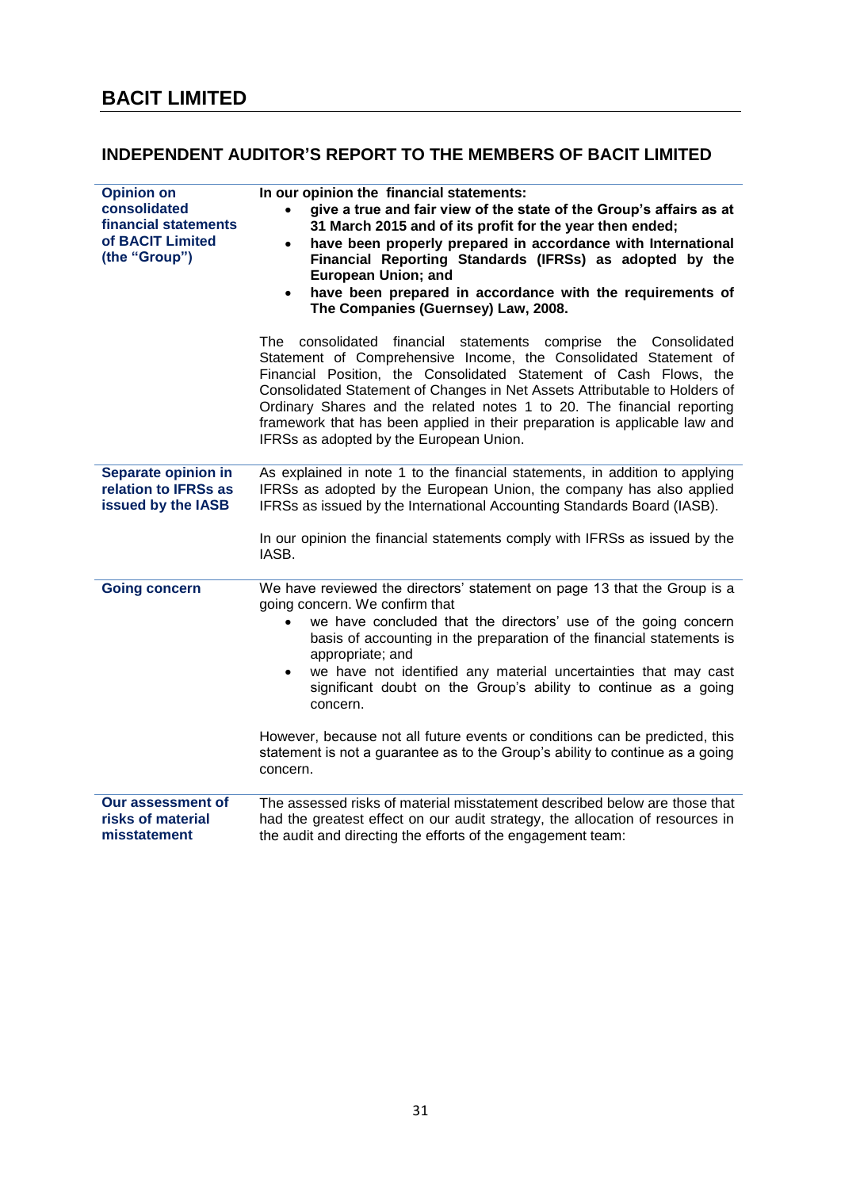# BACIT LIMITED

## INDEPENDENT AUDITOR'S REPORT TO THE MEMBERS OF BACIT LIMITED

### Opinion on consolidated financial statements of BACIT Limited (the "Group")

**In our opinion the financial statements:**

- **give a true and fair view of the state of the Group's affairs as at 31 March 2015 and of its profit for the year then ended;**
- **have been properly prepared in accordance with International Financial Reporting Standards (IFRSs) as adopted by the European Union; and**
- **have been prepared in accordance with the requirements of The Companies (Guernsey) Law, 2008.**

The consolidated financial statements comprise the Consolidated Statement of Comprehensive Income, the Consolidated Statement of Financial Position, the Consolidated Statement of Cash Flows, the Consolidated Statement of Changes in Net Assets Attributable to Holders of Ordinary Shares and the related notes 1 to 20. The financial reporting framework that has been applied in their preparation is applicable law and IFRSs as adopted by the European Union.

### Separate opinion in relation to IFRSs as issued by the IASB

As explained in note 1 to the financial statements, in addition to applying IFRSs as adopted by the European Union, the company has also applied IFRSs as issued by the International Accounting Standards Board (IASB).

In our opinion the financial statements comply with IFRSs as issued by the IASB.

### Going concern

We have reviewed the directors' statement on page 13 that the Group is a going concern. We confirm that

- we have concluded that the directors' use of the going concern basis of accounting in the preparation of the financial statements is appropriate; and
- we have not identified any material uncertainties that may cast significant doubt on the Group's ability to continue as a going concern.

However, because not all future events or conditions can be predicted, this statement is not a guarantee as to the Group's ability to continue as a going concern.

### Our assessment of risks of material misstatement

The assessed risks of material misstatement described below are those that had the greatest effect on our audit strategy, the allocation of resources in the audit and directing the efforts of the engagement team: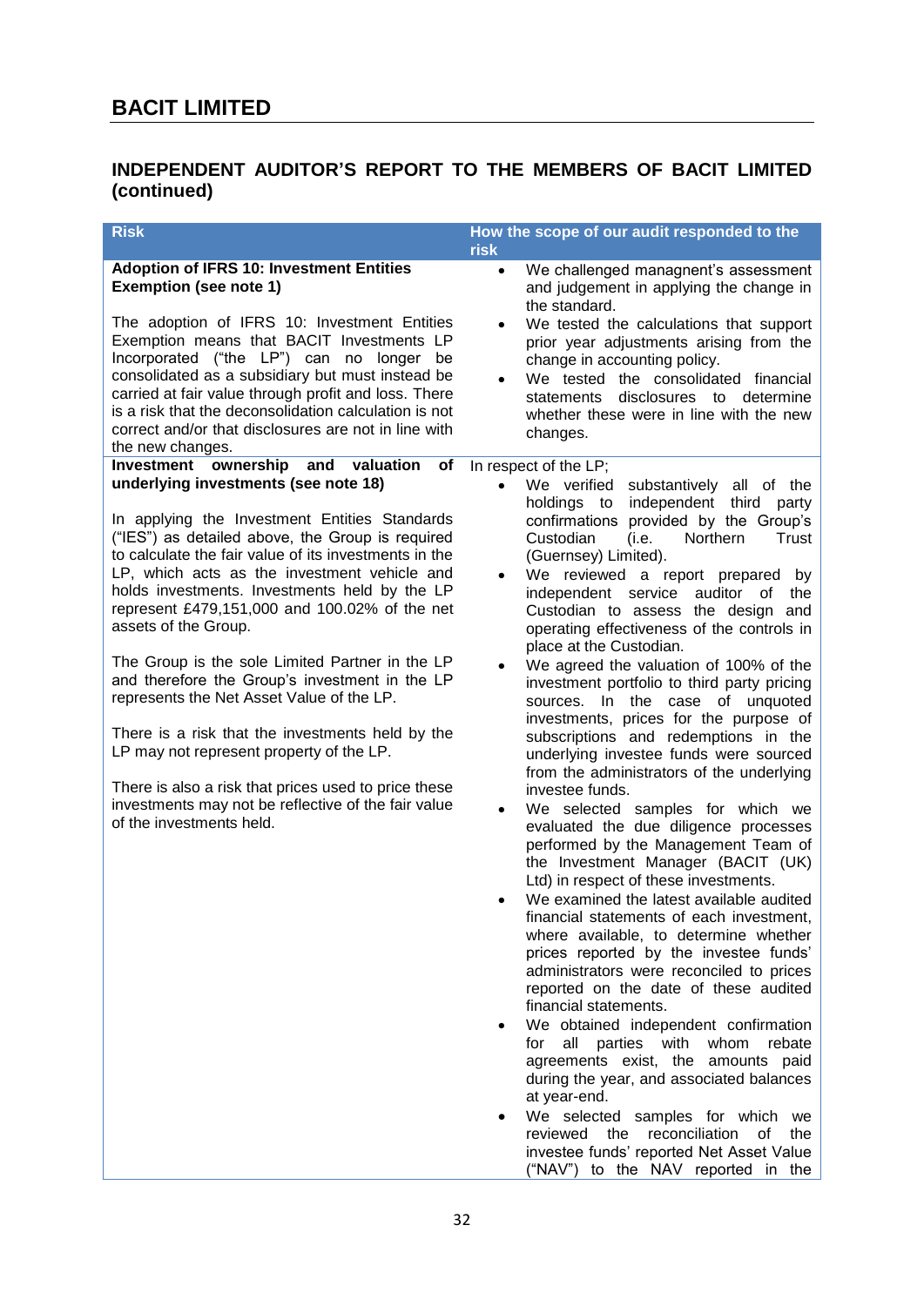## INDEPENDENT AUDITOR'S REPORT TO THE MEMBERS OF BACIT LIMITED (continued)

| Risk | How the scope of our audit responded to the risk |
|---|---|
| **Adoption of IFRS 10: Investment Entities Exemption (see note 1)**<br><br>The adoption of IFRS 10: Investment Entities Exemption means that BACIT Investments LP Incorporated ("the LP") can no longer be consolidated as a subsidiary but must instead be carried at fair value through profit and loss. There is a risk that the deconsolidation calculation is not correct and/or that disclosures are not in line with the new changes. | • We challenged managnent's assessment and judgement in applying the change in the standard.<br>• We tested the calculations that support prior year adjustments arising from the change in accounting policy.<br>• We tested the consolidated financial statements disclosures to determine whether these were in line with the new changes. |
| **Investment ownership and valuation of underlying investments (see note 18)**<br><br>In applying the Investment Entities Standards ("IES") as detailed above, the Group is required to calculate the fair value of its investments in the LP, which acts as the investment vehicle and holds investments. Investments held by the LP represent £479,151,000 and 100.02% of the net assets of the Group.<br><br>The Group is the sole Limited Partner in the LP and therefore the Group's investment in the LP represents the Net Asset Value of the LP.<br><br>There is a risk that the investments held by the LP may not represent property of the LP.<br><br>There is also a risk that prices used to price these investments may not be reflective of the fair value of the investments held. | In respect of the LP;<br>• We verified substantively all of the holdings to independent third party confirmations provided by the Group's Custodian (i.e. Northern Trust (Guernsey) Limited).<br>• We reviewed a report prepared by independent service auditor of the Custodian to assess the design and operating effectiveness of the controls in place at the Custodian.<br>• We agreed the valuation of 100% of the investment portfolio to third party pricing sources. In the case of unquoted investments, prices for the purpose of subscriptions and redemptions in the underlying investee funds were sourced from the administrators of the underlying investee funds.<br>• We selected samples for which we evaluated the due diligence processes performed by the Management Team of the Investment Manager (BACIT (UK) Ltd) in respect of these investments.<br>• We examined the latest available audited financial statements of each investment, where available, to determine whether prices reported by the investee funds' administrators were reconciled to prices reported on the date of these audited financial statements.<br>• We obtained independent confirmation for all parties with whom rebate agreements exist, the amounts paid during the year, and associated balances at year-end.<br>• We selected samples for which we reviewed the reconciliation of the investee funds' reported Net Asset Value ("NAV") to the NAV reported in the |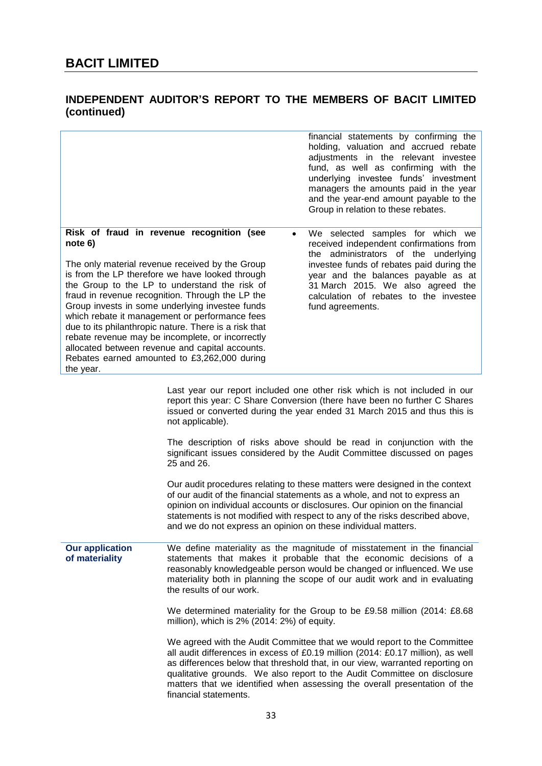# BACIT LIMITED

## INDEPENDENT AUDITOR'S REPORT TO THE MEMBERS OF BACIT LIMITED (continued)

| | |
|---|---|
| | financial statements by confirming the holding, valuation and accrued rebate adjustments in the relevant investee fund, as well as confirming with the underlying investee funds' investment managers the amounts paid in the year and the year-end amount payable to the Group in relation to these rebates. |
| **Risk of fraud in revenue recognition (see note 6)**<br><br>The only material revenue received by the Group is from the LP therefore we have looked through the Group to the LP to understand the risk of fraud in revenue recognition. Through the LP the Group invests in some underlying investee funds which rebate it management or performance fees due to its philanthropic nature. There is a risk that rebate revenue may be incomplete, or incorrectly allocated between revenue and capital accounts. Rebates earned amounted to £3,262,000 during the year. | • We selected samples for which we received independent confirmations from the administrators of the underlying investee funds of rebates paid during the year and the balances payable as at 31 March 2015. We also agreed the calculation of rebates to the investee fund agreements. |

Last year our report included one other risk which is not included in our report this year: C Share Conversion (there have been no further C Shares issued or converted during the year ended 31 March 2015 and thus this is not applicable).

The description of risks above should be read in conjunction with the significant issues considered by the Audit Committee discussed on pages 25 and 26.

Our audit procedures relating to these matters were designed in the context of our audit of the financial statements as a whole, and not to express an opinion on individual accounts or disclosures. Our opinion on the financial statements is not modified with respect to any of the risks described above, and we do not express an opinion on these individual matters.

### Our application of materiality

We define materiality as the magnitude of misstatement in the financial statements that makes it probable that the economic decisions of a reasonably knowledgeable person would be changed or influenced. We use materiality both in planning the scope of our audit work and in evaluating the results of our work.

We determined materiality for the Group to be £9.58 million (2014: £8.68 million), which is 2% (2014: 2%) of equity.

We agreed with the Audit Committee that we would report to the Committee all audit differences in excess of £0.19 million (2014: £0.17 million), as well as differences below that threshold that, in our view, warranted reporting on qualitative grounds. We also report to the Audit Committee on disclosure matters that we identified when assessing the overall presentation of the financial statements.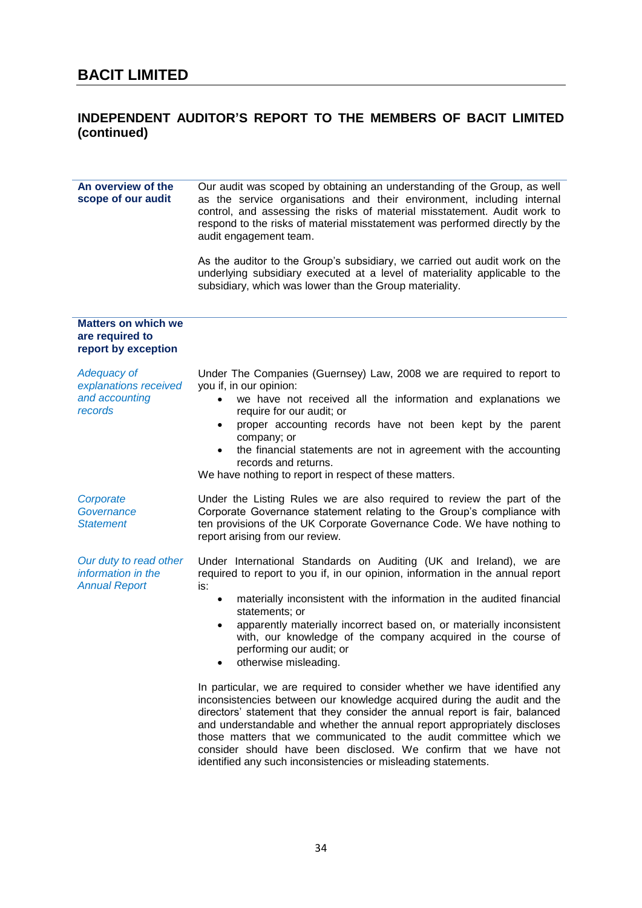# INDEPENDENT AUDITOR'S REPORT TO THE MEMBERS OF BACIT LIMITED (continued)

## An overview of the scope of our audit

Our audit was scoped by obtaining an understanding of the Group, as well as the service organisations and their environment, including internal control, and assessing the risks of material misstatement. Audit work to respond to the risks of material misstatement was performed directly by the audit engagement team.

As the auditor to the Group's subsidiary, we carried out audit work on the underlying subsidiary executed at a level of materiality applicable to the subsidiary, which was lower than the Group materiality.

## Matters on which we are required to report by exception

### *Adequacy of explanations received and accounting records*

Under The Companies (Guernsey) Law, 2008 we are required to report to you if, in our opinion:

- we have not received all the information and explanations we require for our audit; or
- proper accounting records have not been kept by the parent company; or
- the financial statements are not in agreement with the accounting records and returns.

We have nothing to report in respect of these matters.

### *Corporate Governance Statement*

Under the Listing Rules we are also required to review the part of the Corporate Governance statement relating to the Group's compliance with ten provisions of the UK Corporate Governance Code. We have nothing to report arising from our review.

### *Our duty to read other information in the Annual Report*

Under International Standards on Auditing (UK and Ireland), we are required to report to you if, in our opinion, information in the annual report is:

- materially inconsistent with the information in the audited financial statements; or
- apparently materially incorrect based on, or materially inconsistent with, our knowledge of the company acquired in the course of performing our audit; or
- otherwise misleading.

In particular, we are required to consider whether we have identified any inconsistencies between our knowledge acquired during the audit and the directors' statement that they consider the annual report is fair, balanced and understandable and whether the annual report appropriately discloses those matters that we communicated to the audit committee which we consider should have been disclosed. We confirm that we have not identified any such inconsistencies or misleading statements.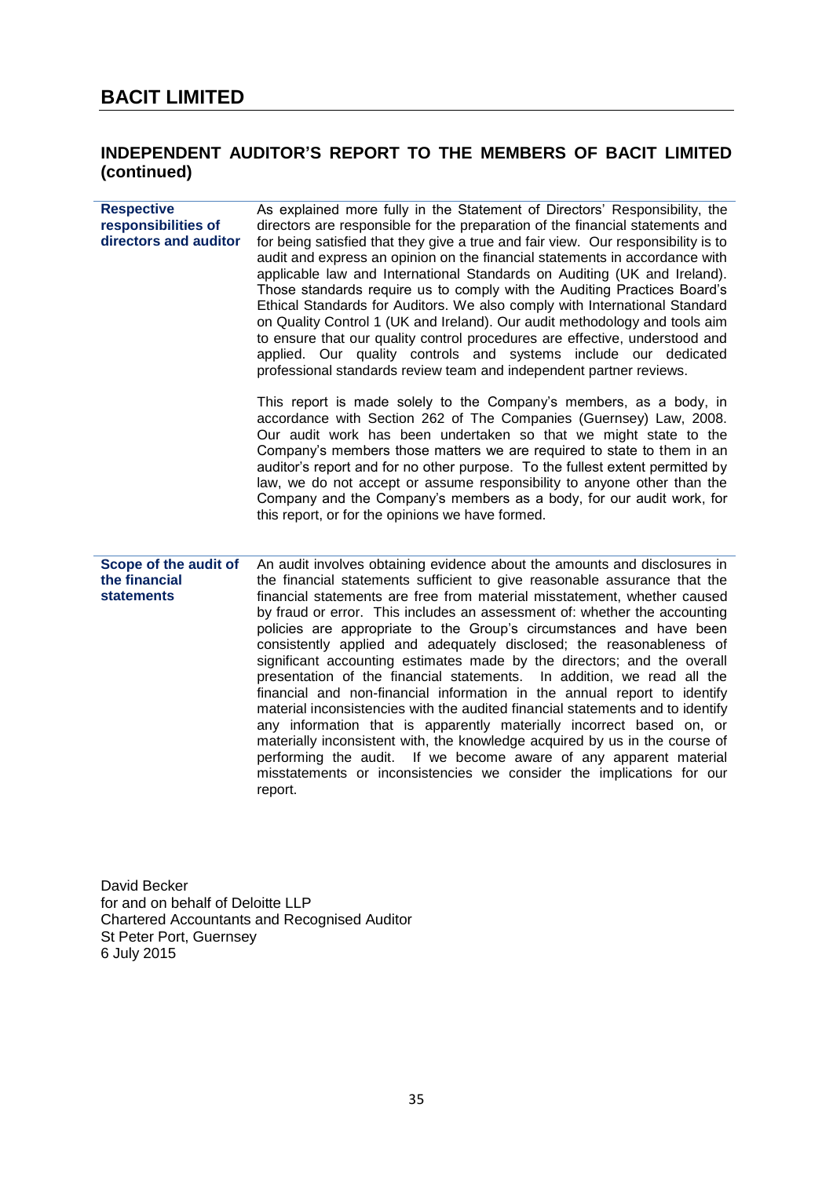# INDEPENDENT AUDITOR'S REPORT TO THE MEMBERS OF BACIT LIMITED (continued)

**Respective responsibilities of directors and auditor**

As explained more fully in the Statement of Directors' Responsibility, the directors are responsible for the preparation of the financial statements and for being satisfied that they give a true and fair view. Our responsibility is to audit and express an opinion on the financial statements in accordance with applicable law and International Standards on Auditing (UK and Ireland). Those standards require us to comply with the Auditing Practices Board's Ethical Standards for Auditors. We also comply with International Standard on Quality Control 1 (UK and Ireland). Our audit methodology and tools aim to ensure that our quality control procedures are effective, understood and applied. Our quality controls and systems include our dedicated professional standards review team and independent partner reviews.

This report is made solely to the Company's members, as a body, in accordance with Section 262 of The Companies (Guernsey) Law, 2008. Our audit work has been undertaken so that we might state to the Company's members those matters we are required to state to them in an auditor's report and for no other purpose. To the fullest extent permitted by law, we do not accept or assume responsibility to anyone other than the Company and the Company's members as a body, for our audit work, for this report, or for the opinions we have formed.

**Scope of the audit of the financial statements**

An audit involves obtaining evidence about the amounts and disclosures in the financial statements sufficient to give reasonable assurance that the financial statements are free from material misstatement, whether caused by fraud or error. This includes an assessment of: whether the accounting policies are appropriate to the Group's circumstances and have been consistently applied and adequately disclosed; the reasonableness of significant accounting estimates made by the directors; and the overall presentation of the financial statements. In addition, we read all the financial and non-financial information in the annual report to identify material inconsistencies with the audited financial statements and to identify any information that is apparently materially incorrect based on, or materially inconsistent with, the knowledge acquired by us in the course of performing the audit. If we become aware of any apparent material misstatements or inconsistencies we consider the implications for our report.

David Becker
for and on behalf of Deloitte LLP
Chartered Accountants and Recognised Auditor
St Peter Port, Guernsey
6 July 2015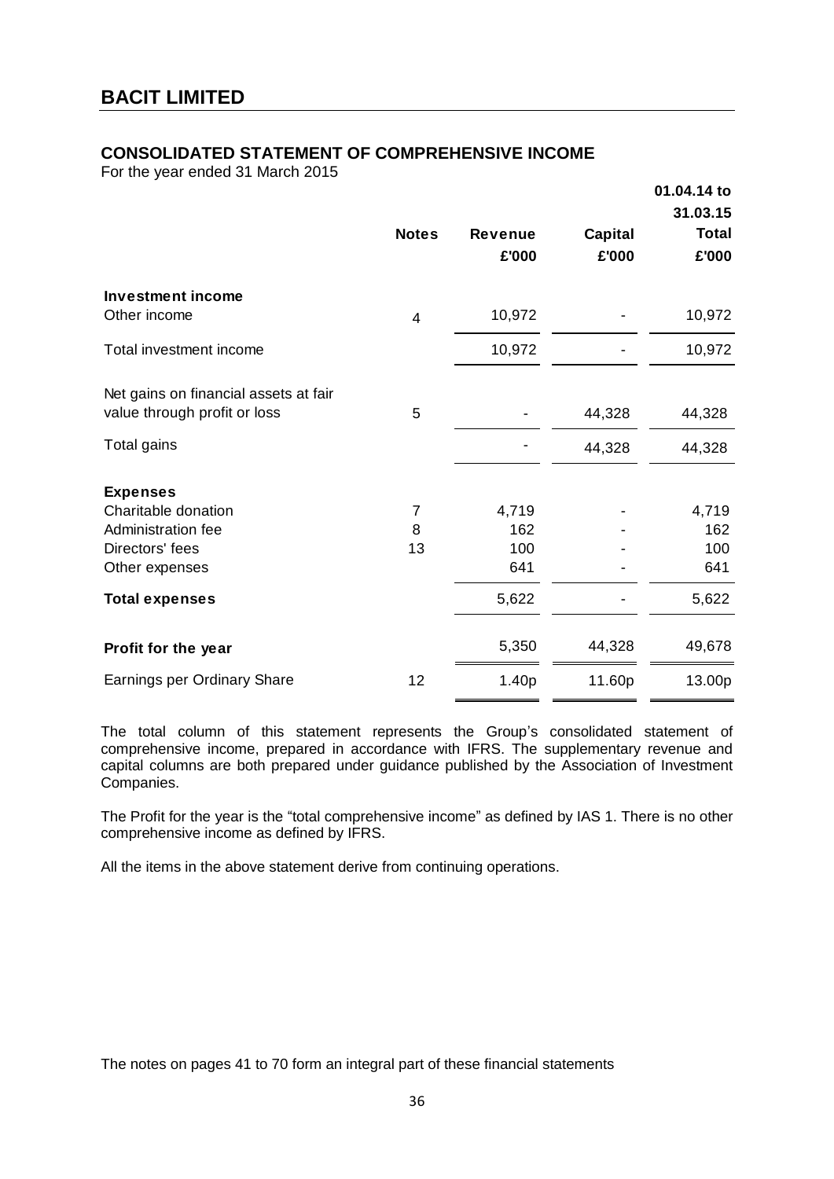# BACIT LIMITED

## CONSOLIDATED STATEMENT OF COMPREHENSIVE INCOME

For the year ended 31 March 2015

| | Notes | Revenue £'000 | Capital £'000 | 01.04.14 to 31.03.15 Total £'000 |
|---|---|---|---|---|
| **Investment income** | | | | |
| Other income | 4 | 10,972 | - | 10,972 |
| Total investment income | | 10,972 | - | 10,972 |
| Net gains on financial assets at fair value through profit or loss | 5 | - | 44,328 | 44,328 |
| Total gains | | - | 44,328 | 44,328 |
| **Expenses** | | | | |
| Charitable donation | 7 | 4,719 | - | 4,719 |
| Administration fee | 8 | 162 | - | 162 |
| Directors' fees | 13 | 100 | - | 100 |
| Other expenses | | 641 | - | 641 |
| **Total expenses** | | 5,622 | - | 5,622 |
| **Profit for the year** | | 5,350 | 44,328 | 49,678 |
| Earnings per Ordinary Share | 12 | 1.40p | 11.60p | 13.00p |

The total column of this statement represents the Group's consolidated statement of comprehensive income, prepared in accordance with IFRS. The supplementary revenue and capital columns are both prepared under guidance published by the Association of Investment Companies.

The Profit for the year is the "total comprehensive income" as defined by IAS 1. There is no other comprehensive income as defined by IFRS.

All the items in the above statement derive from continuing operations.

The notes on pages 41 to 70 form an integral part of these financial statements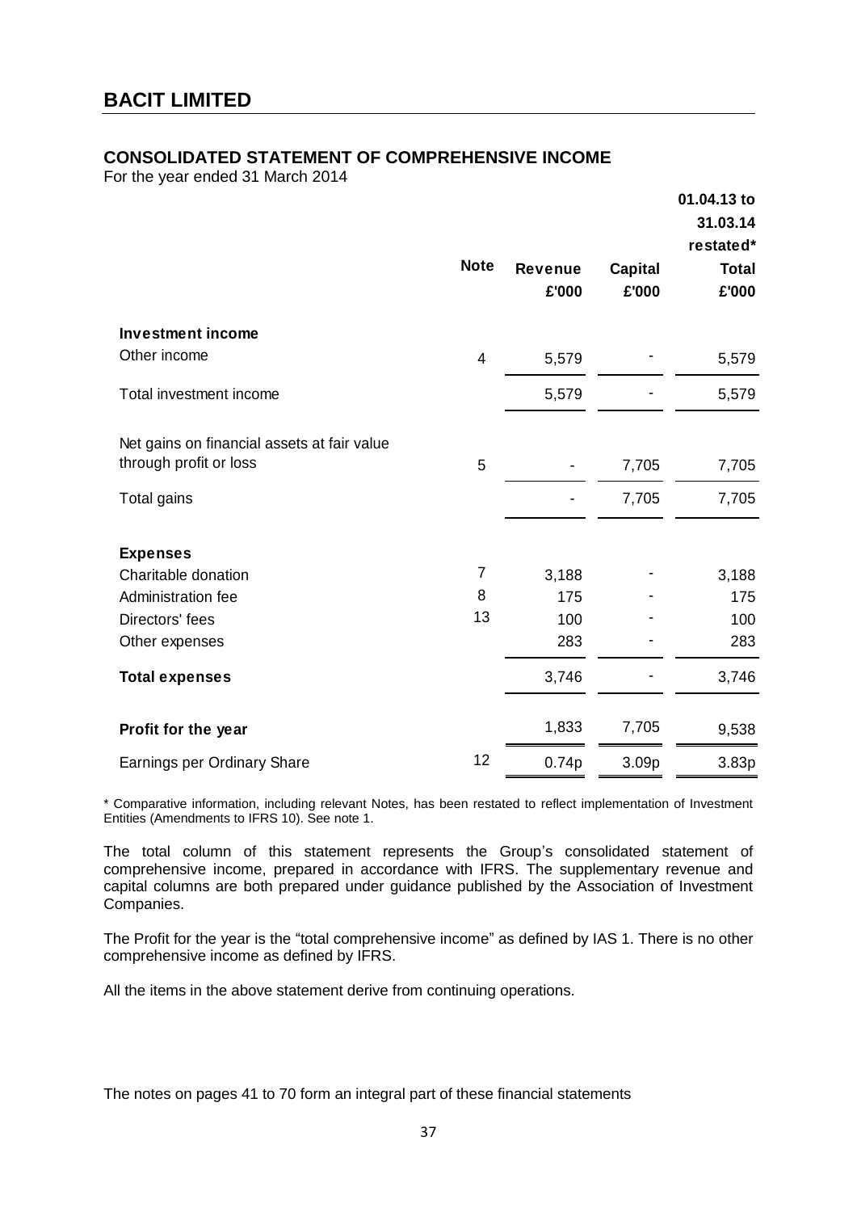# BACIT LIMITED

## CONSOLIDATED STATEMENT OF COMPREHENSIVE INCOME

For the year ended 31 March 2014

| | Note | Revenue £'000 | Capital £'000 | 01.04.13 to 31.03.14 restated* Total £'000 |
|---|---|---|---|---|
| **Investment income** | | | | |
| Other income | 4 | 5,579 | - | 5,579 |
| Total investment income | | 5,579 | - | 5,579 |
| Net gains on financial assets at fair value through profit or loss | 5 | - | 7,705 | 7,705 |
| Total gains | | - | 7,705 | 7,705 |
| **Expenses** | | | | |
| Charitable donation | 7 | 3,188 | - | 3,188 |
| Administration fee | 8 | 175 | - | 175 |
| Directors' fees | 13 | 100 | - | 100 |
| Other expenses | | 283 | - | 283 |
| **Total expenses** | | 3,746 | - | 3,746 |
| **Profit for the year** | | 1,833 | 7,705 | 9,538 |
| Earnings per Ordinary Share | 12 | 0.74p | 3.09p | 3.83p |

* Comparative information, including relevant Notes, has been restated to reflect implementation of Investment Entities (Amendments to IFRS 10). See note 1.

The total column of this statement represents the Group's consolidated statement of comprehensive income, prepared in accordance with IFRS. The supplementary revenue and capital columns are both prepared under guidance published by the Association of Investment Companies.

The Profit for the year is the "total comprehensive income" as defined by IAS 1. There is no other comprehensive income as defined by IFRS.

All the items in the above statement derive from continuing operations.

The notes on pages 41 to 70 form an integral part of these financial statements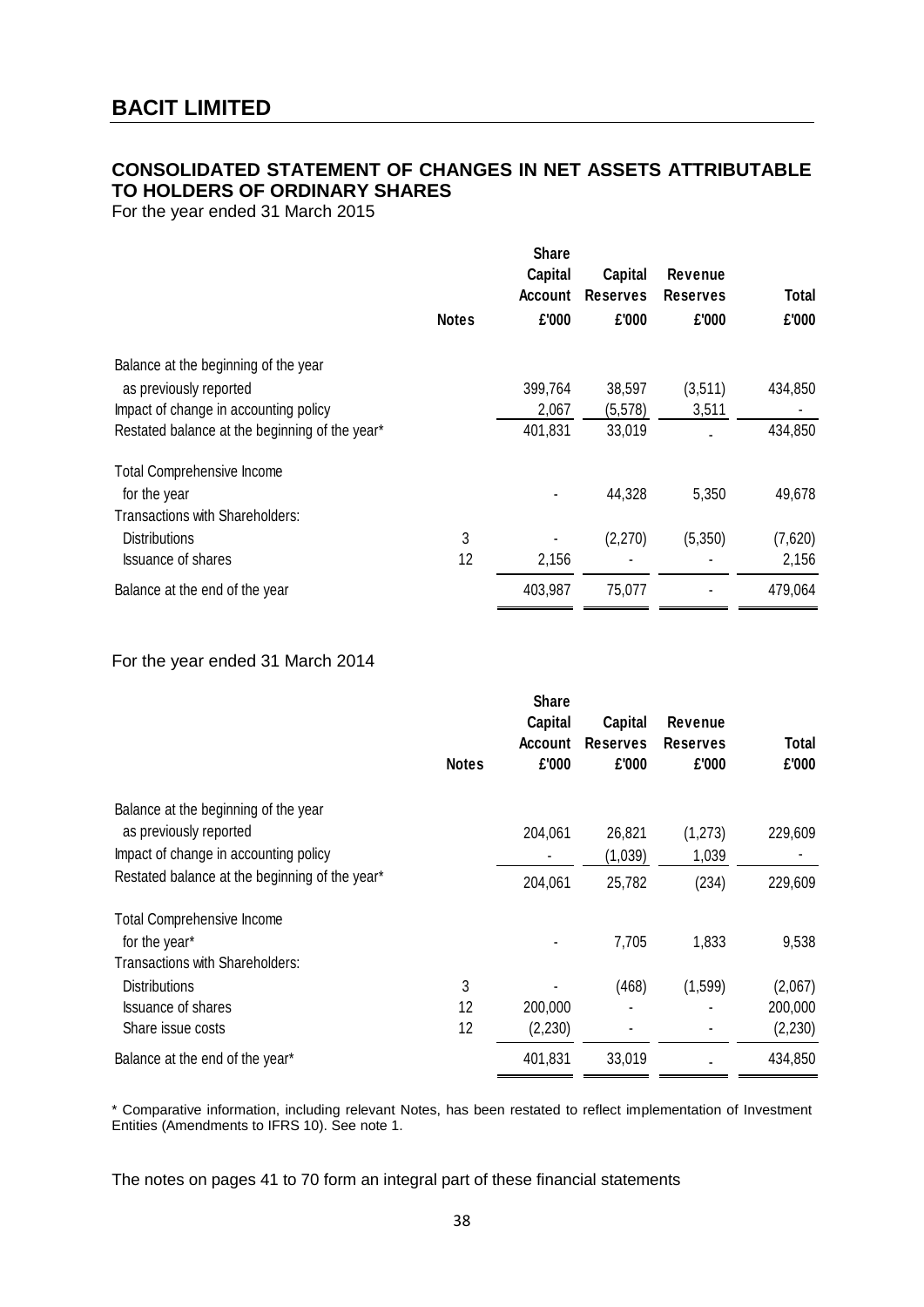# BACIT LIMITED

## CONSOLIDATED STATEMENT OF CHANGES IN NET ASSETS ATTRIBUTABLE TO HOLDERS OF ORDINARY SHARES

For the year ended 31 March 2015

| | Notes | Share Capital Account £'000 | Capital Reserves £'000 | Revenue Reserves £'000 | Total £'000 |
|---|---|---|---|---|---|
| Balance at the beginning of the year as previously reported | | 399,764 | 38,597 | (3,511) | 434,850 |
| Impact of change in accounting policy | | 2,067 | (5,578) | 3,511 | - |
| Restated balance at the beginning of the year* | | 401,831 | 33,019 | - | 434,850 |
| Total Comprehensive Income for the year | | - | 44,328 | 5,350 | 49,678 |
| Transactions with Shareholders: | | | | | |
| Distributions | 3 | - | (2,270) | (5,350) | (7,620) |
| Issuance of shares | 12 | 2,156 | - | - | 2,156 |
| Balance at the end of the year | | 403,987 | 75,077 | - | 479,064 |

For the year ended 31 March 2014

| | Notes | Share Capital Account £'000 | Capital Reserves £'000 | Revenue Reserves £'000 | Total £'000 |
|---|---|---|---|---|---|
| Balance at the beginning of the year as previously reported | | 204,061 | 26,821 | (1,273) | 229,609 |
| Impact of change in accounting policy | | - | (1,039) | 1,039 | - |
| Restated balance at the beginning of the year* | | 204,061 | 25,782 | (234) | 229,609 |
| Total Comprehensive Income for the year* | | - | 7,705 | 1,833 | 9,538 |
| Transactions with Shareholders: | | | | | |
| Distributions | 3 | - | (468) | (1,599) | (2,067) |
| Issuance of shares | 12 | 200,000 | - | - | 200,000 |
| Share issue costs | 12 | (2,230) | - | - | (2,230) |
| Balance at the end of the year* | | 401,831 | 33,019 | - | 434,850 |

\* Comparative information, including relevant Notes, has been restated to reflect implementation of Investment Entities (Amendments to IFRS 10). See note 1.

The notes on pages 41 to 70 form an integral part of these financial statements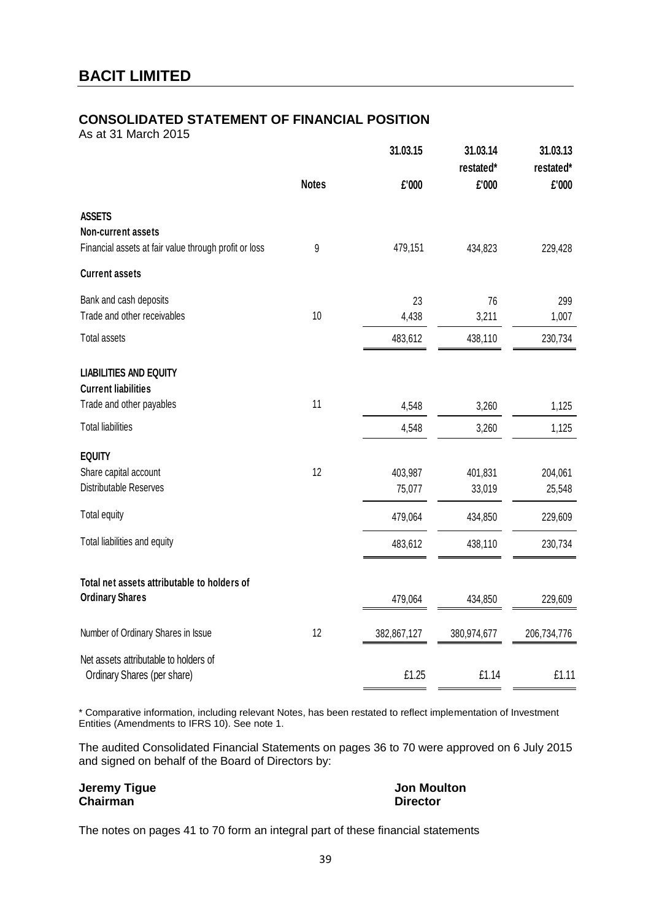# BACIT LIMITED

## CONSOLIDATED STATEMENT OF FINANCIAL POSITION

As at 31 March 2015

| | Notes | 31.03.15 £'000 | 31.03.14 restated* £'000 | 31.03.13 restated* £'000 |
|---|---|---|---|---|
| **ASSETS** | | | | |
| **Non-current assets** | | | | |
| Financial assets at fair value through profit or loss | 9 | 479,151 | 434,823 | 229,428 |
| **Current assets** | | | | |
| Bank and cash deposits | | 23 | 76 | 299 |
| Trade and other receivables | 10 | 4,438 | 3,211 | 1,007 |
| Total assets | | 483,612 | 438,110 | 230,734 |
| **LIABILITIES AND EQUITY** | | | | |
| **Current liabilities** | | | | |
| Trade and other payables | 11 | 4,548 | 3,260 | 1,125 |
| Total liabilities | | 4,548 | 3,260 | 1,125 |
| **EQUITY** | | | | |
| Share capital account | 12 | 403,987 | 401,831 | 204,061 |
| Distributable Reserves | | 75,077 | 33,019 | 25,548 |
| Total equity | | 479,064 | 434,850 | 229,609 |
| Total liabilities and equity | | 483,612 | 438,110 | 230,734 |
| **Total net assets attributable to holders of Ordinary Shares** | | 479,064 | 434,850 | 229,609 |
| Number of Ordinary Shares in Issue | 12 | 382,867,127 | 380,974,677 | 206,734,776 |
| Net assets attributable to holders of Ordinary Shares (per share) | | £1.25 | £1.14 | £1.11 |

\* Comparative information, including relevant Notes, has been restated to reflect implementation of Investment Entities (Amendments to IFRS 10). See note 1.

The audited Consolidated Financial Statements on pages 36 to 70 were approved on 6 July 2015 and signed on behalf of the Board of Directors by:

**Jeremy Tigue**
**Chairman**

**Jon Moulton**
**Director**

The notes on pages 41 to 70 form an integral part of these financial statements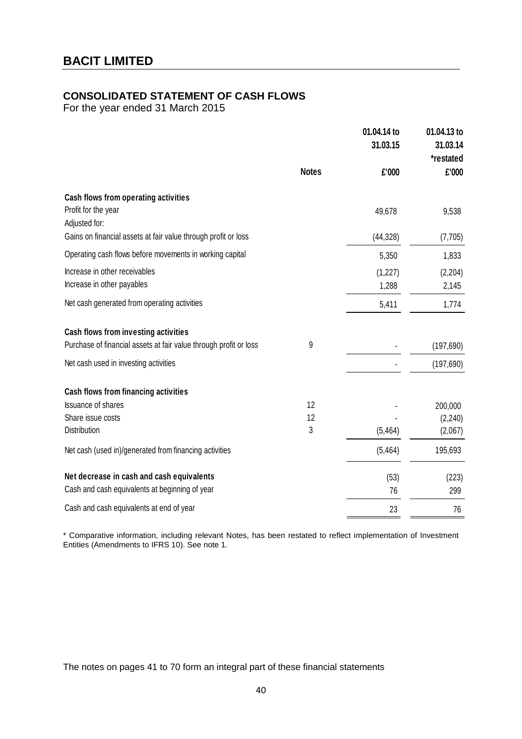# BACIT LIMITED

## CONSOLIDATED STATEMENT OF CASH FLOWS

For the year ended 31 March 2015

| | Notes | 01.04.14 to 31.03.15 £'000 | 01.04.13 to 31.03.14 *restated £'000 |
|---|---|---|---|
| **Cash flows from operating activities** | | | |
| Profit for the year | | 49,678 | 9,538 |
| Adjusted for: | | | |
| Gains on financial assets at fair value through profit or loss | | (44,328) | (7,705) |
| Operating cash flows before movements in working capital | | 5,350 | 1,833 |
| Increase in other receivables | | (1,227) | (2,204) |
| Increase in other payables | | 1,288 | 2,145 |
| Net cash generated from operating activities | | 5,411 | 1,774 |
| **Cash flows from investing activities** | | | |
| Purchase of financial assets at fair value through profit or loss | 9 | - | (197,690) |
| Net cash used in investing activities | | - | (197,690) |
| **Cash flows from financing activities** | | | |
| Issuance of shares | 12 | - | 200,000 |
| Share issue costs | 12 | - | (2,240) |
| Distribution | 3 | (5,464) | (2,067) |
| Net cash (used in)/generated from financing activities | | (5,464) | 195,693 |
| **Net decrease in cash and cash equivalents** | | (53) | (223) |
| Cash and cash equivalents at beginning of year | | 76 | 299 |
| Cash and cash equivalents at end of year | | 23 | 76 |

* Comparative information, including relevant Notes, has been restated to reflect implementation of Investment Entities (Amendments to IFRS 10). See note 1.

The notes on pages 41 to 70 form an integral part of these financial statements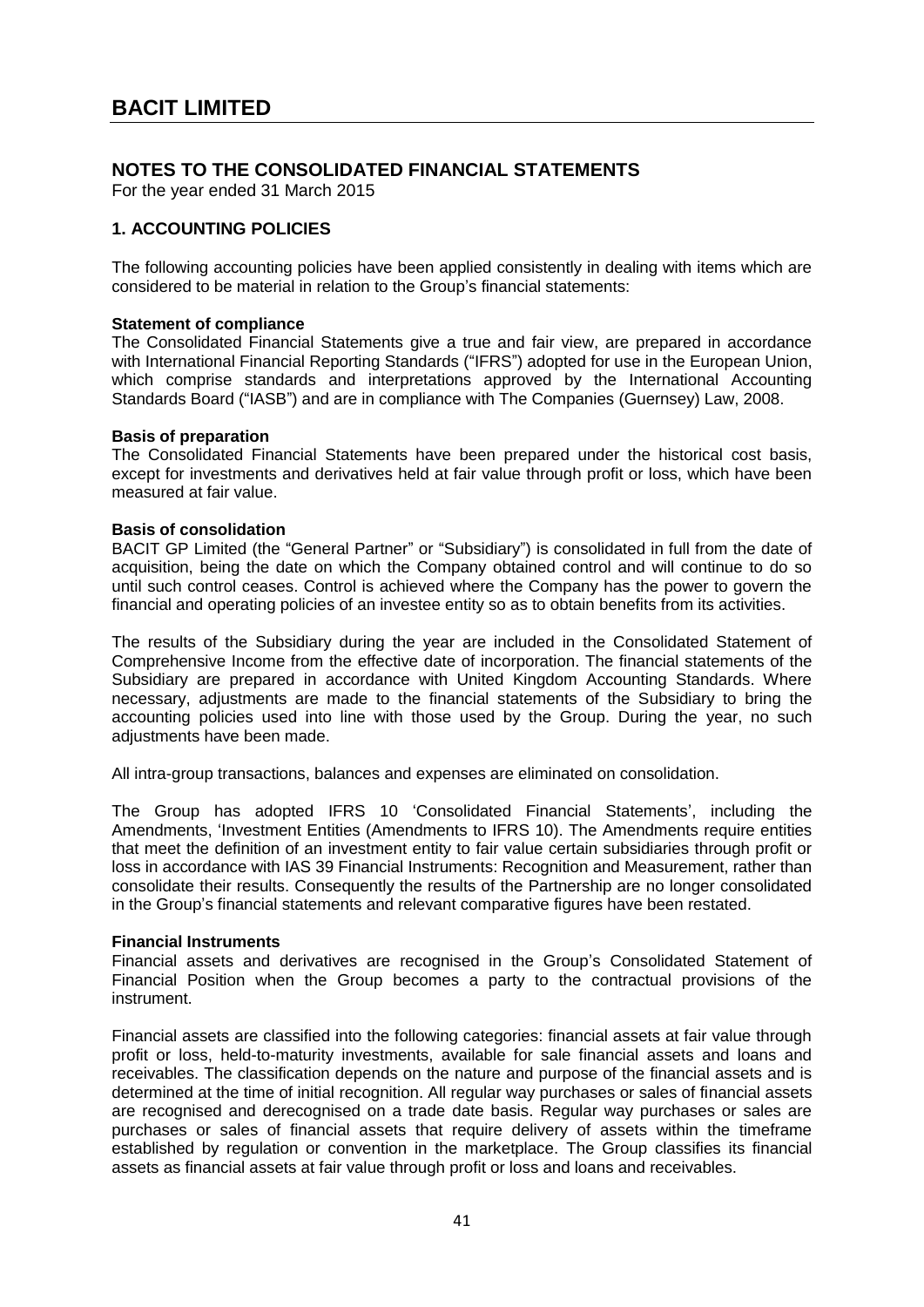# BACIT LIMITED

## NOTES TO THE CONSOLIDATED FINANCIAL STATEMENTS

For the year ended 31 March 2015

### 1. ACCOUNTING POLICIES

The following accounting policies have been applied consistently in dealing with items which are considered to be material in relation to the Group's financial statements:

**Statement of compliance**

The Consolidated Financial Statements give a true and fair view, are prepared in accordance with International Financial Reporting Standards ("IFRS") adopted for use in the European Union, which comprise standards and interpretations approved by the International Accounting Standards Board ("IASB") and are in compliance with The Companies (Guernsey) Law, 2008.

**Basis of preparation**

The Consolidated Financial Statements have been prepared under the historical cost basis, except for investments and derivatives held at fair value through profit or loss, which have been measured at fair value.

**Basis of consolidation**

BACIT GP Limited (the "General Partner" or "Subsidiary") is consolidated in full from the date of acquisition, being the date on which the Company obtained control and will continue to do so until such control ceases. Control is achieved where the Company has the power to govern the financial and operating policies of an investee entity so as to obtain benefits from its activities.

The results of the Subsidiary during the year are included in the Consolidated Statement of Comprehensive Income from the effective date of incorporation. The financial statements of the Subsidiary are prepared in accordance with United Kingdom Accounting Standards. Where necessary, adjustments are made to the financial statements of the Subsidiary to bring the accounting policies used into line with those used by the Group. During the year, no such adjustments have been made.

All intra-group transactions, balances and expenses are eliminated on consolidation.

The Group has adopted IFRS 10 'Consolidated Financial Statements', including the Amendments, 'Investment Entities (Amendments to IFRS 10). The Amendments require entities that meet the definition of an investment entity to fair value certain subsidiaries through profit or loss in accordance with IAS 39 Financial Instruments: Recognition and Measurement, rather than consolidate their results. Consequently the results of the Partnership are no longer consolidated in the Group's financial statements and relevant comparative figures have been restated.

**Financial Instruments**

Financial assets and derivatives are recognised in the Group's Consolidated Statement of Financial Position when the Group becomes a party to the contractual provisions of the instrument.

Financial assets are classified into the following categories: financial assets at fair value through profit or loss, held-to-maturity investments, available for sale financial assets and loans and receivables. The classification depends on the nature and purpose of the financial assets and is determined at the time of initial recognition. All regular way purchases or sales of financial assets are recognised and derecognised on a trade date basis. Regular way purchases or sales are purchases or sales of financial assets that require delivery of assets within the timeframe established by regulation or convention in the marketplace. The Group classifies its financial assets as financial assets at fair value through profit or loss and loans and receivables.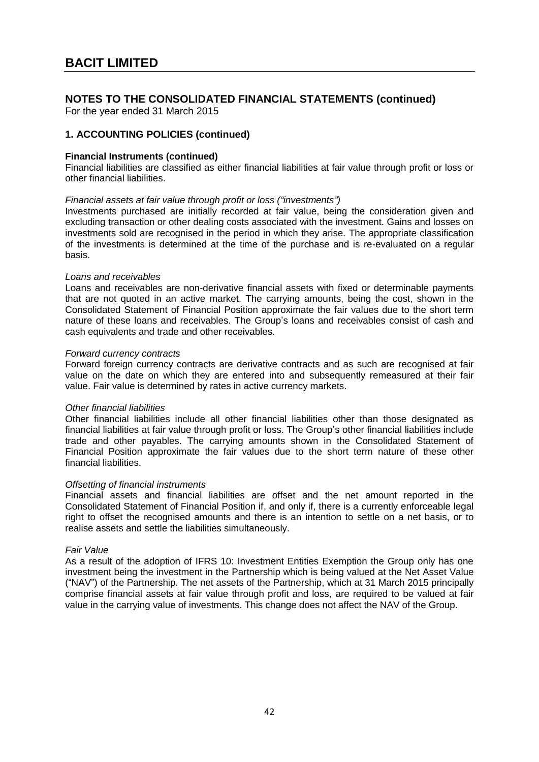# BACIT LIMITED

## NOTES TO THE CONSOLIDATED FINANCIAL STATEMENTS (continued)

For the year ended 31 March 2015

### 1. ACCOUNTING POLICIES (continued)

**Financial Instruments (continued)**

Financial liabilities are classified as either financial liabilities at fair value through profit or loss or other financial liabilities.

*Financial assets at fair value through profit or loss ("investments")*

Investments purchased are initially recorded at fair value, being the consideration given and excluding transaction or other dealing costs associated with the investment. Gains and losses on investments sold are recognised in the period in which they arise. The appropriate classification of the investments is determined at the time of the purchase and is re-evaluated on a regular basis.

*Loans and receivables*

Loans and receivables are non-derivative financial assets with fixed or determinable payments that are not quoted in an active market. The carrying amounts, being the cost, shown in the Consolidated Statement of Financial Position approximate the fair values due to the short term nature of these loans and receivables. The Group's loans and receivables consist of cash and cash equivalents and trade and other receivables.

*Forward currency contracts*

Forward foreign currency contracts are derivative contracts and as such are recognised at fair value on the date on which they are entered into and subsequently remeasured at their fair value. Fair value is determined by rates in active currency markets.

*Other financial liabilities*

Other financial liabilities include all other financial liabilities other than those designated as financial liabilities at fair value through profit or loss. The Group's other financial liabilities include trade and other payables. The carrying amounts shown in the Consolidated Statement of Financial Position approximate the fair values due to the short term nature of these other financial liabilities.

*Offsetting of financial instruments*

Financial assets and financial liabilities are offset and the net amount reported in the Consolidated Statement of Financial Position if, and only if, there is a currently enforceable legal right to offset the recognised amounts and there is an intention to settle on a net basis, or to realise assets and settle the liabilities simultaneously.

*Fair Value*

As a result of the adoption of IFRS 10: Investment Entities Exemption the Group only has one investment being the investment in the Partnership which is being valued at the Net Asset Value ("NAV") of the Partnership. The net assets of the Partnership, which at 31 March 2015 principally comprise financial assets at fair value through profit and loss, are required to be valued at fair value in the carrying value of investments. This change does not affect the NAV of the Group.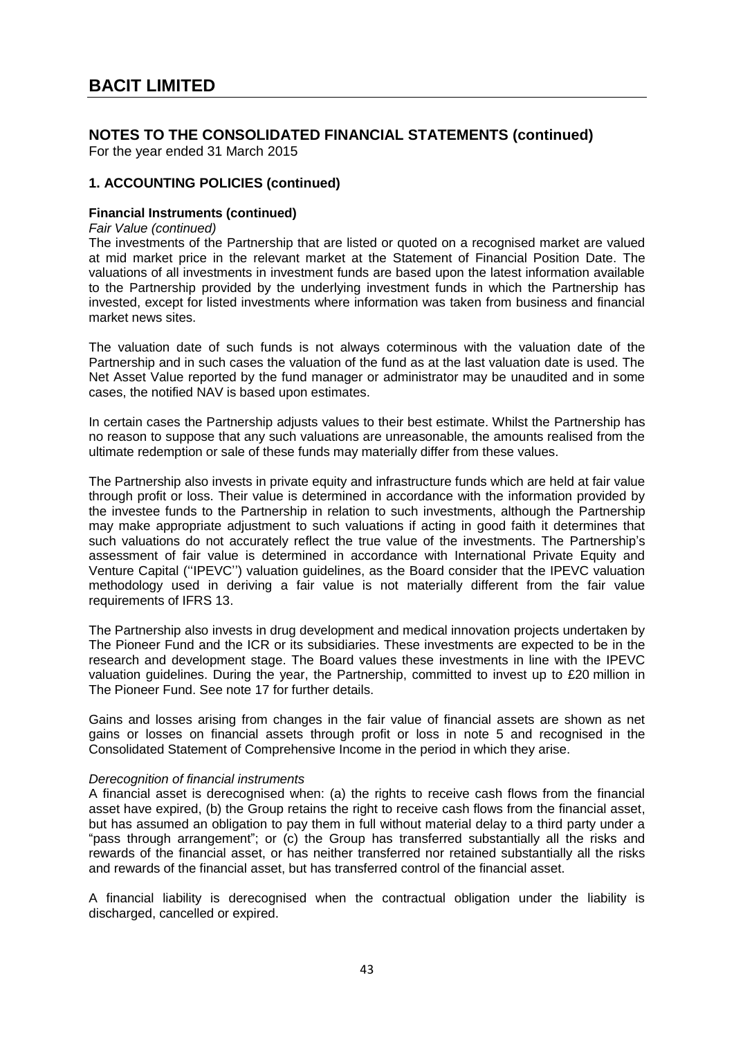# BACIT LIMITED

## NOTES TO THE CONSOLIDATED FINANCIAL STATEMENTS (continued)

For the year ended 31 March 2015

### 1. ACCOUNTING POLICIES (continued)

**Financial Instruments (continued)**

*Fair Value (continued)*

The investments of the Partnership that are listed or quoted on a recognised market are valued at mid market price in the relevant market at the Statement of Financial Position Date. The valuations of all investments in investment funds are based upon the latest information available to the Partnership provided by the underlying investment funds in which the Partnership has invested, except for listed investments where information was taken from business and financial market news sites.

The valuation date of such funds is not always coterminous with the valuation date of the Partnership and in such cases the valuation of the fund as at the last valuation date is used. The Net Asset Value reported by the fund manager or administrator may be unaudited and in some cases, the notified NAV is based upon estimates.

In certain cases the Partnership adjusts values to their best estimate. Whilst the Partnership has no reason to suppose that any such valuations are unreasonable, the amounts realised from the ultimate redemption or sale of these funds may materially differ from these values.

The Partnership also invests in private equity and infrastructure funds which are held at fair value through profit or loss. Their value is determined in accordance with the information provided by the investee funds to the Partnership in relation to such investments, although the Partnership may make appropriate adjustment to such valuations if acting in good faith it determines that such valuations do not accurately reflect the true value of the investments. The Partnership's assessment of fair value is determined in accordance with International Private Equity and Venture Capital (''IPEVC'') valuation guidelines, as the Board consider that the IPEVC valuation methodology used in deriving a fair value is not materially different from the fair value requirements of IFRS 13.

The Partnership also invests in drug development and medical innovation projects undertaken by The Pioneer Fund and the ICR or its subsidiaries. These investments are expected to be in the research and development stage. The Board values these investments in line with the IPEVC valuation guidelines. During the year, the Partnership, committed to invest up to £20 million in The Pioneer Fund. See note 17 for further details.

Gains and losses arising from changes in the fair value of financial assets are shown as net gains or losses on financial assets through profit or loss in note 5 and recognised in the Consolidated Statement of Comprehensive Income in the period in which they arise.

*Derecognition of financial instruments*

A financial asset is derecognised when: (a) the rights to receive cash flows from the financial asset have expired, (b) the Group retains the right to receive cash flows from the financial asset, but has assumed an obligation to pay them in full without material delay to a third party under a "pass through arrangement"; or (c) the Group has transferred substantially all the risks and rewards of the financial asset, or has neither transferred nor retained substantially all the risks and rewards of the financial asset, but has transferred control of the financial asset.

A financial liability is derecognised when the contractual obligation under the liability is discharged, cancelled or expired.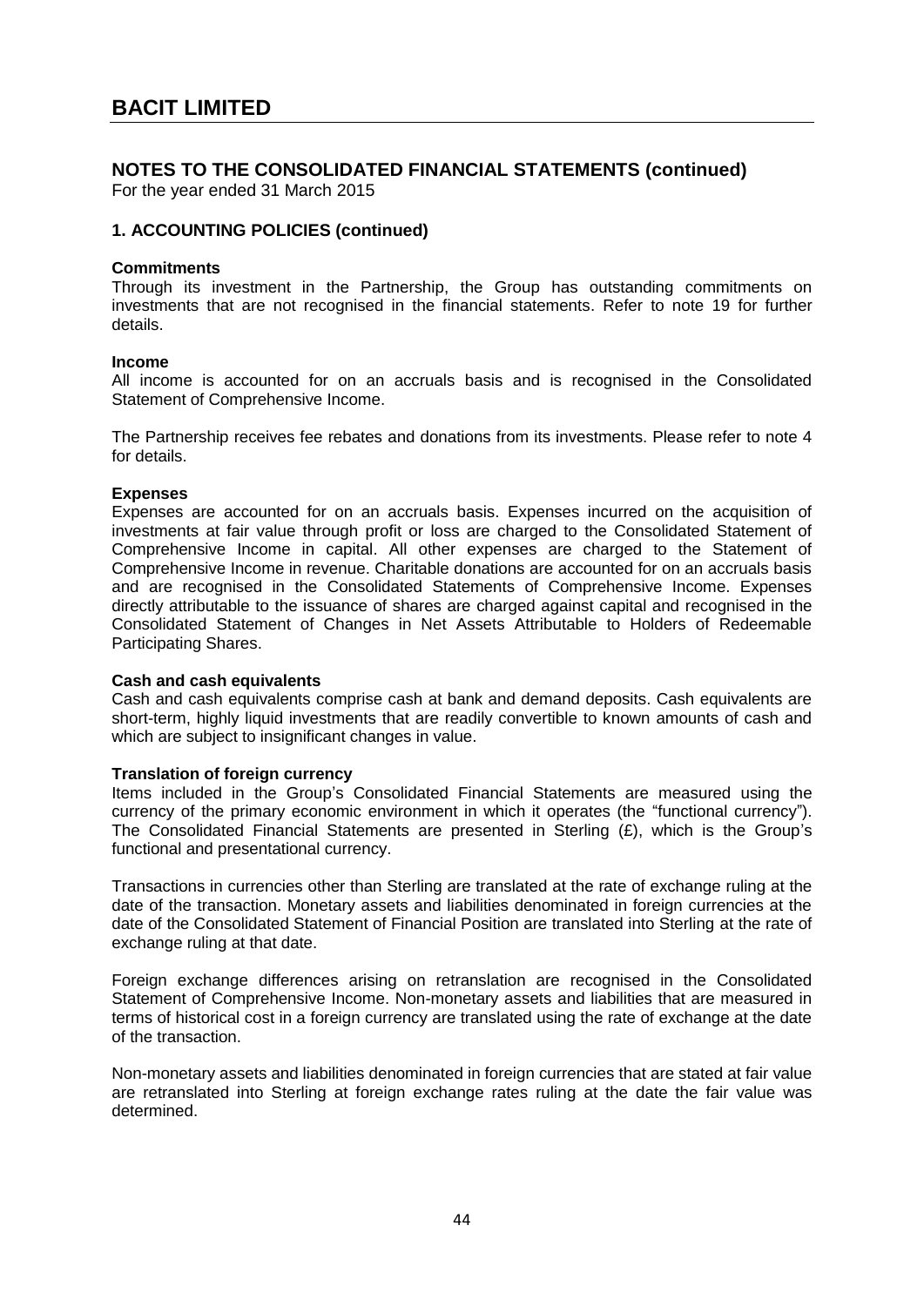# BACIT LIMITED

## NOTES TO THE CONSOLIDATED FINANCIAL STATEMENTS (continued)

For the year ended 31 March 2015

### 1. ACCOUNTING POLICIES (continued)

**Commitments**

Through its investment in the Partnership, the Group has outstanding commitments on investments that are not recognised in the financial statements. Refer to note 19 for further details.

**Income**

All income is accounted for on an accruals basis and is recognised in the Consolidated Statement of Comprehensive Income.

The Partnership receives fee rebates and donations from its investments. Please refer to note 4 for details.

**Expenses**

Expenses are accounted for on an accruals basis. Expenses incurred on the acquisition of investments at fair value through profit or loss are charged to the Consolidated Statement of Comprehensive Income in capital. All other expenses are charged to the Statement of Comprehensive Income in revenue. Charitable donations are accounted for on an accruals basis and are recognised in the Consolidated Statements of Comprehensive Income. Expenses directly attributable to the issuance of shares are charged against capital and recognised in the Consolidated Statement of Changes in Net Assets Attributable to Holders of Redeemable Participating Shares.

**Cash and cash equivalents**

Cash and cash equivalents comprise cash at bank and demand deposits. Cash equivalents are short-term, highly liquid investments that are readily convertible to known amounts of cash and which are subject to insignificant changes in value.

**Translation of foreign currency**

Items included in the Group's Consolidated Financial Statements are measured using the currency of the primary economic environment in which it operates (the "functional currency"). The Consolidated Financial Statements are presented in Sterling (£), which is the Group's functional and presentational currency.

Transactions in currencies other than Sterling are translated at the rate of exchange ruling at the date of the transaction. Monetary assets and liabilities denominated in foreign currencies at the date of the Consolidated Statement of Financial Position are translated into Sterling at the rate of exchange ruling at that date.

Foreign exchange differences arising on retranslation are recognised in the Consolidated Statement of Comprehensive Income. Non-monetary assets and liabilities that are measured in terms of historical cost in a foreign currency are translated using the rate of exchange at the date of the transaction.

Non-monetary assets and liabilities denominated in foreign currencies that are stated at fair value are retranslated into Sterling at foreign exchange rates ruling at the date the fair value was determined.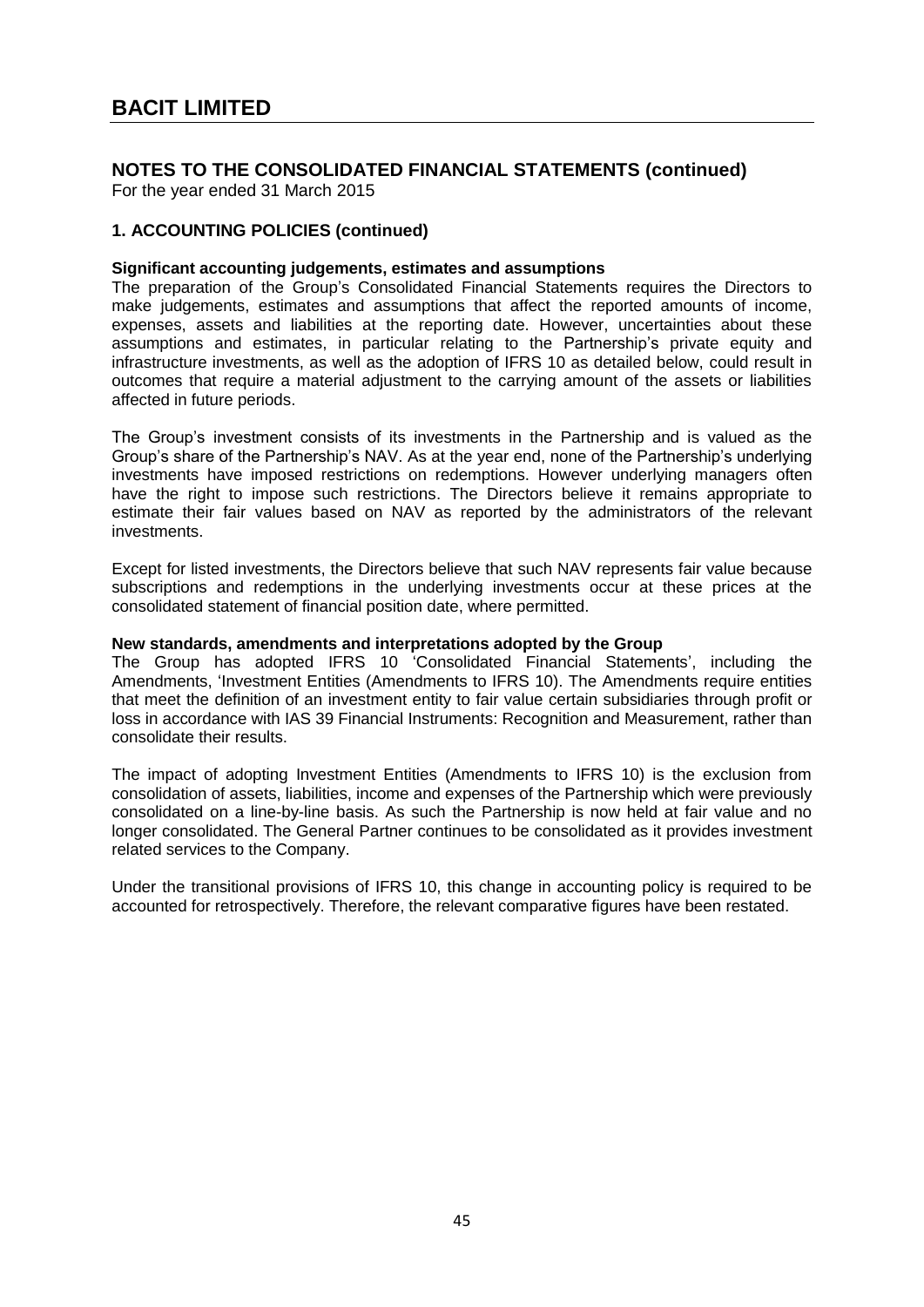# BACIT LIMITED

## NOTES TO THE CONSOLIDATED FINANCIAL STATEMENTS (continued)

For the year ended 31 March 2015

### 1. ACCOUNTING POLICIES (continued)

**Significant accounting judgements, estimates and assumptions**

The preparation of the Group's Consolidated Financial Statements requires the Directors to make judgements, estimates and assumptions that affect the reported amounts of income, expenses, assets and liabilities at the reporting date. However, uncertainties about these assumptions and estimates, in particular relating to the Partnership's private equity and infrastructure investments, as well as the adoption of IFRS 10 as detailed below, could result in outcomes that require a material adjustment to the carrying amount of the assets or liabilities affected in future periods.

The Group's investment consists of its investments in the Partnership and is valued as the Group's share of the Partnership's NAV. As at the year end, none of the Partnership's underlying investments have imposed restrictions on redemptions. However underlying managers often have the right to impose such restrictions. The Directors believe it remains appropriate to estimate their fair values based on NAV as reported by the administrators of the relevant investments.

Except for listed investments, the Directors believe that such NAV represents fair value because subscriptions and redemptions in the underlying investments occur at these prices at the consolidated statement of financial position date, where permitted.

**New standards, amendments and interpretations adopted by the Group**

The Group has adopted IFRS 10 'Consolidated Financial Statements', including the Amendments, 'Investment Entities (Amendments to IFRS 10). The Amendments require entities that meet the definition of an investment entity to fair value certain subsidiaries through profit or loss in accordance with IAS 39 Financial Instruments: Recognition and Measurement, rather than consolidate their results.

The impact of adopting Investment Entities (Amendments to IFRS 10) is the exclusion from consolidation of assets, liabilities, income and expenses of the Partnership which were previously consolidated on a line-by-line basis. As such the Partnership is now held at fair value and no longer consolidated. The General Partner continues to be consolidated as it provides investment related services to the Company.

Under the transitional provisions of IFRS 10, this change in accounting policy is required to be accounted for retrospectively. Therefore, the relevant comparative figures have been restated.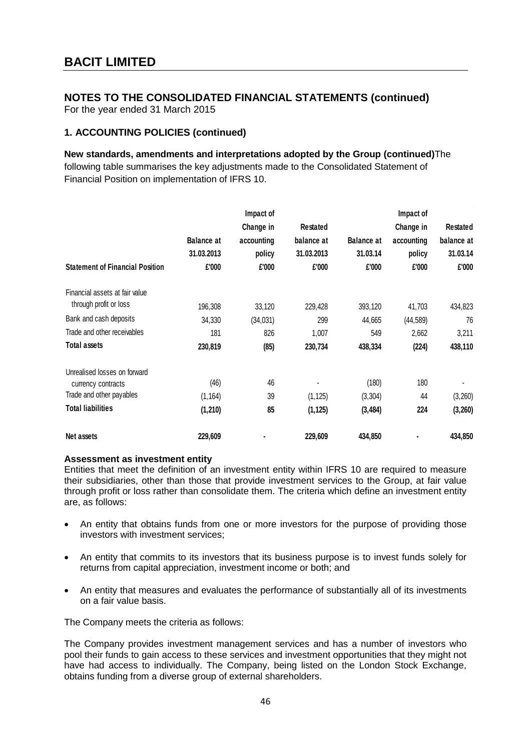# BACIT LIMITED

## NOTES TO THE CONSOLIDATED FINANCIAL STATEMENTS (continued)

For the year ended 31 March 2015

### 1. ACCOUNTING POLICIES (continued)

**New standards, amendments and interpretations adopted by the Group (continued)** The following table summarises the key adjustments made to the Consolidated Statement of Financial Position on implementation of IFRS 10.

| Statement of Financial Position | Balance at 31.03.2013 £'000 | Impact of Change in accounting policy £'000 | Restated balance at 31.03.2013 £'000 | Balance at 31.03.14 £'000 | Impact of Change in accounting policy £'000 | Restated balance at 31.03.14 £'000 |
|---|---|---|---|---|---|---|
| Financial assets at fair value through profit or loss | 196,308 | 33,120 | 229,428 | 393,120 | 41,703 | 434,823 |
| Bank and cash deposits | 34,330 | (34,031) | 299 | 44,665 | (44,589) | 76 |
| Trade and other receivables | 181 | 826 | 1,007 | 549 | 2,662 | 3,211 |
| **Total assets** | **230,819** | **(85)** | **230,734** | **438,334** | **(224)** | **438,110** |
| Unrealised losses on forward currency contracts | (46) | 46 | - | (180) | 180 | - |
| Trade and other payables | (1,164) | 39 | (1,125) | (3,304) | 44 | (3,260) |
| **Total liabilities** | **(1,210)** | **85** | **(1,125)** | **(3,484)** | **224** | **(3,260)** |
| **Net assets** | **229,609** | **-** | **229,609** | **434,850** | **-** | **434,850** |

**Assessment as investment entity**

Entities that meet the definition of an investment entity within IFRS 10 are required to measure their subsidiaries, other than those that provide investment services to the Group, at fair value through profit or loss rather than consolidate them. The criteria which define an investment entity are, as follows:

- An entity that obtains funds from one or more investors for the purpose of providing those investors with investment services;
- An entity that commits to its investors that its business purpose is to invest funds solely for returns from capital appreciation, investment income or both; and
- An entity that measures and evaluates the performance of substantially all of its investments on a fair value basis.

The Company meets the criteria as follows:

The Company provides investment management services and has a number of investors who pool their funds to gain access to these services and investment opportunities that they might not have had access to individually. The Company, being listed on the London Stock Exchange, obtains funding from a diverse group of external shareholders.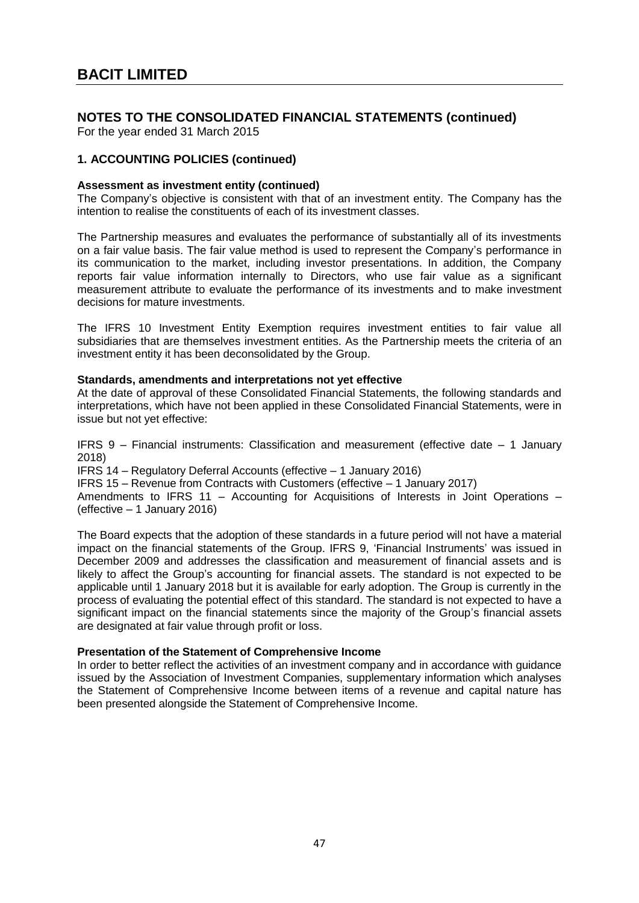# BACIT LIMITED

## NOTES TO THE CONSOLIDATED FINANCIAL STATEMENTS (continued)

For the year ended 31 March 2015

### 1. ACCOUNTING POLICIES (continued)

**Assessment as investment entity (continued)**

The Company's objective is consistent with that of an investment entity. The Company has the intention to realise the constituents of each of its investment classes.

The Partnership measures and evaluates the performance of substantially all of its investments on a fair value basis. The fair value method is used to represent the Company's performance in its communication to the market, including investor presentations. In addition, the Company reports fair value information internally to Directors, who use fair value as a significant measurement attribute to evaluate the performance of its investments and to make investment decisions for mature investments.

The IFRS 10 Investment Entity Exemption requires investment entities to fair value all subsidiaries that are themselves investment entities. As the Partnership meets the criteria of an investment entity it has been deconsolidated by the Group.

**Standards, amendments and interpretations not yet effective**

At the date of approval of these Consolidated Financial Statements, the following standards and interpretations, which have not been applied in these Consolidated Financial Statements, were in issue but not yet effective:

IFRS 9 – Financial instruments: Classification and measurement (effective date – 1 January 2018)
IFRS 14 – Regulatory Deferral Accounts (effective – 1 January 2016)
IFRS 15 – Revenue from Contracts with Customers (effective – 1 January 2017)
Amendments to IFRS 11 – Accounting for Acquisitions of Interests in Joint Operations – (effective – 1 January 2016)

The Board expects that the adoption of these standards in a future period will not have a material impact on the financial statements of the Group. IFRS 9, 'Financial Instruments' was issued in December 2009 and addresses the classification and measurement of financial assets and is likely to affect the Group's accounting for financial assets. The standard is not expected to be applicable until 1 January 2018 but it is available for early adoption. The Group is currently in the process of evaluating the potential effect of this standard. The standard is not expected to have a significant impact on the financial statements since the majority of the Group's financial assets are designated at fair value through profit or loss.

**Presentation of the Statement of Comprehensive Income**

In order to better reflect the activities of an investment company and in accordance with guidance issued by the Association of Investment Companies, supplementary information which analyses the Statement of Comprehensive Income between items of a revenue and capital nature has been presented alongside the Statement of Comprehensive Income.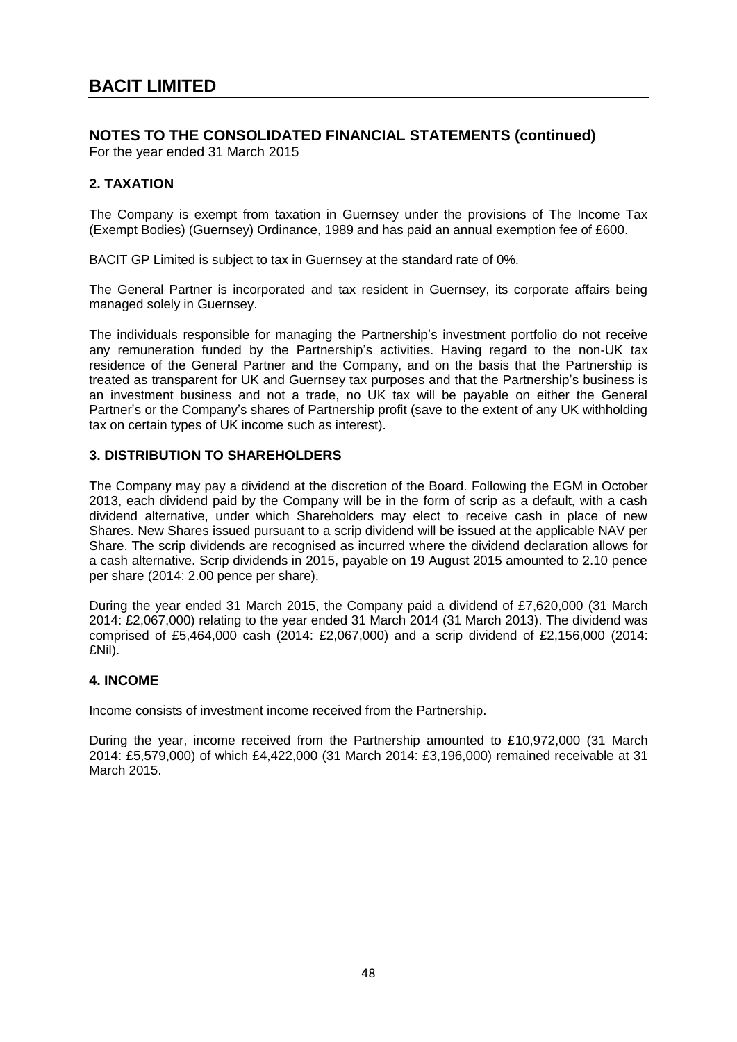## NOTES TO THE CONSOLIDATED FINANCIAL STATEMENTS (continued)

For the year ended 31 March 2015

### 2. TAXATION

The Company is exempt from taxation in Guernsey under the provisions of The Income Tax (Exempt Bodies) (Guernsey) Ordinance, 1989 and has paid an annual exemption fee of £600.

BACIT GP Limited is subject to tax in Guernsey at the standard rate of 0%.

The General Partner is incorporated and tax resident in Guernsey, its corporate affairs being managed solely in Guernsey.

The individuals responsible for managing the Partnership's investment portfolio do not receive any remuneration funded by the Partnership's activities. Having regard to the non-UK tax residence of the General Partner and the Company, and on the basis that the Partnership is treated as transparent for UK and Guernsey tax purposes and that the Partnership's business is an investment business and not a trade, no UK tax will be payable on either the General Partner's or the Company's shares of Partnership profit (save to the extent of any UK withholding tax on certain types of UK income such as interest).

### 3. DISTRIBUTION TO SHAREHOLDERS

The Company may pay a dividend at the discretion of the Board. Following the EGM in October 2013, each dividend paid by the Company will be in the form of scrip as a default, with a cash dividend alternative, under which Shareholders may elect to receive cash in place of new Shares. New Shares issued pursuant to a scrip dividend will be issued at the applicable NAV per Share. The scrip dividends are recognised as incurred where the dividend declaration allows for a cash alternative. Scrip dividends in 2015, payable on 19 August 2015 amounted to 2.10 pence per share (2014: 2.00 pence per share).

During the year ended 31 March 2015, the Company paid a dividend of £7,620,000 (31 March 2014: £2,067,000) relating to the year ended 31 March 2014 (31 March 2013). The dividend was comprised of £5,464,000 cash (2014: £2,067,000) and a scrip dividend of £2,156,000 (2014: £Nil).

### 4. INCOME

Income consists of investment income received from the Partnership.

During the year, income received from the Partnership amounted to £10,972,000 (31 March 2014: £5,579,000) of which £4,422,000 (31 March 2014: £3,196,000) remained receivable at 31 March 2015.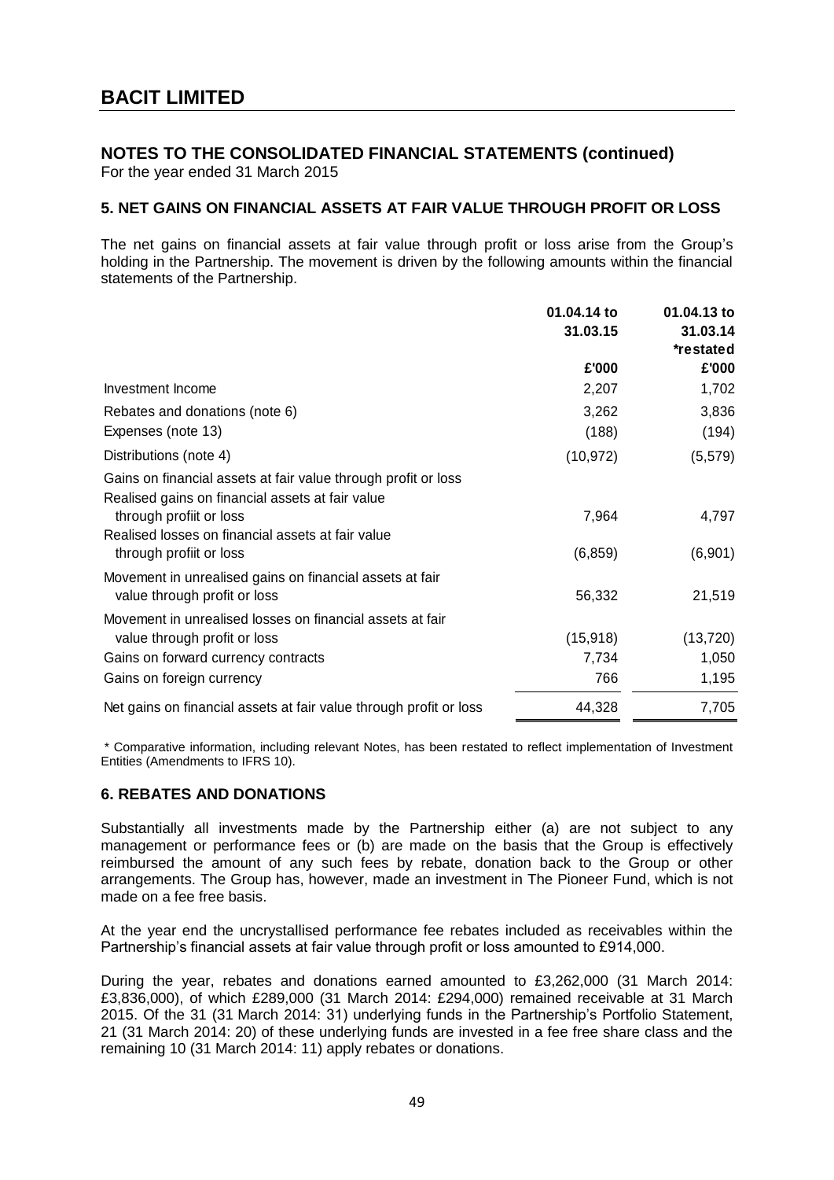# BACIT LIMITED

## NOTES TO THE CONSOLIDATED FINANCIAL STATEMENTS (continued)

For the year ended 31 March 2015

### 5. NET GAINS ON FINANCIAL ASSETS AT FAIR VALUE THROUGH PROFIT OR LOSS

The net gains on financial assets at fair value through profit or loss arise from the Group's holding in the Partnership. The movement is driven by the following amounts within the financial statements of the Partnership.

| | 01.04.14 to 31.03.15 | 01.04.13 to 31.03.14 *restated |
|---|---|---|
| | £'000 | £'000 |
| Investment Income | 2,207 | 1,702 |
| Rebates and donations (note 6) | 3,262 | 3,836 |
| Expenses (note 13) | (188) | (194) |
| Distributions (note 4) | (10,972) | (5,579) |
| Gains on financial assets at fair value through profit or loss | | |
| Realised gains on financial assets at fair value through profiit or loss | 7,964 | 4,797 |
| Realised losses on financial assets at fair value through profiit or loss | (6,859) | (6,901) |
| Movement in unrealised gains on financial assets at fair value through profit or loss | 56,332 | 21,519 |
| Movement in unrealised losses on financial assets at fair value through profit or loss | (15,918) | (13,720) |
| Gains on forward currency contracts | 7,734 | 1,050 |
| Gains on foreign currency | 766 | 1,195 |
| Net gains on financial assets at fair value through profit or loss | 44,328 | 7,705 |

* Comparative information, including relevant Notes, has been restated to reflect implementation of Investment Entities (Amendments to IFRS 10).

### 6. REBATES AND DONATIONS

Substantially all investments made by the Partnership either (a) are not subject to any management or performance fees or (b) are made on the basis that the Group is effectively reimbursed the amount of any such fees by rebate, donation back to the Group or other arrangements. The Group has, however, made an investment in The Pioneer Fund, which is not made on a fee free basis.

At the year end the uncrystallised performance fee rebates included as receivables within the Partnership's financial assets at fair value through profit or loss amounted to £914,000.

During the year, rebates and donations earned amounted to £3,262,000 (31 March 2014: £3,836,000), of which £289,000 (31 March 2014: £294,000) remained receivable at 31 March 2015. Of the 31 (31 March 2014: 31) underlying funds in the Partnership's Portfolio Statement, 21 (31 March 2014: 20) of these underlying funds are invested in a fee free share class and the remaining 10 (31 March 2014: 11) apply rebates or donations.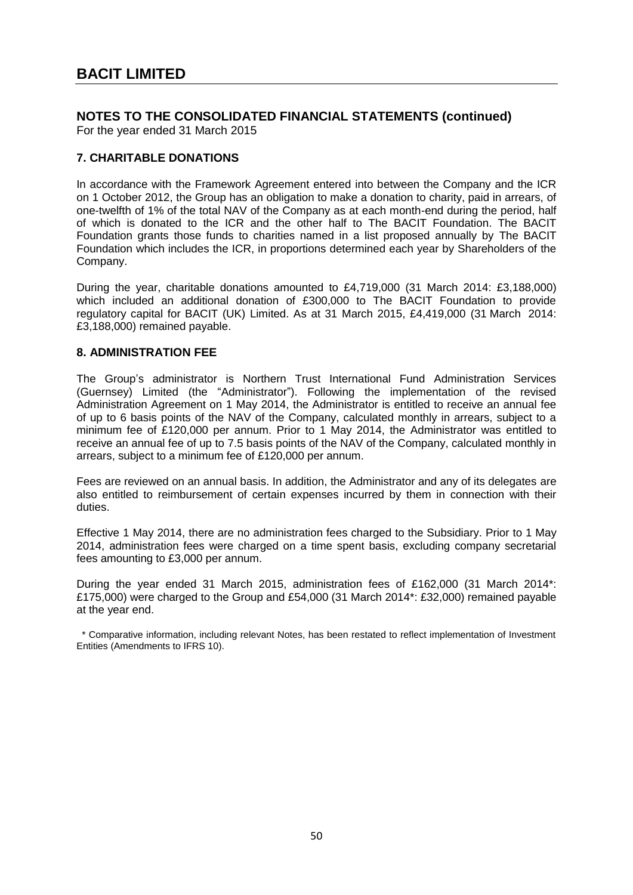# BACIT LIMITED

## NOTES TO THE CONSOLIDATED FINANCIAL STATEMENTS (continued)

For the year ended 31 March 2015

### 7. CHARITABLE DONATIONS

In accordance with the Framework Agreement entered into between the Company and the ICR on 1 October 2012, the Group has an obligation to make a donation to charity, paid in arrears, of one-twelfth of 1% of the total NAV of the Company as at each month-end during the period, half of which is donated to the ICR and the other half to The BACIT Foundation. The BACIT Foundation grants those funds to charities named in a list proposed annually by The BACIT Foundation which includes the ICR, in proportions determined each year by Shareholders of the Company.

During the year, charitable donations amounted to £4,719,000 (31 March 2014: £3,188,000) which included an additional donation of £300,000 to The BACIT Foundation to provide regulatory capital for BACIT (UK) Limited. As at 31 March 2015, £4,419,000 (31 March 2014: £3,188,000) remained payable.

### 8. ADMINISTRATION FEE

The Group's administrator is Northern Trust International Fund Administration Services (Guernsey) Limited (the "Administrator"). Following the implementation of the revised Administration Agreement on 1 May 2014, the Administrator is entitled to receive an annual fee of up to 6 basis points of the NAV of the Company, calculated monthly in arrears, subject to a minimum fee of £120,000 per annum. Prior to 1 May 2014, the Administrator was entitled to receive an annual fee of up to 7.5 basis points of the NAV of the Company, calculated monthly in arrears, subject to a minimum fee of £120,000 per annum.

Fees are reviewed on an annual basis. In addition, the Administrator and any of its delegates are also entitled to reimbursement of certain expenses incurred by them in connection with their duties.

Effective 1 May 2014, there are no administration fees charged to the Subsidiary. Prior to 1 May 2014, administration fees were charged on a time spent basis, excluding company secretarial fees amounting to £3,000 per annum.

During the year ended 31 March 2015, administration fees of £162,000 (31 March 2014*: £175,000) were charged to the Group and £54,000 (31 March 2014*: £32,000) remained payable at the year end.

\* Comparative information, including relevant Notes, has been restated to reflect implementation of Investment Entities (Amendments to IFRS 10).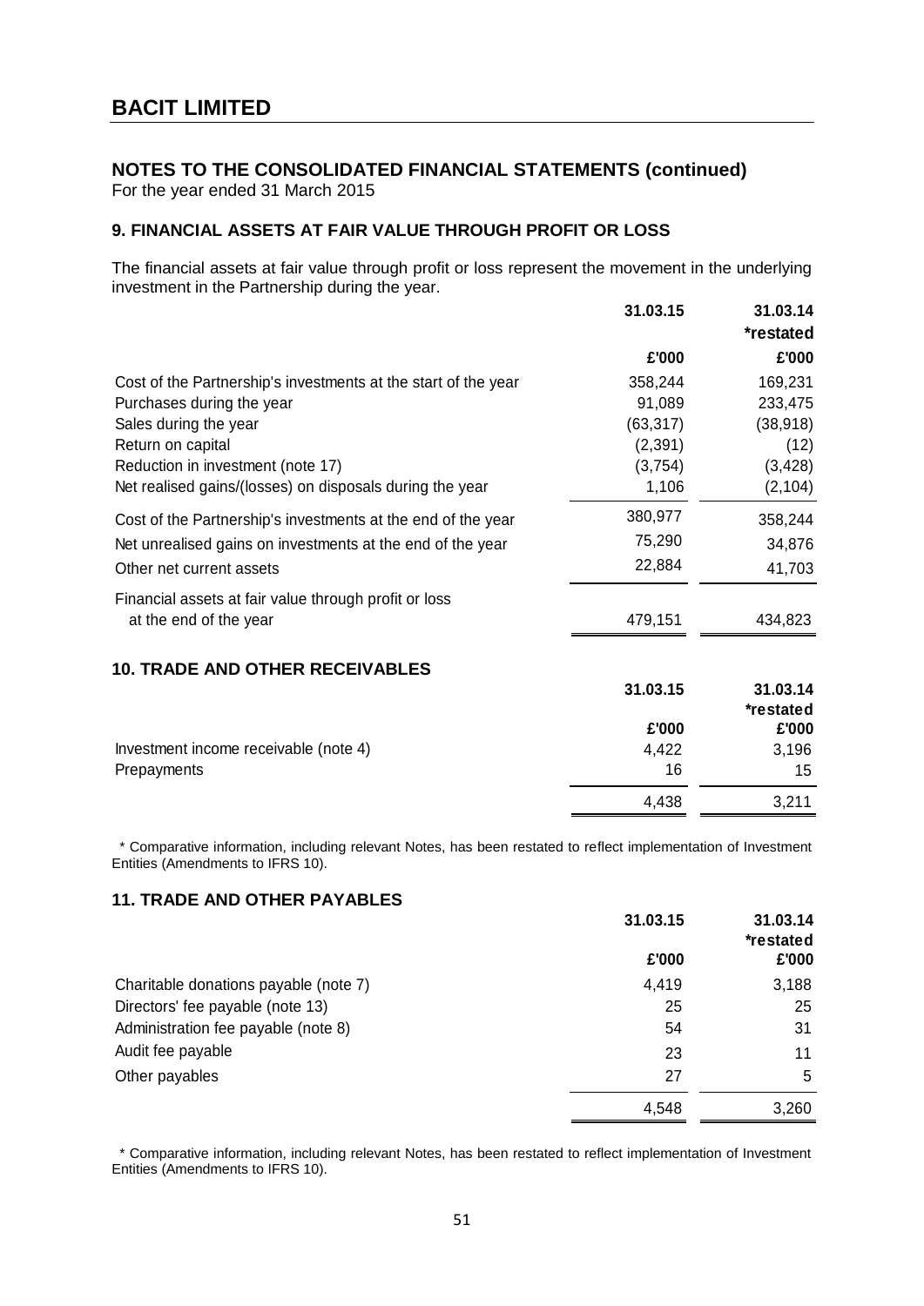# BACIT LIMITED

## NOTES TO THE CONSOLIDATED FINANCIAL STATEMENTS (continued)

For the year ended 31 March 2015

### 9. FINANCIAL ASSETS AT FAIR VALUE THROUGH PROFIT OR LOSS

The financial assets at fair value through profit or loss represent the movement in the underlying investment in the Partnership during the year.

| | 31.03.15 | 31.03.14 *restated |
|---|---|---|
| | £'000 | £'000 |
| Cost of the Partnership's investments at the start of the year | 358,244 | 169,231 |
| Purchases during the year | 91,089 | 233,475 |
| Sales during the year | (63,317) | (38,918) |
| Return on capital | (2,391) | (12) |
| Reduction in investment (note 17) | (3,754) | (3,428) |
| Net realised gains/(losses) on disposals during the year | 1,106 | (2,104) |
| Cost of the Partnership's investments at the end of the year | 380,977 | 358,244 |
| Net unrealised gains on investments at the end of the year | 75,290 | 34,876 |
| Other net current assets | 22,884 | 41,703 |
| Financial assets at fair value through profit or loss at the end of the year | 479,151 | 434,823 |

### 10. TRADE AND OTHER RECEIVABLES

| | 31.03.15 | 31.03.14 *restated |
|---|---|---|
| | £'000 | £'000 |
| Investment income receivable (note 4) | 4,422 | 3,196 |
| Prepayments | 16 | 15 |
| | 4,438 | 3,211 |

* Comparative information, including relevant Notes, has been restated to reflect implementation of Investment Entities (Amendments to IFRS 10).

### 11. TRADE AND OTHER PAYABLES

| | 31.03.15 | 31.03.14 *restated |
|---|---|---|
| | £'000 | £'000 |
| Charitable donations payable (note 7) | 4,419 | 3,188 |
| Directors' fee payable (note 13) | 25 | 25 |
| Administration fee payable (note 8) | 54 | 31 |
| Audit fee payable | 23 | 11 |
| Other payables | 27 | 5 |
| | 4,548 | 3,260 |

* Comparative information, including relevant Notes, has been restated to reflect implementation of Investment Entities (Amendments to IFRS 10).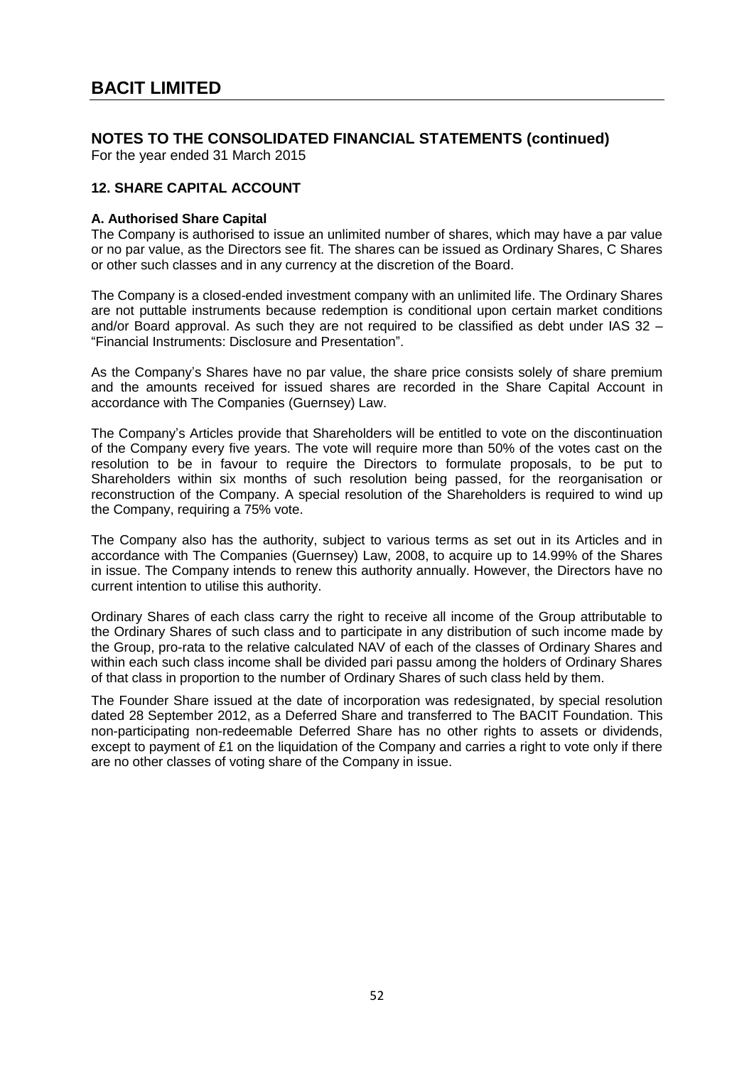# BACIT LIMITED

## NOTES TO THE CONSOLIDATED FINANCIAL STATEMENTS (continued)

For the year ended 31 March 2015

### 12. SHARE CAPITAL ACCOUNT

**A. Authorised Share Capital**

The Company is authorised to issue an unlimited number of shares, which may have a par value or no par value, as the Directors see fit. The shares can be issued as Ordinary Shares, C Shares or other such classes and in any currency at the discretion of the Board.

The Company is a closed-ended investment company with an unlimited life. The Ordinary Shares are not puttable instruments because redemption is conditional upon certain market conditions and/or Board approval. As such they are not required to be classified as debt under IAS 32 – "Financial Instruments: Disclosure and Presentation".

As the Company's Shares have no par value, the share price consists solely of share premium and the amounts received for issued shares are recorded in the Share Capital Account in accordance with The Companies (Guernsey) Law.

The Company's Articles provide that Shareholders will be entitled to vote on the discontinuation of the Company every five years. The vote will require more than 50% of the votes cast on the resolution to be in favour to require the Directors to formulate proposals, to be put to Shareholders within six months of such resolution being passed, for the reorganisation or reconstruction of the Company. A special resolution of the Shareholders is required to wind up the Company, requiring a 75% vote.

The Company also has the authority, subject to various terms as set out in its Articles and in accordance with The Companies (Guernsey) Law, 2008, to acquire up to 14.99% of the Shares in issue. The Company intends to renew this authority annually. However, the Directors have no current intention to utilise this authority.

Ordinary Shares of each class carry the right to receive all income of the Group attributable to the Ordinary Shares of such class and to participate in any distribution of such income made by the Group, pro-rata to the relative calculated NAV of each of the classes of Ordinary Shares and within each such class income shall be divided pari passu among the holders of Ordinary Shares of that class in proportion to the number of Ordinary Shares of such class held by them.

The Founder Share issued at the date of incorporation was redesignated, by special resolution dated 28 September 2012, as a Deferred Share and transferred to The BACIT Foundation. This non-participating non-redeemable Deferred Share has no other rights to assets or dividends, except to payment of £1 on the liquidation of the Company and carries a right to vote only if there are no other classes of voting share of the Company in issue.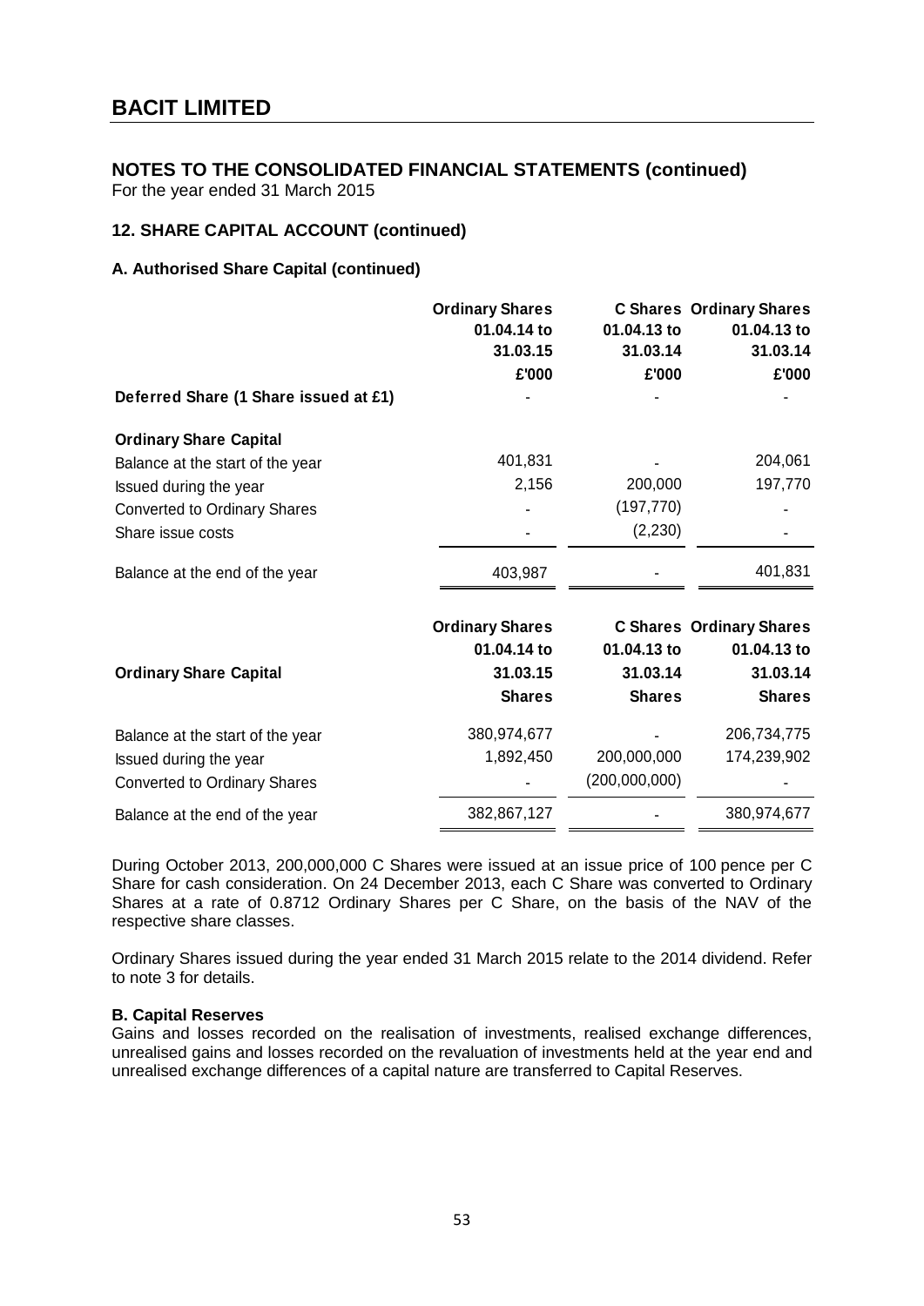# BACIT LIMITED

## NOTES TO THE CONSOLIDATED FINANCIAL STATEMENTS (continued)

For the year ended 31 March 2015

### 12. SHARE CAPITAL ACCOUNT (continued)

#### A. Authorised Share Capital (continued)

| | Ordinary Shares 01.04.14 to 31.03.15 £'000 | C Shares 01.04.13 to 31.03.14 £'000 | Ordinary Shares 01.04.13 to 31.03.14 £'000 |
|---|---|---|---|
| **Deferred Share (1 Share issued at £1)** | - | - | - |
| **Ordinary Share Capital** | | | |
| Balance at the start of the year | 401,831 | - | 204,061 |
| Issued during the year | 2,156 | 200,000 | 197,770 |
| Converted to Ordinary Shares | - | (197,770) | - |
| Share issue costs | - | (2,230) | - |
| Balance at the end of the year | 403,987 | - | 401,831 |

| Ordinary Share Capital | Ordinary Shares 01.04.14 to 31.03.15 Shares | C Shares 01.04.13 to 31.03.14 Shares | Ordinary Shares 01.04.13 to 31.03.14 Shares |
|---|---|---|---|
| Balance at the start of the year | 380,974,677 | - | 206,734,775 |
| Issued during the year | 1,892,450 | 200,000,000 | 174,239,902 |
| Converted to Ordinary Shares | - | (200,000,000) | - |
| Balance at the end of the year | 382,867,127 | - | 380,974,677 |

During October 2013, 200,000,000 C Shares were issued at an issue price of 100 pence per C Share for cash consideration. On 24 December 2013, each C Share was converted to Ordinary Shares at a rate of 0.8712 Ordinary Shares per C Share, on the basis of the NAV of the respective share classes.

Ordinary Shares issued during the year ended 31 March 2015 relate to the 2014 dividend. Refer to note 3 for details.

#### B. Capital Reserves

Gains and losses recorded on the realisation of investments, realised exchange differences, unrealised gains and losses recorded on the revaluation of investments held at the year end and unrealised exchange differences of a capital nature are transferred to Capital Reserves.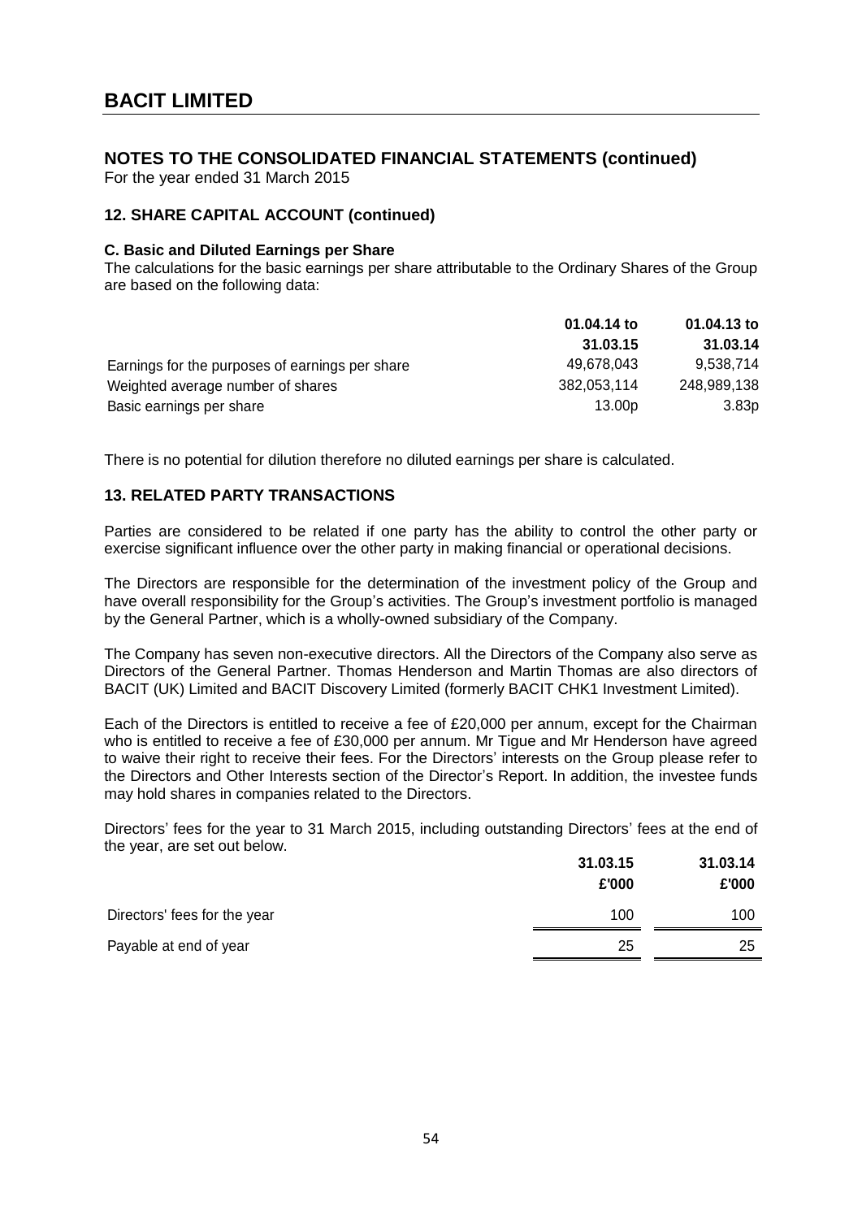# BACIT LIMITED

## NOTES TO THE CONSOLIDATED FINANCIAL STATEMENTS (continued)

For the year ended 31 March 2015

### 12. SHARE CAPITAL ACCOUNT (continued)

**C. Basic and Diluted Earnings per Share**

The calculations for the basic earnings per share attributable to the Ordinary Shares of the Group are based on the following data:

| | **01.04.14 to 31.03.15** | **01.04.13 to 31.03.14** |
|---|---|---|
| Earnings for the purposes of earnings per share | 49,678,043 | 9,538,714 |
| Weighted average number of shares | 382,053,114 | 248,989,138 |
| Basic earnings per share | 13.00p | 3.83p |

There is no potential for dilution therefore no diluted earnings per share is calculated.

### 13. RELATED PARTY TRANSACTIONS

Parties are considered to be related if one party has the ability to control the other party or exercise significant influence over the other party in making financial or operational decisions.

The Directors are responsible for the determination of the investment policy of the Group and have overall responsibility for the Group's activities. The Group's investment portfolio is managed by the General Partner, which is a wholly-owned subsidiary of the Company.

The Company has seven non-executive directors. All the Directors of the Company also serve as Directors of the General Partner. Thomas Henderson and Martin Thomas are also directors of BACIT (UK) Limited and BACIT Discovery Limited (formerly BACIT CHK1 Investment Limited).

Each of the Directors is entitled to receive a fee of £20,000 per annum, except for the Chairman who is entitled to receive a fee of £30,000 per annum. Mr Tigue and Mr Henderson have agreed to waive their right to receive their fees. For the Directors' interests on the Group please refer to the Directors and Other Interests section of the Director's Report. In addition, the investee funds may hold shares in companies related to the Directors.

Directors' fees for the year to 31 March 2015, including outstanding Directors' fees at the end of the year, are set out below.

| | **31.03.15 £'000** | **31.03.14 £'000** |
|---|---|---|
| Directors' fees for the year | 100 | 100 |
| Payable at end of year | 25 | 25 |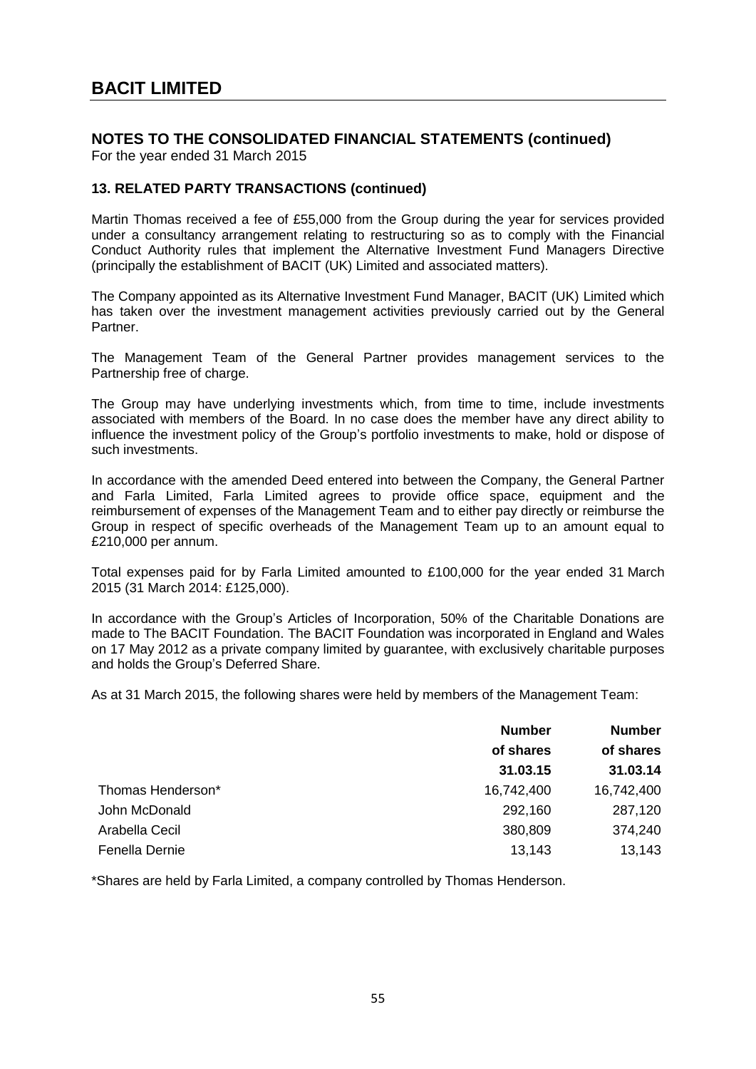# BACIT LIMITED

## NOTES TO THE CONSOLIDATED FINANCIAL STATEMENTS (continued)

For the year ended 31 March 2015

### 13. RELATED PARTY TRANSACTIONS (continued)

Martin Thomas received a fee of £55,000 from the Group during the year for services provided under a consultancy arrangement relating to restructuring so as to comply with the Financial Conduct Authority rules that implement the Alternative Investment Fund Managers Directive (principally the establishment of BACIT (UK) Limited and associated matters).

The Company appointed as its Alternative Investment Fund Manager, BACIT (UK) Limited which has taken over the investment management activities previously carried out by the General Partner.

The Management Team of the General Partner provides management services to the Partnership free of charge.

The Group may have underlying investments which, from time to time, include investments associated with members of the Board. In no case does the member have any direct ability to influence the investment policy of the Group's portfolio investments to make, hold or dispose of such investments.

In accordance with the amended Deed entered into between the Company, the General Partner and Farla Limited, Farla Limited agrees to provide office space, equipment and the reimbursement of expenses of the Management Team and to either pay directly or reimburse the Group in respect of specific overheads of the Management Team up to an amount equal to £210,000 per annum.

Total expenses paid for by Farla Limited amounted to £100,000 for the year ended 31 March 2015 (31 March 2014: £125,000).

In accordance with the Group's Articles of Incorporation, 50% of the Charitable Donations are made to The BACIT Foundation. The BACIT Foundation was incorporated in England and Wales on 17 May 2012 as a private company limited by guarantee, with exclusively charitable purposes and holds the Group's Deferred Share.

As at 31 March 2015, the following shares were held by members of the Management Team:

| | Number of shares 31.03.15 | Number of shares 31.03.14 |
|---|---|---|
| Thomas Henderson* | 16,742,400 | 16,742,400 |
| John McDonald | 292,160 | 287,120 |
| Arabella Cecil | 380,809 | 374,240 |
| Fenella Dernie | 13,143 | 13,143 |

*Shares are held by Farla Limited, a company controlled by Thomas Henderson.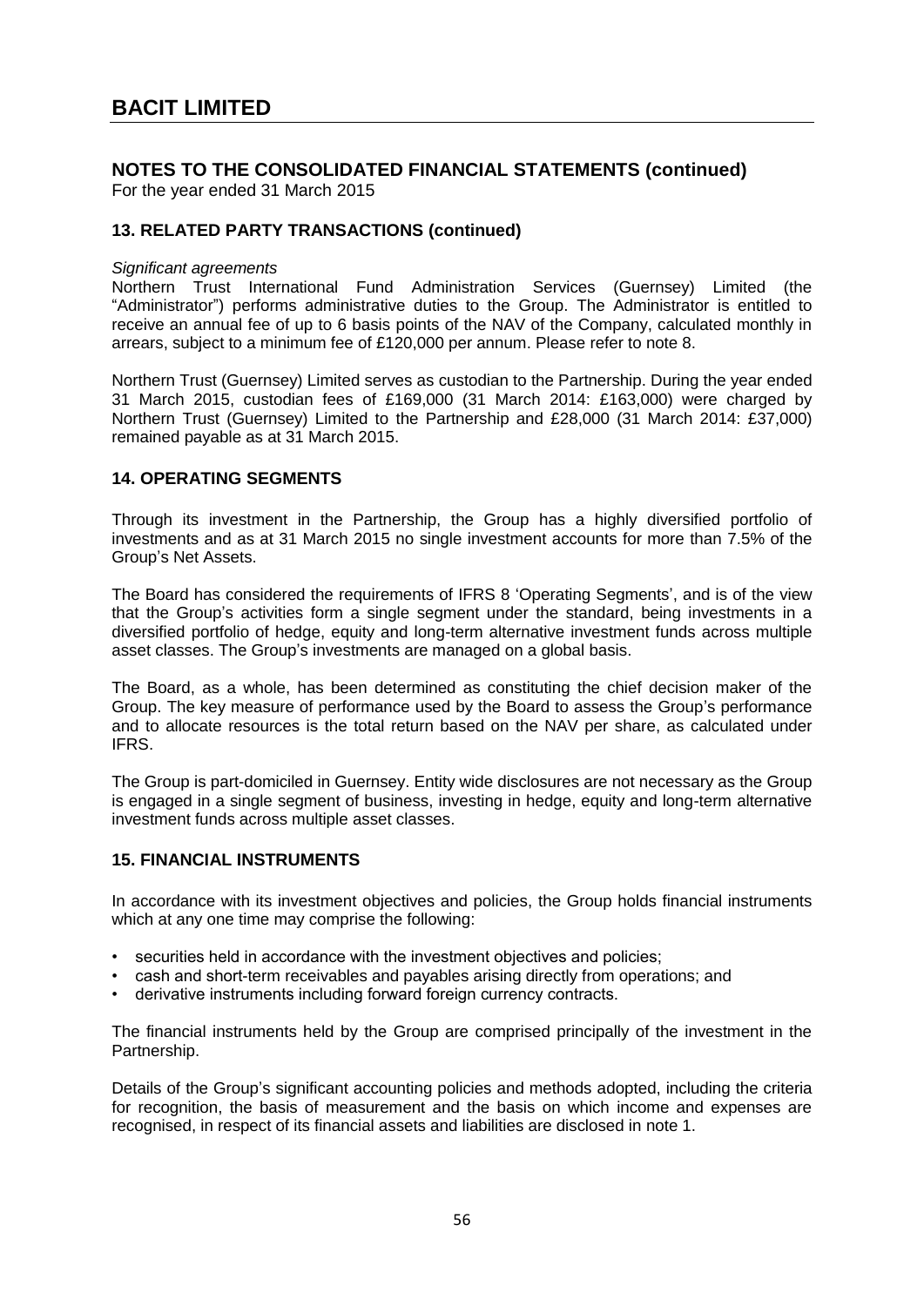# BACIT LIMITED

## NOTES TO THE CONSOLIDATED FINANCIAL STATEMENTS (continued)

For the year ended 31 March 2015

### 13. RELATED PARTY TRANSACTIONS (continued)

*Significant agreements*

Northern Trust International Fund Administration Services (Guernsey) Limited (the "Administrator") performs administrative duties to the Group. The Administrator is entitled to receive an annual fee of up to 6 basis points of the NAV of the Company, calculated monthly in arrears, subject to a minimum fee of £120,000 per annum. Please refer to note 8.

Northern Trust (Guernsey) Limited serves as custodian to the Partnership. During the year ended 31 March 2015, custodian fees of £169,000 (31 March 2014: £163,000) were charged by Northern Trust (Guernsey) Limited to the Partnership and £28,000 (31 March 2014: £37,000) remained payable as at 31 March 2015.

### 14. OPERATING SEGMENTS

Through its investment in the Partnership, the Group has a highly diversified portfolio of investments and as at 31 March 2015 no single investment accounts for more than 7.5% of the Group's Net Assets.

The Board has considered the requirements of IFRS 8 'Operating Segments', and is of the view that the Group's activities form a single segment under the standard, being investments in a diversified portfolio of hedge, equity and long-term alternative investment funds across multiple asset classes. The Group's investments are managed on a global basis.

The Board, as a whole, has been determined as constituting the chief decision maker of the Group. The key measure of performance used by the Board to assess the Group's performance and to allocate resources is the total return based on the NAV per share, as calculated under IFRS.

The Group is part-domiciled in Guernsey. Entity wide disclosures are not necessary as the Group is engaged in a single segment of business, investing in hedge, equity and long-term alternative investment funds across multiple asset classes.

### 15. FINANCIAL INSTRUMENTS

In accordance with its investment objectives and policies, the Group holds financial instruments which at any one time may comprise the following:

- securities held in accordance with the investment objectives and policies;
- cash and short-term receivables and payables arising directly from operations; and
- derivative instruments including forward foreign currency contracts.

The financial instruments held by the Group are comprised principally of the investment in the Partnership.

Details of the Group's significant accounting policies and methods adopted, including the criteria for recognition, the basis of measurement and the basis on which income and expenses are recognised, in respect of its financial assets and liabilities are disclosed in note 1.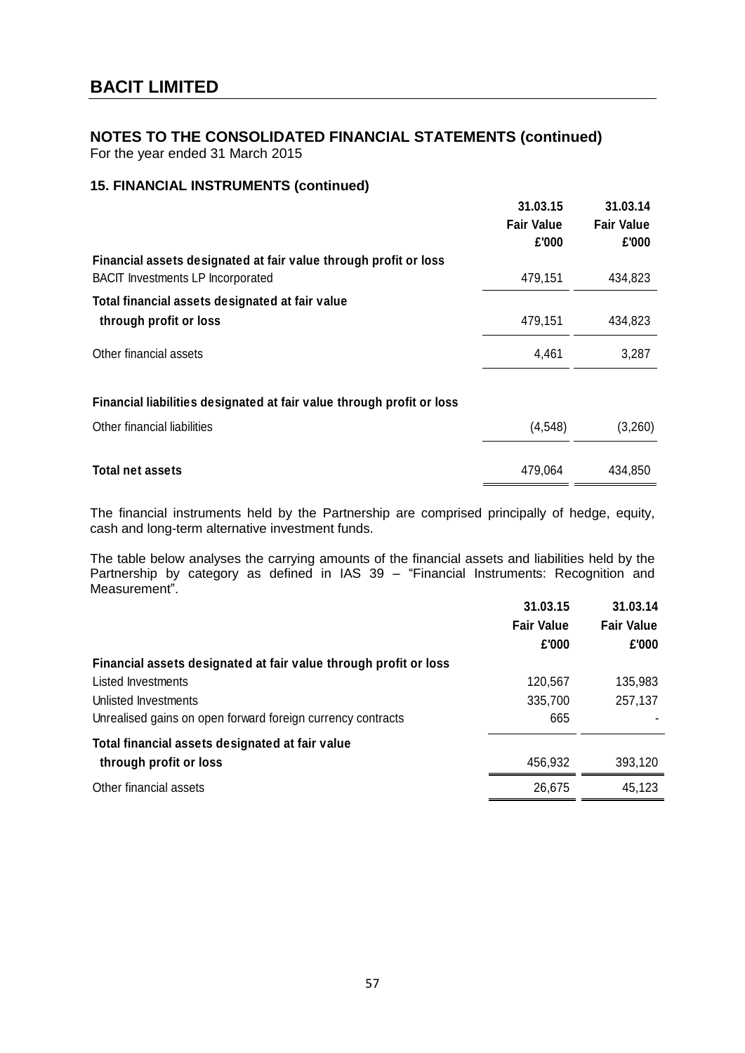# BACIT LIMITED

## NOTES TO THE CONSOLIDATED FINANCIAL STATEMENTS (continued)

For the year ended 31 March 2015

### 15. FINANCIAL INSTRUMENTS (continued)

| | 31.03.15 Fair Value £'000 | 31.03.14 Fair Value £'000 |
|---|---|---|
| **Financial assets designated at fair value through profit or loss** | | |
| BACIT Investments LP Incorporated | 479,151 | 434,823 |
| **Total financial assets designated at fair value through profit or loss** | 479,151 | 434,823 |
| Other financial assets | 4,461 | 3,287 |
| **Financial liabilities designated at fair value through profit or loss** | | |
| Other financial liabilities | (4,548) | (3,260) |
| **Total net assets** | 479,064 | 434,850 |

The financial instruments held by the Partnership are comprised principally of hedge, equity, cash and long-term alternative investment funds.

The table below analyses the carrying amounts of the financial assets and liabilities held by the Partnership by category as defined in IAS 39 – "Financial Instruments: Recognition and Measurement".

| | 31.03.15 Fair Value £'000 | 31.03.14 Fair Value £'000 |
|---|---|---|
| **Financial assets designated at fair value through profit or loss** | | |
| Listed Investments | 120,567 | 135,983 |
| Unlisted Investments | 335,700 | 257,137 |
| Unrealised gains on open forward foreign currency contracts | 665 | - |
| **Total financial assets designated at fair value through profit or loss** | 456,932 | 393,120 |
| Other financial assets | 26,675 | 45,123 |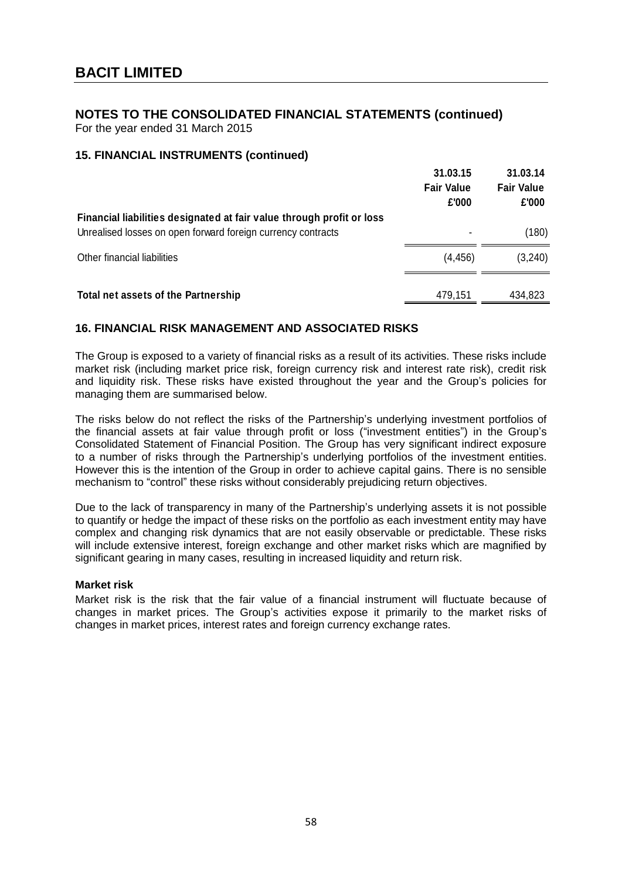# BACIT LIMITED

## NOTES TO THE CONSOLIDATED FINANCIAL STATEMENTS (continued)

For the year ended 31 March 2015

### 15. FINANCIAL INSTRUMENTS (continued)

| | 31.03.15 Fair Value £'000 | 31.03.14 Fair Value £'000 |
|---|---|---|
| **Financial liabilities designated at fair value through profit or loss** | | |
| Unrealised losses on open forward foreign currency contracts | - | (180) |
| Other financial liabilities | (4,456) | (3,240) |
| **Total net assets of the Partnership** | 479,151 | 434,823 |

### 16. FINANCIAL RISK MANAGEMENT AND ASSOCIATED RISKS

The Group is exposed to a variety of financial risks as a result of its activities. These risks include market risk (including market price risk, foreign currency risk and interest rate risk), credit risk and liquidity risk. These risks have existed throughout the year and the Group's policies for managing them are summarised below.

The risks below do not reflect the risks of the Partnership's underlying investment portfolios of the financial assets at fair value through profit or loss ("investment entities") in the Group's Consolidated Statement of Financial Position. The Group has very significant indirect exposure to a number of risks through the Partnership's underlying portfolios of the investment entities. However this is the intention of the Group in order to achieve capital gains. There is no sensible mechanism to "control" these risks without considerably prejudicing return objectives.

Due to the lack of transparency in many of the Partnership's underlying assets it is not possible to quantify or hedge the impact of these risks on the portfolio as each investment entity may have complex and changing risk dynamics that are not easily observable or predictable. These risks will include extensive interest, foreign exchange and other market risks which are magnified by significant gearing in many cases, resulting in increased liquidity and return risk.

**Market risk**

Market risk is the risk that the fair value of a financial instrument will fluctuate because of changes in market prices. The Group's activities expose it primarily to the market risks of changes in market prices, interest rates and foreign currency exchange rates.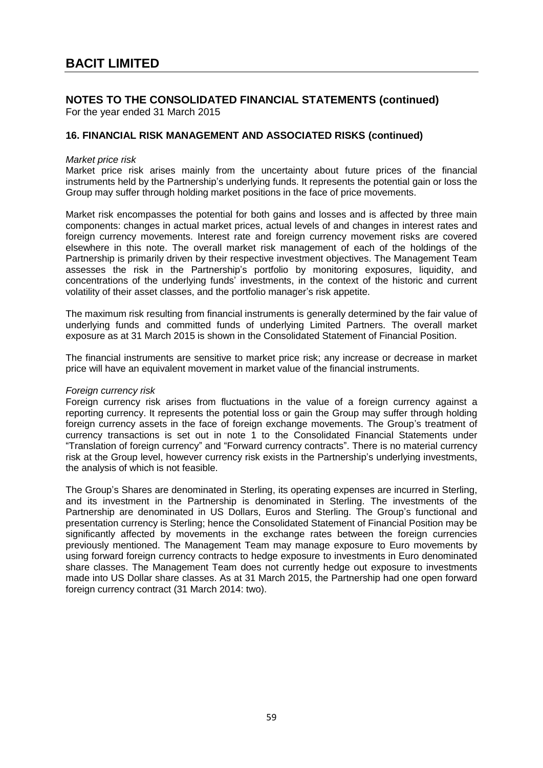# BACIT LIMITED

## NOTES TO THE CONSOLIDATED FINANCIAL STATEMENTS (continued)

For the year ended 31 March 2015

### 16. FINANCIAL RISK MANAGEMENT AND ASSOCIATED RISKS (continued)

*Market price risk*

Market price risk arises mainly from the uncertainty about future prices of the financial instruments held by the Partnership's underlying funds. It represents the potential gain or loss the Group may suffer through holding market positions in the face of price movements.

Market risk encompasses the potential for both gains and losses and is affected by three main components: changes in actual market prices, actual levels of and changes in interest rates and foreign currency movements. Interest rate and foreign currency movement risks are covered elsewhere in this note. The overall market risk management of each of the holdings of the Partnership is primarily driven by their respective investment objectives. The Management Team assesses the risk in the Partnership's portfolio by monitoring exposures, liquidity, and concentrations of the underlying funds' investments, in the context of the historic and current volatility of their asset classes, and the portfolio manager's risk appetite.

The maximum risk resulting from financial instruments is generally determined by the fair value of underlying funds and committed funds of underlying Limited Partners. The overall market exposure as at 31 March 2015 is shown in the Consolidated Statement of Financial Position.

The financial instruments are sensitive to market price risk; any increase or decrease in market price will have an equivalent movement in market value of the financial instruments.

*Foreign currency risk*

Foreign currency risk arises from fluctuations in the value of a foreign currency against a reporting currency. It represents the potential loss or gain the Group may suffer through holding foreign currency assets in the face of foreign exchange movements. The Group's treatment of currency transactions is set out in note 1 to the Consolidated Financial Statements under "Translation of foreign currency" and "Forward currency contracts". There is no material currency risk at the Group level, however currency risk exists in the Partnership's underlying investments, the analysis of which is not feasible.

The Group's Shares are denominated in Sterling, its operating expenses are incurred in Sterling, and its investment in the Partnership is denominated in Sterling. The investments of the Partnership are denominated in US Dollars, Euros and Sterling. The Group's functional and presentation currency is Sterling; hence the Consolidated Statement of Financial Position may be significantly affected by movements in the exchange rates between the foreign currencies previously mentioned. The Management Team may manage exposure to Euro movements by using forward foreign currency contracts to hedge exposure to investments in Euro denominated share classes. The Management Team does not currently hedge out exposure to investments made into US Dollar share classes. As at 31 March 2015, the Partnership had one open forward foreign currency contract (31 March 2014: two).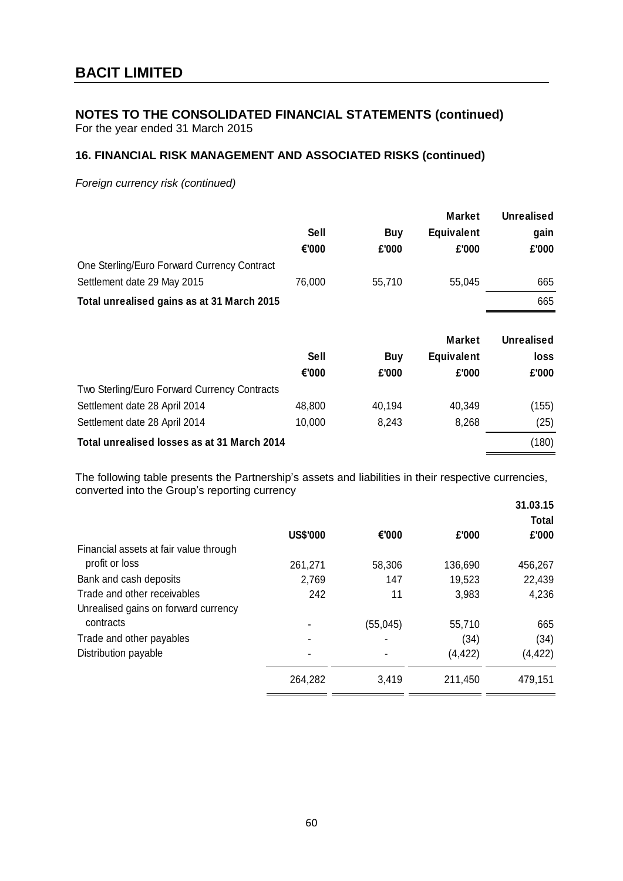# BACIT LIMITED

## NOTES TO THE CONSOLIDATED FINANCIAL STATEMENTS (continued)

For the year ended 31 March 2015

### 16. FINANCIAL RISK MANAGEMENT AND ASSOCIATED RISKS (continued)

*Foreign currency risk (continued)*

| | Sell €'000 | Buy £'000 | Market Equivalent £'000 | Unrealised gain £'000 |
|---|---|---|---|---|
| One Sterling/Euro Forward Currency Contract | | | | |
| Settlement date 29 May 2015 | 76,000 | 55,710 | 55,045 | 665 |
| **Total unrealised gains as at 31 March 2015** | | | | 665 |

| | Sell €'000 | Buy £'000 | Market Equivalent £'000 | Unrealised loss £'000 |
|---|---|---|---|---|
| Two Sterling/Euro Forward Currency Contracts | | | | |
| Settlement date 28 April 2014 | 48,800 | 40,194 | 40,349 | (155) |
| Settlement date 28 April 2014 | 10,000 | 8,243 | 8,268 | (25) |
| **Total unrealised losses as at 31 March 2014** | | | | (180) |

The following table presents the Partnership's assets and liabilities in their respective currencies, converted into the Group's reporting currency

| | US$'000 | €'000 | £'000 | 31.03.15 Total £'000 |
|---|---|---|---|---|
| Financial assets at fair value through profit or loss | 261,271 | 58,306 | 136,690 | 456,267 |
| Bank and cash deposits | 2,769 | 147 | 19,523 | 22,439 |
| Trade and other receivables | 242 | 11 | 3,983 | 4,236 |
| Unrealised gains on forward currency contracts | - | (55,045) | 55,710 | 665 |
| Trade and other payables | - | - | (34) | (34) |
| Distribution payable | - | - | (4,422) | (4,422) |
| | 264,282 | 3,419 | 211,450 | 479,151 |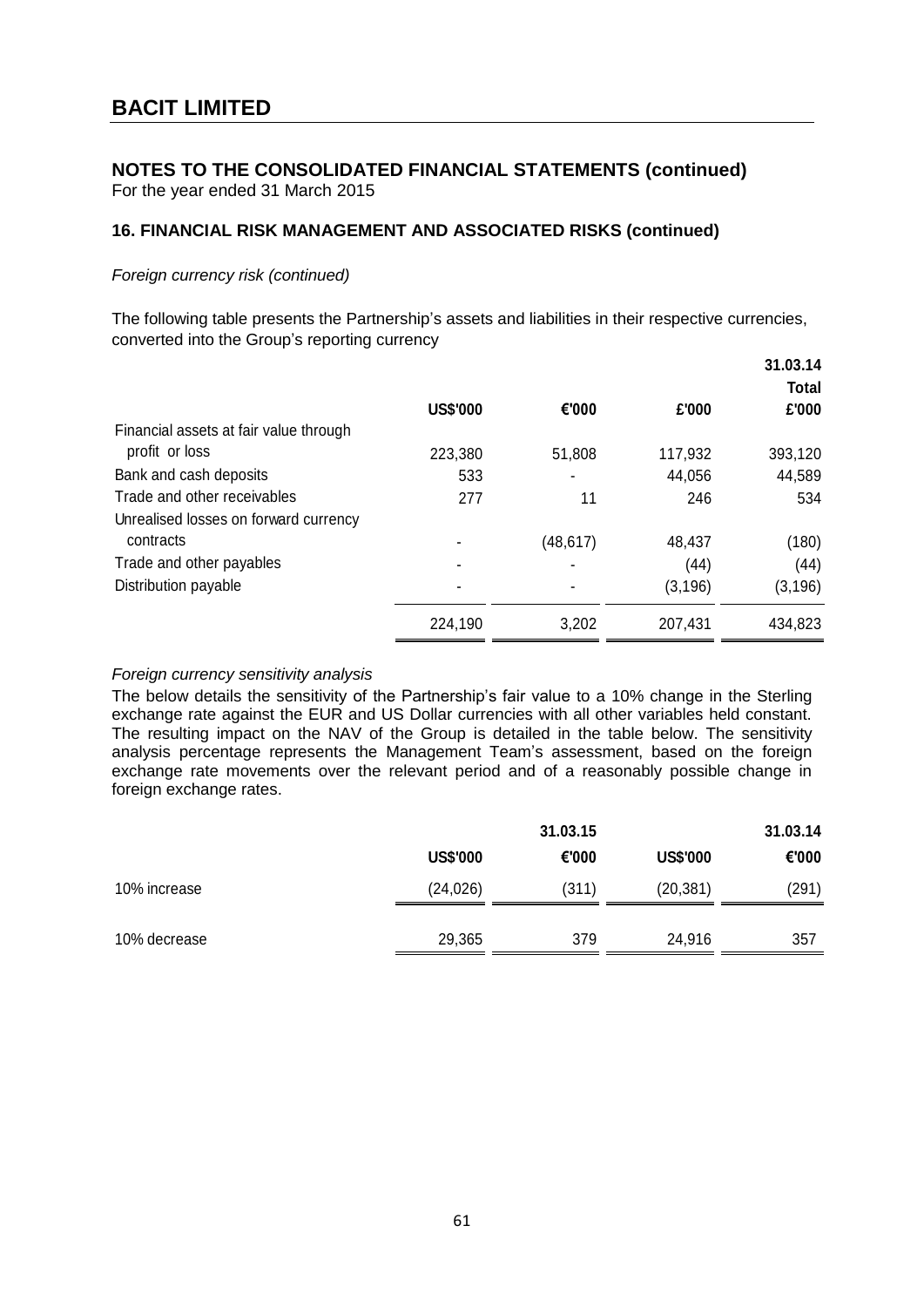# BACIT LIMITED

## NOTES TO THE CONSOLIDATED FINANCIAL STATEMENTS (continued)

For the year ended 31 March 2015

### 16. FINANCIAL RISK MANAGEMENT AND ASSOCIATED RISKS (continued)

*Foreign currency risk (continued)*

The following table presents the Partnership's assets and liabilities in their respective currencies, converted into the Group's reporting currency

| | US$'000 | €'000 | £'000 | 31.03.14 Total £'000 |
|---|---|---|---|---|
| Financial assets at fair value through profit or loss | 223,380 | 51,808 | 117,932 | 393,120 |
| Bank and cash deposits | 533 | - | 44,056 | 44,589 |
| Trade and other receivables | 277 | 11 | 246 | 534 |
| Unrealised losses on forward currency contracts | - | (48,617) | 48,437 | (180) |
| Trade and other payables | - | - | (44) | (44) |
| Distribution payable | - | - | (3,196) | (3,196) |
| | 224,190 | 3,202 | 207,431 | 434,823 |

*Foreign currency sensitivity analysis*

The below details the sensitivity of the Partnership's fair value to a 10% change in the Sterling exchange rate against the EUR and US Dollar currencies with all other variables held constant. The resulting impact on the NAV of the Group is detailed in the table below. The sensitivity analysis percentage represents the Management Team's assessment, based on the foreign exchange rate movements over the relevant period and of a reasonably possible change in foreign exchange rates.

| | 31.03.15 | | 31.03.14 | |
|---|---|---|---|---|
| | US$'000 | €'000 | US$'000 | €'000 |
| 10% increase | (24,026) | (311) | (20,381) | (291) |
| 10% decrease | 29,365 | 379 | 24,916 | 357 |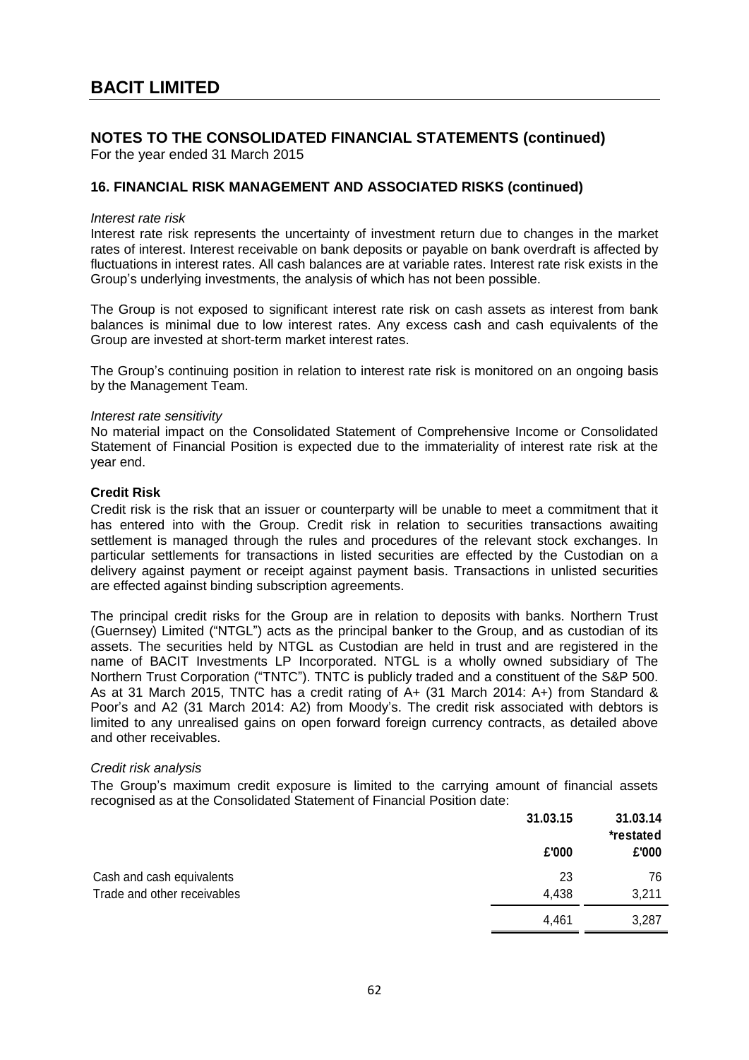# BACIT LIMITED

## NOTES TO THE CONSOLIDATED FINANCIAL STATEMENTS (continued)

For the year ended 31 March 2015

### 16. FINANCIAL RISK MANAGEMENT AND ASSOCIATED RISKS (continued)

*Interest rate risk*

Interest rate risk represents the uncertainty of investment return due to changes in the market rates of interest. Interest receivable on bank deposits or payable on bank overdraft is affected by fluctuations in interest rates. All cash balances are at variable rates. Interest rate risk exists in the Group's underlying investments, the analysis of which has not been possible.

The Group is not exposed to significant interest rate risk on cash assets as interest from bank balances is minimal due to low interest rates. Any excess cash and cash equivalents of the Group are invested at short-term market interest rates.

The Group's continuing position in relation to interest rate risk is monitored on an ongoing basis by the Management Team.

*Interest rate sensitivity*

No material impact on the Consolidated Statement of Comprehensive Income or Consolidated Statement of Financial Position is expected due to the immateriality of interest rate risk at the year end.

**Credit Risk**

Credit risk is the risk that an issuer or counterparty will be unable to meet a commitment that it has entered into with the Group. Credit risk in relation to securities transactions awaiting settlement is managed through the rules and procedures of the relevant stock exchanges. In particular settlements for transactions in listed securities are effected by the Custodian on a delivery against payment or receipt against payment basis. Transactions in unlisted securities are effected against binding subscription agreements.

The principal credit risks for the Group are in relation to deposits with banks. Northern Trust (Guernsey) Limited ("NTGL") acts as the principal banker to the Group, and as custodian of its assets. The securities held by NTGL as Custodian are held in trust and are registered in the name of BACIT Investments LP Incorporated. NTGL is a wholly owned subsidiary of The Northern Trust Corporation ("TNTC"). TNTC is publicly traded and a constituent of the S&P 500. As at 31 March 2015, TNTC has a credit rating of A+ (31 March 2014: A+) from Standard & Poor's and A2 (31 March 2014: A2) from Moody's. The credit risk associated with debtors is limited to any unrealised gains on open forward foreign currency contracts, as detailed above and other receivables.

*Credit risk analysis*

The Group's maximum credit exposure is limited to the carrying amount of financial assets recognised as at the Consolidated Statement of Financial Position date:

| | 31.03.15 | 31.03.14 *restated |
|---|---|---|
| | £'000 | £'000 |
| Cash and cash equivalents | 23 | 76 |
| Trade and other receivables | 4,438 | 3,211 |
| | 4,461 | 3,287 |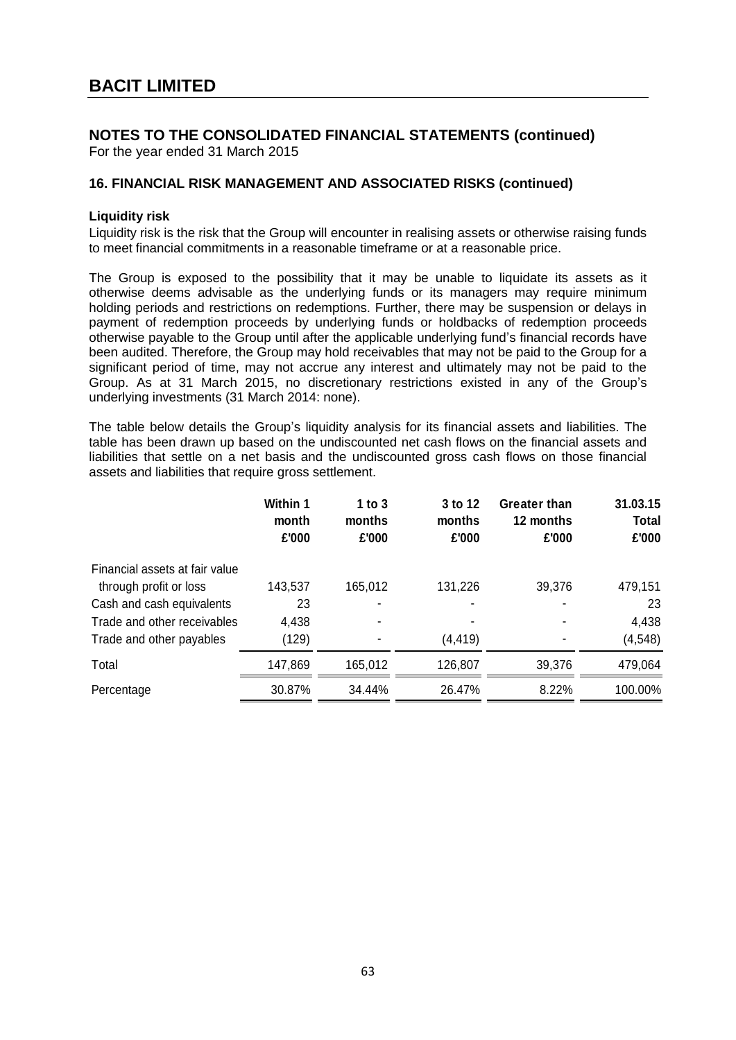# BACIT LIMITED

## NOTES TO THE CONSOLIDATED FINANCIAL STATEMENTS (continued)

For the year ended 31 March 2015

### 16. FINANCIAL RISK MANAGEMENT AND ASSOCIATED RISKS (continued)

**Liquidity risk**

Liquidity risk is the risk that the Group will encounter in realising assets or otherwise raising funds to meet financial commitments in a reasonable timeframe or at a reasonable price.

The Group is exposed to the possibility that it may be unable to liquidate its assets as it otherwise deems advisable as the underlying funds or its managers may require minimum holding periods and restrictions on redemptions. Further, there may be suspension or delays in payment of redemption proceeds by underlying funds or holdbacks of redemption proceeds otherwise payable to the Group until after the applicable underlying fund's financial records have been audited. Therefore, the Group may hold receivables that may not be paid to the Group for a significant period of time, may not accrue any interest and ultimately may not be paid to the Group. As at 31 March 2015, no discretionary restrictions existed in any of the Group's underlying investments (31 March 2014: none).

The table below details the Group's liquidity analysis for its financial assets and liabilities. The table has been drawn up based on the undiscounted net cash flows on the financial assets and liabilities that settle on a net basis and the undiscounted gross cash flows on those financial assets and liabilities that require gross settlement.

| | Within 1 month £'000 | 1 to 3 months £'000 | 3 to 12 months £'000 | Greater than 12 months £'000 | 31.03.15 Total £'000 |
|---|---|---|---|---|---|
| Financial assets at fair value through profit or loss | 143,537 | 165,012 | 131,226 | 39,376 | 479,151 |
| Cash and cash equivalents | 23 | - | - | - | 23 |
| Trade and other receivables | 4,438 | - | - | - | 4,438 |
| Trade and other payables | (129) | - | (4,419) | - | (4,548) |
| Total | 147,869 | 165,012 | 126,807 | 39,376 | 479,064 |
| Percentage | 30.87% | 34.44% | 26.47% | 8.22% | 100.00% |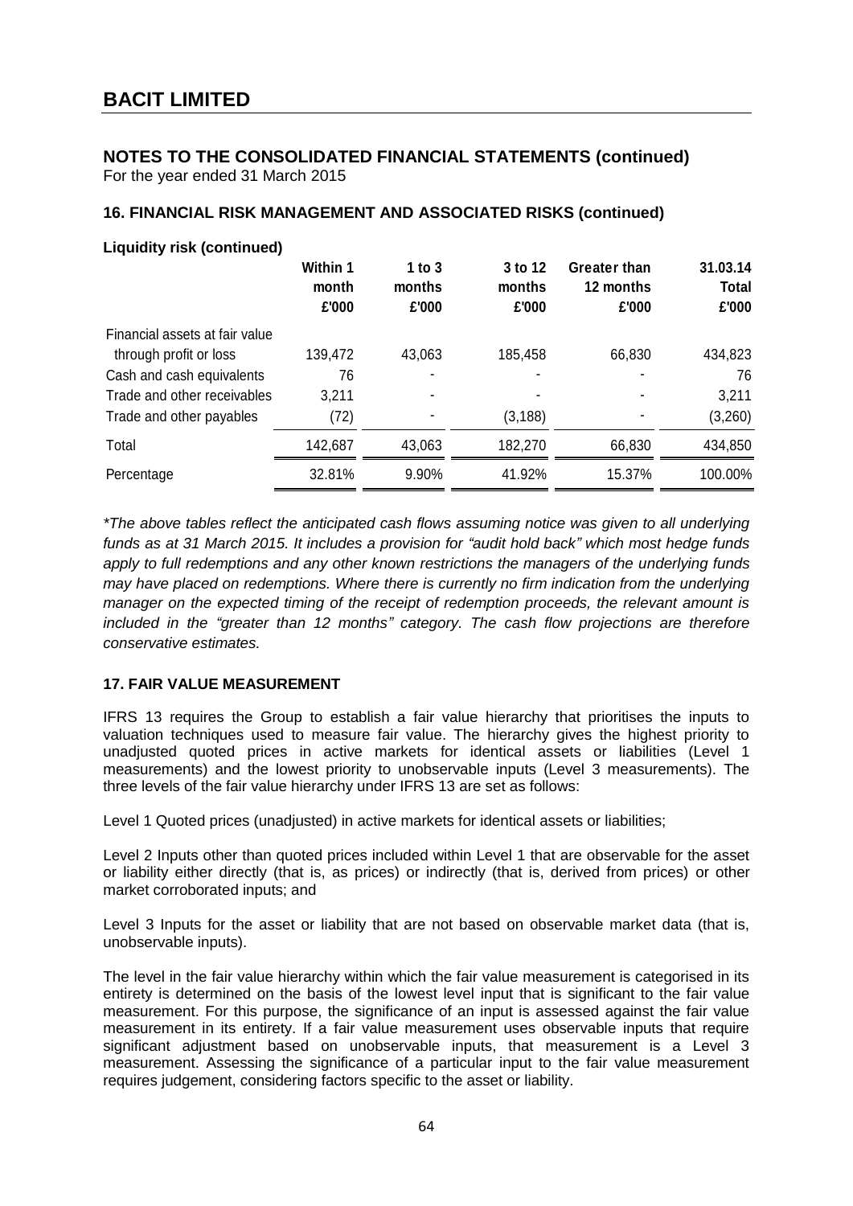# BACIT LIMITED

## NOTES TO THE CONSOLIDATED FINANCIAL STATEMENTS (continued)

For the year ended 31 March 2015

### 16. FINANCIAL RISK MANAGEMENT AND ASSOCIATED RISKS (continued)

**Liquidity risk (continued)**

| | Within 1 month £'000 | 1 to 3 months £'000 | 3 to 12 months £'000 | Greater than 12 months £'000 | 31.03.14 Total £'000 |
|---|---|---|---|---|---|
| Financial assets at fair value through profit or loss | 139,472 | 43,063 | 185,458 | 66,830 | 434,823 |
| Cash and cash equivalents | 76 | - | - | - | 76 |
| Trade and other receivables | 3,211 | - | - | - | 3,211 |
| Trade and other payables | (72) | - | (3,188) | - | (3,260) |
| Total | 142,687 | 43,063 | 182,270 | 66,830 | 434,850 |
| Percentage | 32.81% | 9.90% | 41.92% | 15.37% | 100.00% |

*\*The above tables reflect the anticipated cash flows assuming notice was given to all underlying funds as at 31 March 2015. It includes a provision for "audit hold back" which most hedge funds apply to full redemptions and any other known restrictions the managers of the underlying funds may have placed on redemptions. Where there is currently no firm indication from the underlying manager on the expected timing of the receipt of redemption proceeds, the relevant amount is included in the "greater than 12 months" category. The cash flow projections are therefore conservative estimates.*

### 17. FAIR VALUE MEASUREMENT

IFRS 13 requires the Group to establish a fair value hierarchy that prioritises the inputs to valuation techniques used to measure fair value. The hierarchy gives the highest priority to unadjusted quoted prices in active markets for identical assets or liabilities (Level 1 measurements) and the lowest priority to unobservable inputs (Level 3 measurements). The three levels of the fair value hierarchy under IFRS 13 are set as follows:

Level 1 Quoted prices (unadjusted) in active markets for identical assets or liabilities;

Level 2 Inputs other than quoted prices included within Level 1 that are observable for the asset or liability either directly (that is, as prices) or indirectly (that is, derived from prices) or other market corroborated inputs; and

Level 3 Inputs for the asset or liability that are not based on observable market data (that is, unobservable inputs).

The level in the fair value hierarchy within which the fair value measurement is categorised in its entirety is determined on the basis of the lowest level input that is significant to the fair value measurement. For this purpose, the significance of an input is assessed against the fair value measurement in its entirety. If a fair value measurement uses observable inputs that require significant adjustment based on unobservable inputs, that measurement is a Level 3 measurement. Assessing the significance of a particular input to the fair value measurement requires judgement, considering factors specific to the asset or liability.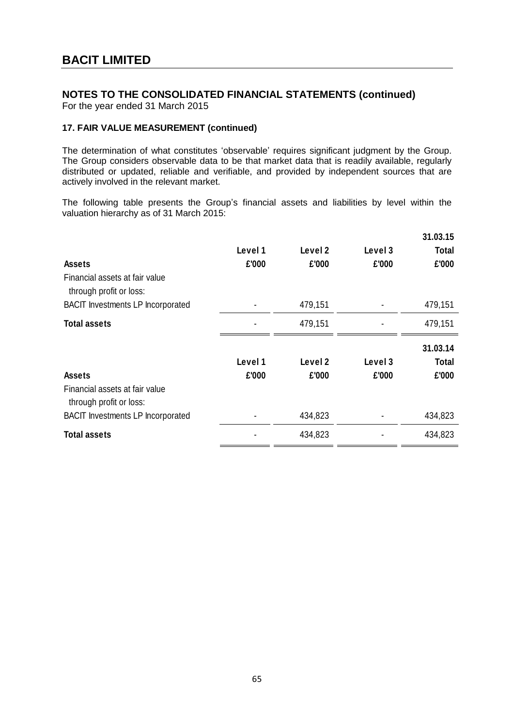# BACIT LIMITED

## NOTES TO THE CONSOLIDATED FINANCIAL STATEMENTS (continued)

For the year ended 31 March 2015

### 17. FAIR VALUE MEASUREMENT (continued)

The determination of what constitutes 'observable' requires significant judgment by the Group. The Group considers observable data to be that market data that is readily available, regularly distributed or updated, reliable and verifiable, and provided by independent sources that are actively involved in the relevant market.

The following table presents the Group's financial assets and liabilities by level within the valuation hierarchy as of 31 March 2015:

| | Level 1 | Level 2 | Level 3 | 31.03.15 Total |
|---|---|---|---|---|
| **Assets** | **£'000** | **£'000** | **£'000** | **£'000** |
| Financial assets at fair value through profit or loss: | | | | |
| BACIT Investments LP Incorporated | - | 479,151 | - | 479,151 |
| **Total assets** | - | 479,151 | - | 479,151 |

| | Level 1 | Level 2 | Level 3 | 31.03.14 Total |
|---|---|---|---|---|
| **Assets** | **£'000** | **£'000** | **£'000** | **£'000** |
| Financial assets at fair value through profit or loss: | | | | |
| BACIT Investments LP Incorporated | - | 434,823 | - | 434,823 |
| **Total assets** | - | 434,823 | - | 434,823 |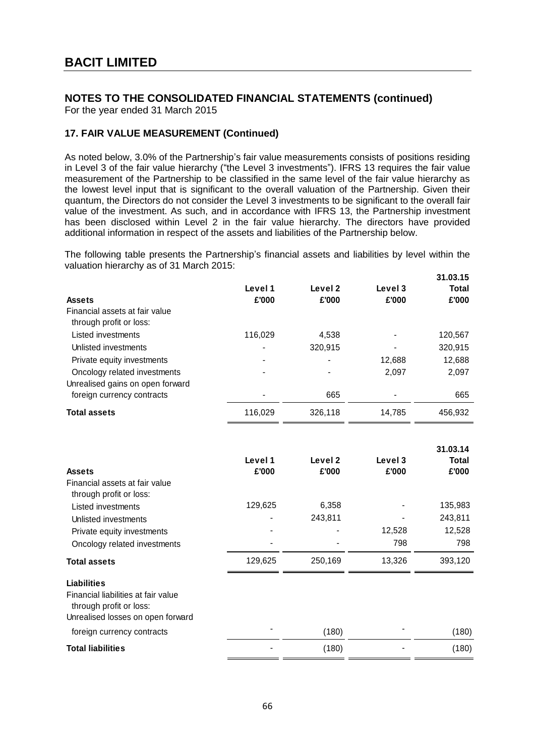# BACIT LIMITED

## NOTES TO THE CONSOLIDATED FINANCIAL STATEMENTS (continued)

For the year ended 31 March 2015

### 17. FAIR VALUE MEASUREMENT (Continued)

As noted below, 3.0% of the Partnership's fair value measurements consists of positions residing in Level 3 of the fair value hierarchy ("the Level 3 investments"). IFRS 13 requires the fair value measurement of the Partnership to be classified in the same level of the fair value hierarchy as the lowest level input that is significant to the overall valuation of the Partnership. Given their quantum, the Directors do not consider the Level 3 investments to be significant to the overall fair value of the investment. As such, and in accordance with IFRS 13, the Partnership investment has been disclosed within Level 2 in the fair value hierarchy. The directors have provided additional information in respect of the assets and liabilities of the Partnership below.

The following table presents the Partnership's financial assets and liabilities by level within the valuation hierarchy as of 31 March 2015:

| Assets | Level 1 £'000 | Level 2 £'000 | Level 3 £'000 | 31.03.15 Total £'000 |
|---|---|---|---|---|
| Financial assets at fair value through profit or loss: | | | | |
| Listed investments | 116,029 | 4,538 | - | 120,567 |
| Unlisted investments | - | 320,915 | - | 320,915 |
| Private equity investments | - | - | 12,688 | 12,688 |
| Oncology related investments | - | - | 2,097 | 2,097 |
| Unrealised gains on open forward foreign currency contracts | - | 665 | - | 665 |
| **Total assets** | 116,029 | 326,118 | 14,785 | 456,932 |

| Assets | Level 1 £'000 | Level 2 £'000 | Level 3 £'000 | 31.03.14 Total £'000 |
|---|---|---|---|---|
| Financial assets at fair value through profit or loss: | | | | |
| Listed investments | 129,625 | 6,358 | - | 135,983 |
| Unlisted investments | - | 243,811 | - | 243,811 |
| Private equity investments | - | - | 12,528 | 12,528 |
| Oncology related investments | - | - | 798 | 798 |
| **Total assets** | 129,625 | 250,169 | 13,326 | 393,120 |
| **Liabilities** | | | | |
| Financial liabilities at fair value through profit or loss: | | | | |
| Unrealised losses on open forward foreign currency contracts | - | (180) | - | (180) |
| **Total liabilities** | - | (180) | - | (180) |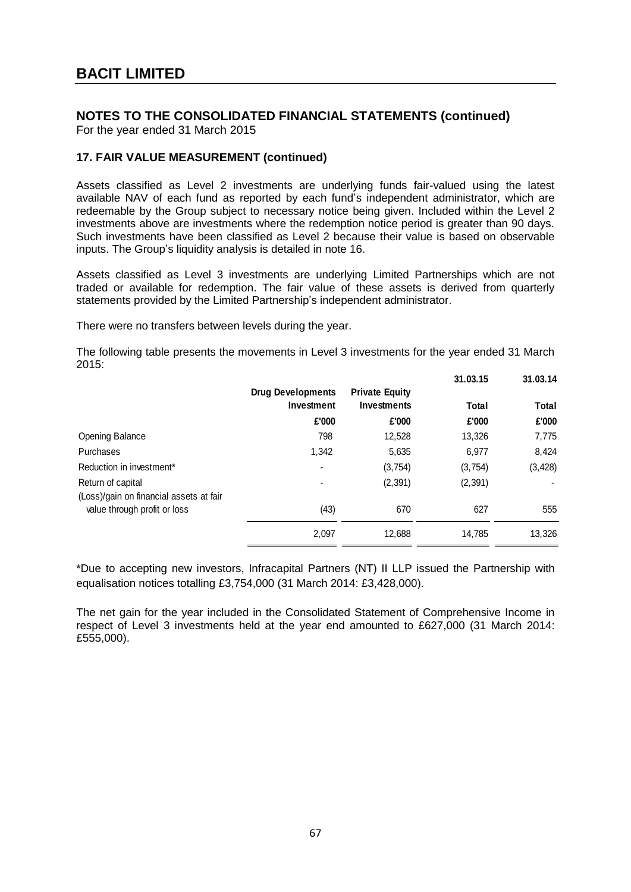# BACIT LIMITED

## NOTES TO THE CONSOLIDATED FINANCIAL STATEMENTS (continued)

For the year ended 31 March 2015

### 17. FAIR VALUE MEASUREMENT (continued)

Assets classified as Level 2 investments are underlying funds fair-valued using the latest available NAV of each fund as reported by each fund's independent administrator, which are redeemable by the Group subject to necessary notice being given. Included within the Level 2 investments above are investments where the redemption notice period is greater than 90 days. Such investments have been classified as Level 2 because their value is based on observable inputs. The Group's liquidity analysis is detailed in note 16.

Assets classified as Level 3 investments are underlying Limited Partnerships which are not traded or available for redemption. The fair value of these assets is derived from quarterly statements provided by the Limited Partnership's independent administrator.

There were no transfers between levels during the year.

The following table presents the movements in Level 3 investments for the year ended 31 March 2015:

| | | | 31.03.15 | 31.03.14 |
|---|---|---|---|---|
| | Drug Developments Investment | Private Equity Investments | Total | Total |
| | £'000 | £'000 | £'000 | £'000 |
| Opening Balance | 798 | 12,528 | 13,326 | 7,775 |
| Purchases | 1,342 | 5,635 | 6,977 | 8,424 |
| Reduction in investment* | - | (3,754) | (3,754) | (3,428) |
| Return of capital | - | (2,391) | (2,391) | - |
| (Loss)/gain on financial assets at fair value through profit or loss | (43) | 670 | 627 | 555 |
| | 2,097 | 12,688 | 14,785 | 13,326 |

*Due to accepting new investors, Infracapital Partners (NT) II LLP issued the Partnership with equalisation notices totalling £3,754,000 (31 March 2014: £3,428,000).

The net gain for the year included in the Consolidated Statement of Comprehensive Income in respect of Level 3 investments held at the year end amounted to £627,000 (31 March 2014: £555,000).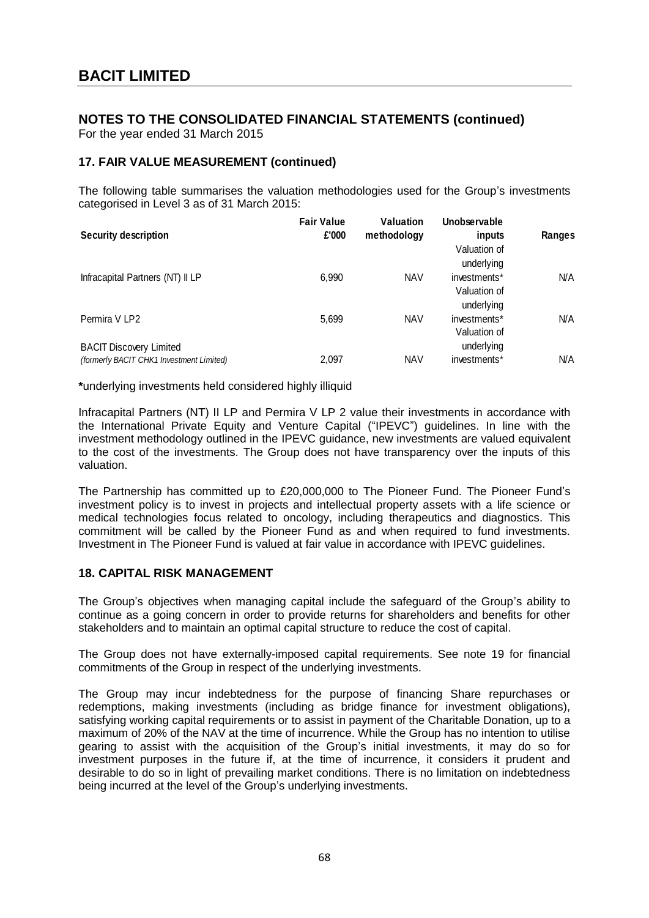# BACIT LIMITED

## NOTES TO THE CONSOLIDATED FINANCIAL STATEMENTS (continued)

For the year ended 31 March 2015

### 17. FAIR VALUE MEASUREMENT (continued)

The following table summarises the valuation methodologies used for the Group's investments categorised in Level 3 as of 31 March 2015:

| Security description | Fair Value £'000 | Valuation methodology | Unobservable inputs | Ranges |
|---|---|---|---|---|
| Infracapital Partners (NT) II LP | 6,990 | NAV | Valuation of underlying investments* | N/A |
| Permira V LP2 | 5,699 | NAV | Valuation of underlying investments* | N/A |
| BACIT Discovery Limited *(formerly BACIT CHK1 Investment Limited)* | 2,097 | NAV | Valuation of underlying investments* | N/A |

***underlying investments held considered highly illiquid

Infracapital Partners (NT) II LP and Permira V LP 2 value their investments in accordance with the International Private Equity and Venture Capital ("IPEVC") guidelines. In line with the investment methodology outlined in the IPEVC guidance, new investments are valued equivalent to the cost of the investments. The Group does not have transparency over the inputs of this valuation.

The Partnership has committed up to £20,000,000 to The Pioneer Fund. The Pioneer Fund's investment policy is to invest in projects and intellectual property assets with a life science or medical technologies focus related to oncology, including therapeutics and diagnostics. This commitment will be called by the Pioneer Fund as and when required to fund investments. Investment in The Pioneer Fund is valued at fair value in accordance with IPEVC guidelines.

### 18. CAPITAL RISK MANAGEMENT

The Group's objectives when managing capital include the safeguard of the Group's ability to continue as a going concern in order to provide returns for shareholders and benefits for other stakeholders and to maintain an optimal capital structure to reduce the cost of capital.

The Group does not have externally-imposed capital requirements. See note 19 for financial commitments of the Group in respect of the underlying investments.

The Group may incur indebtedness for the purpose of financing Share repurchases or redemptions, making investments (including as bridge finance for investment obligations), satisfying working capital requirements or to assist in payment of the Charitable Donation, up to a maximum of 20% of the NAV at the time of incurrence. While the Group has no intention to utilise gearing to assist with the acquisition of the Group's initial investments, it may do so for investment purposes in the future if, at the time of incurrence, it considers it prudent and desirable to do so in light of prevailing market conditions. There is no limitation on indebtedness being incurred at the level of the Group's underlying investments.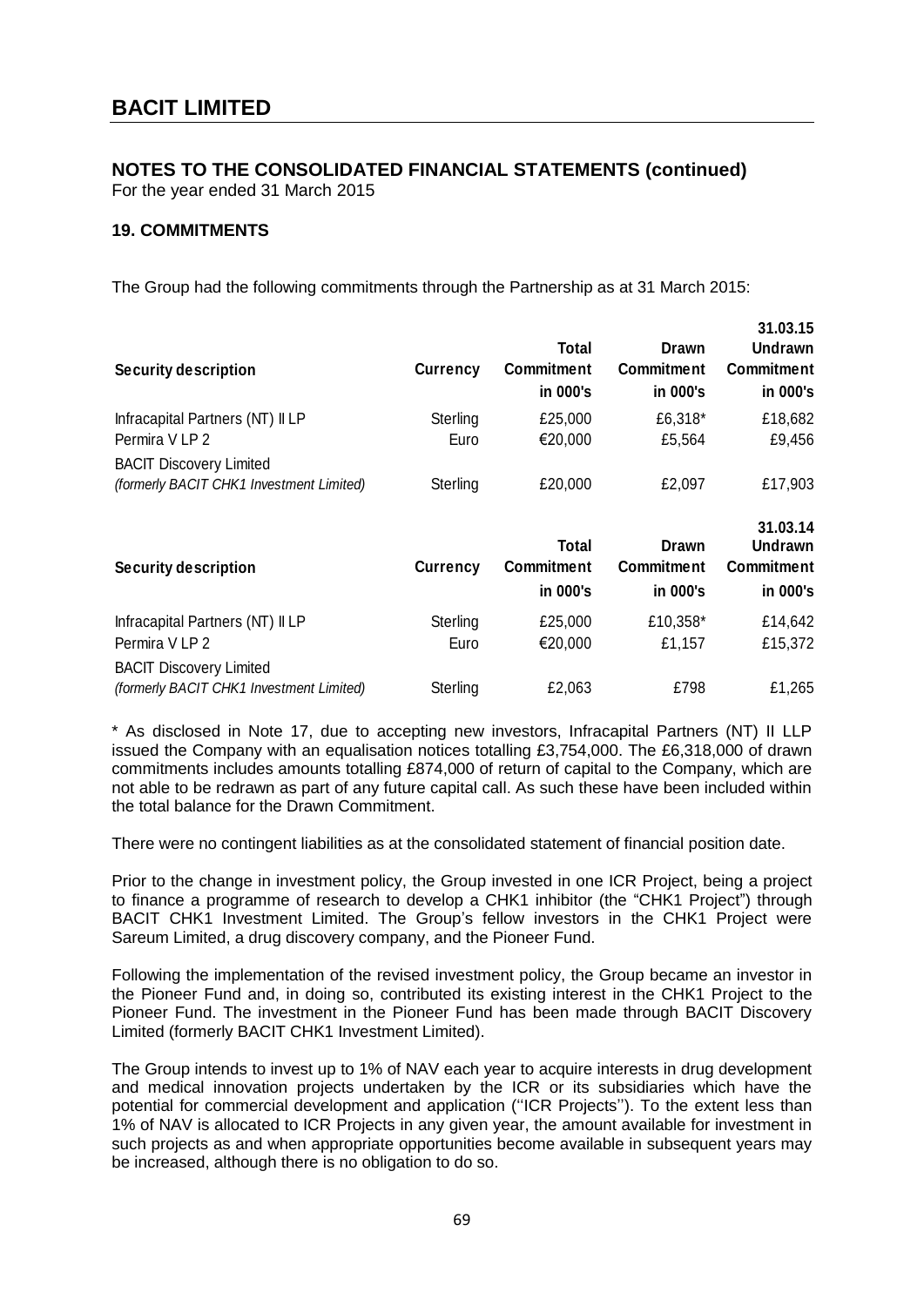# BACIT LIMITED

## NOTES TO THE CONSOLIDATED FINANCIAL STATEMENTS (continued)

For the year ended 31 March 2015

### 19. COMMITMENTS

The Group had the following commitments through the Partnership as at 31 March 2015:

| Security description | Currency | Total Commitment in 000's | Drawn Commitment in 000's | 31.03.15 Undrawn Commitment in 000's |
|---|---|---|---|---|
| Infracapital Partners (NT) II LP | Sterling | £25,000 | £6,318* | £18,682 |
| Permira V LP 2 | Euro | €20,000 | £5,564 | £9,456 |
| BACIT Discovery Limited *(formerly BACIT CHK1 Investment Limited)* | Sterling | £20,000 | £2,097 | £17,903 |

| Security description | Currency | Total Commitment in 000's | Drawn Commitment in 000's | 31.03.14 Undrawn Commitment in 000's |
|---|---|---|---|---|
| Infracapital Partners (NT) II LP | Sterling | £25,000 | £10,358* | £14,642 |
| Permira V LP 2 | Euro | €20,000 | £1,157 | £15,372 |
| BACIT Discovery Limited *(formerly BACIT CHK1 Investment Limited)* | Sterling | £2,063 | £798 | £1,265 |

* As disclosed in Note 17, due to accepting new investors, Infracapital Partners (NT) II LLP issued the Company with an equalisation notices totalling £3,754,000. The £6,318,000 of drawn commitments includes amounts totalling £874,000 of return of capital to the Company, which are not able to be redrawn as part of any future capital call. As such these have been included within the total balance for the Drawn Commitment.

There were no contingent liabilities as at the consolidated statement of financial position date.

Prior to the change in investment policy, the Group invested in one ICR Project, being a project to finance a programme of research to develop a CHK1 inhibitor (the "CHK1 Project") through BACIT CHK1 Investment Limited. The Group's fellow investors in the CHK1 Project were Sareum Limited, a drug discovery company, and the Pioneer Fund.

Following the implementation of the revised investment policy, the Group became an investor in the Pioneer Fund and, in doing so, contributed its existing interest in the CHK1 Project to the Pioneer Fund. The investment in the Pioneer Fund has been made through BACIT Discovery Limited (formerly BACIT CHK1 Investment Limited).

The Group intends to invest up to 1% of NAV each year to acquire interests in drug development and medical innovation projects undertaken by the ICR or its subsidiaries which have the potential for commercial development and application (''ICR Projects''). To the extent less than 1% of NAV is allocated to ICR Projects in any given year, the amount available for investment in such projects as and when appropriate opportunities become available in subsequent years may be increased, although there is no obligation to do so.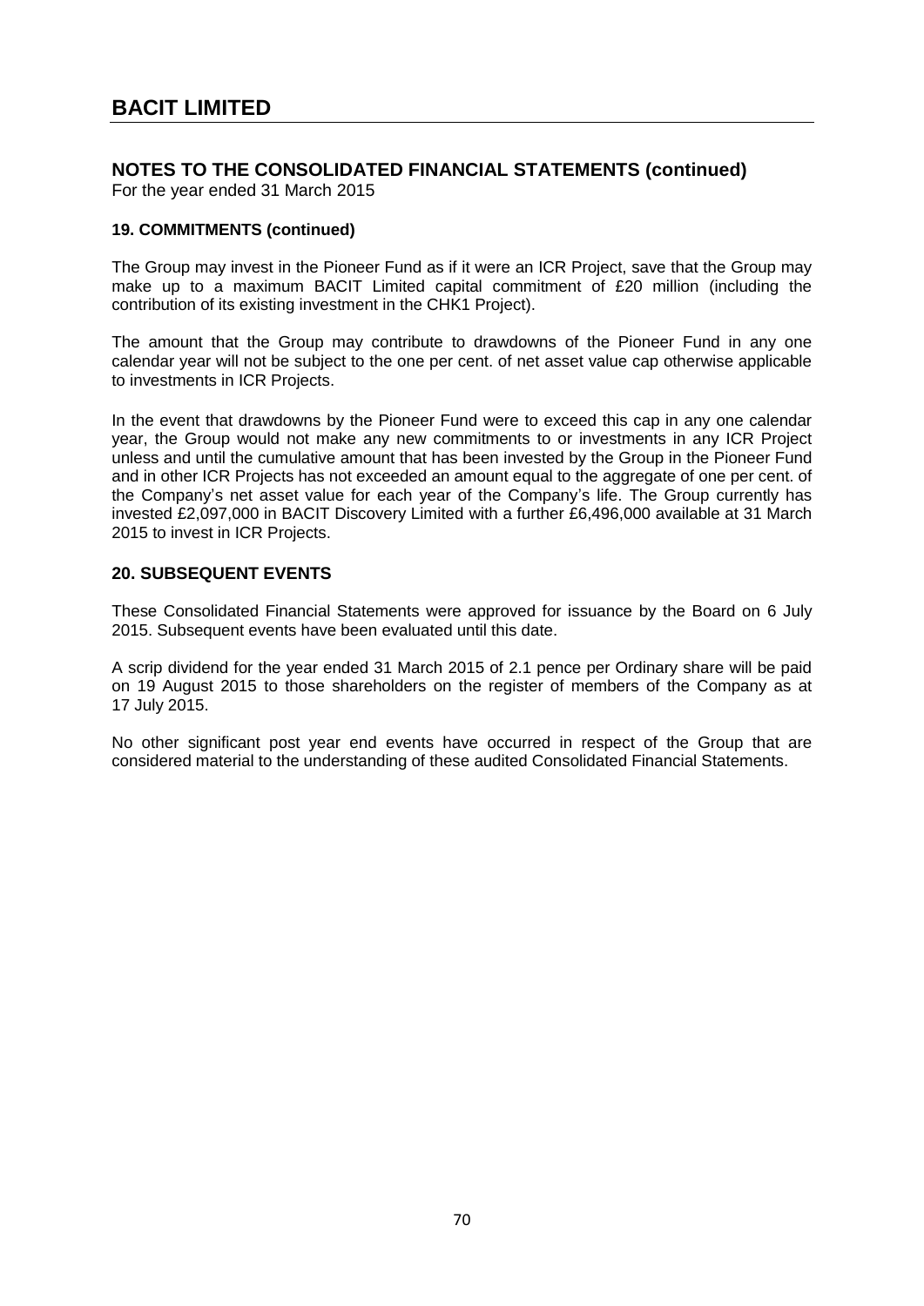# BACIT LIMITED

## NOTES TO THE CONSOLIDATED FINANCIAL STATEMENTS (continued)

For the year ended 31 March 2015

### 19. COMMITMENTS (continued)

The Group may invest in the Pioneer Fund as if it were an ICR Project, save that the Group may make up to a maximum BACIT Limited capital commitment of £20 million (including the contribution of its existing investment in the CHK1 Project).

The amount that the Group may contribute to drawdowns of the Pioneer Fund in any one calendar year will not be subject to the one per cent. of net asset value cap otherwise applicable to investments in ICR Projects.

In the event that drawdowns by the Pioneer Fund were to exceed this cap in any one calendar year, the Group would not make any new commitments to or investments in any ICR Project unless and until the cumulative amount that has been invested by the Group in the Pioneer Fund and in other ICR Projects has not exceeded an amount equal to the aggregate of one per cent. of the Company's net asset value for each year of the Company's life. The Group currently has invested £2,097,000 in BACIT Discovery Limited with a further £6,496,000 available at 31 March 2015 to invest in ICR Projects.

## 20. SUBSEQUENT EVENTS

These Consolidated Financial Statements were approved for issuance by the Board on 6 July 2015. Subsequent events have been evaluated until this date.

A scrip dividend for the year ended 31 March 2015 of 2.1 pence per Ordinary share will be paid on 19 August 2015 to those shareholders on the register of members of the Company as at 17 July 2015.

No other significant post year end events have occurred in respect of the Group that are considered material to the understanding of these audited Consolidated Financial Statements.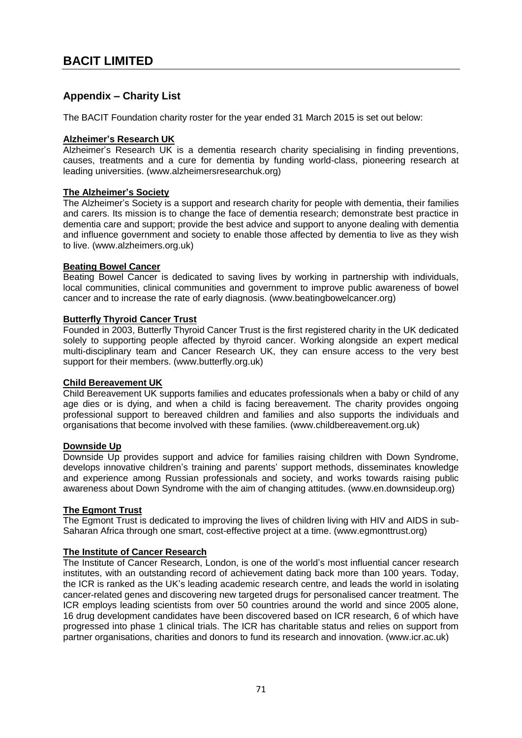# BACIT LIMITED

## Appendix – Charity List

The BACIT Foundation charity roster for the year ended 31 March 2015 is set out below:

**Alzheimer's Research UK**
Alzheimer's Research UK is a dementia research charity specialising in finding preventions, causes, treatments and a cure for dementia by funding world-class, pioneering research at leading universities. (www.alzheimersresearchuk.org)

**The Alzheimer's Society**
The Alzheimer's Society is a support and research charity for people with dementia, their families and carers. Its mission is to change the face of dementia research; demonstrate best practice in dementia care and support; provide the best advice and support to anyone dealing with dementia and influence government and society to enable those affected by dementia to live as they wish to live. (www.alzheimers.org.uk)

**Beating Bowel Cancer**
Beating Bowel Cancer is dedicated to saving lives by working in partnership with individuals, local communities, clinical communities and government to improve public awareness of bowel cancer and to increase the rate of early diagnosis. (www.beatingbowelcancer.org)

**Butterfly Thyroid Cancer Trust**
Founded in 2003, Butterfly Thyroid Cancer Trust is the first registered charity in the UK dedicated solely to supporting people affected by thyroid cancer. Working alongside an expert medical multi-disciplinary team and Cancer Research UK, they can ensure access to the very best support for their members. (www.butterfly.org.uk)

**Child Bereavement UK**
Child Bereavement UK supports families and educates professionals when a baby or child of any age dies or is dying, and when a child is facing bereavement. The charity provides ongoing professional support to bereaved children and families and also supports the individuals and organisations that become involved with these families. (www.childbereavement.org.uk)

**Downside Up**
Downside Up provides support and advice for families raising children with Down Syndrome, develops innovative children's training and parents' support methods, disseminates knowledge and experience among Russian professionals and society, and works towards raising public awareness about Down Syndrome with the aim of changing attitudes. (www.en.downsideup.org)

**The Egmont Trust**
The Egmont Trust is dedicated to improving the lives of children living with HIV and AIDS in sub-Saharan Africa through one smart, cost-effective project at a time. (www.egmonttrust.org)

**The Institute of Cancer Research**
The Institute of Cancer Research, London, is one of the world's most influential cancer research institutes, with an outstanding record of achievement dating back more than 100 years. Today, the ICR is ranked as the UK's leading academic research centre, and leads the world in isolating cancer-related genes and discovering new targeted drugs for personalised cancer treatment. The ICR employs leading scientists from over 50 countries around the world and since 2005 alone, 16 drug development candidates have been discovered based on ICR research, 6 of which have progressed into phase 1 clinical trials. The ICR has charitable status and relies on support from partner organisations, charities and donors to fund its research and innovation. (www.icr.ac.uk)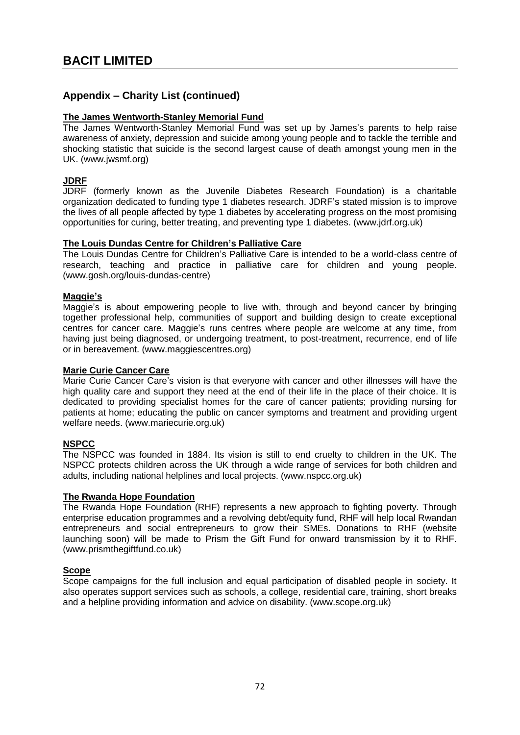## Appendix – Charity List (continued)

### The James Wentworth-Stanley Memorial Fund

The James Wentworth-Stanley Memorial Fund was set up by James's parents to help raise awareness of anxiety, depression and suicide among young people and to tackle the terrible and shocking statistic that suicide is the second largest cause of death amongst young men in the UK. (www.jwsmf.org)

### JDRF

JDRF (formerly known as the Juvenile Diabetes Research Foundation) is a charitable organization dedicated to funding type 1 diabetes research. JDRF's stated mission is to improve the lives of all people affected by type 1 diabetes by accelerating progress on the most promising opportunities for curing, better treating, and preventing type 1 diabetes. (www.jdrf.org.uk)

### The Louis Dundas Centre for Children's Palliative Care

The Louis Dundas Centre for Children's Palliative Care is intended to be a world-class centre of research, teaching and practice in palliative care for children and young people. (www.gosh.org/louis-dundas-centre)

### Maggie's

Maggie's is about empowering people to live with, through and beyond cancer by bringing together professional help, communities of support and building design to create exceptional centres for cancer care. Maggie's runs centres where people are welcome at any time, from having just being diagnosed, or undergoing treatment, to post-treatment, recurrence, end of life or in bereavement. (www.maggiescentres.org)

### Marie Curie Cancer Care

Marie Curie Cancer Care's vision is that everyone with cancer and other illnesses will have the high quality care and support they need at the end of their life in the place of their choice. It is dedicated to providing specialist homes for the care of cancer patients; providing nursing for patients at home; educating the public on cancer symptoms and treatment and providing urgent welfare needs. (www.mariecurie.org.uk)

### NSPCC

The NSPCC was founded in 1884. Its vision is still to end cruelty to children in the UK. The NSPCC protects children across the UK through a wide range of services for both children and adults, including national helplines and local projects. (www.nspcc.org.uk)

### The Rwanda Hope Foundation

The Rwanda Hope Foundation (RHF) represents a new approach to fighting poverty. Through enterprise education programmes and a revolving debt/equity fund, RHF will help local Rwandan entrepreneurs and social entrepreneurs to grow their SMEs. Donations to RHF (website launching soon) will be made to Prism the Gift Fund for onward transmission by it to RHF. (www.prismthegiftfund.co.uk)

### Scope

Scope campaigns for the full inclusion and equal participation of disabled people in society. It also operates support services such as schools, a college, residential care, training, short breaks and a helpline providing information and advice on disability. (www.scope.org.uk)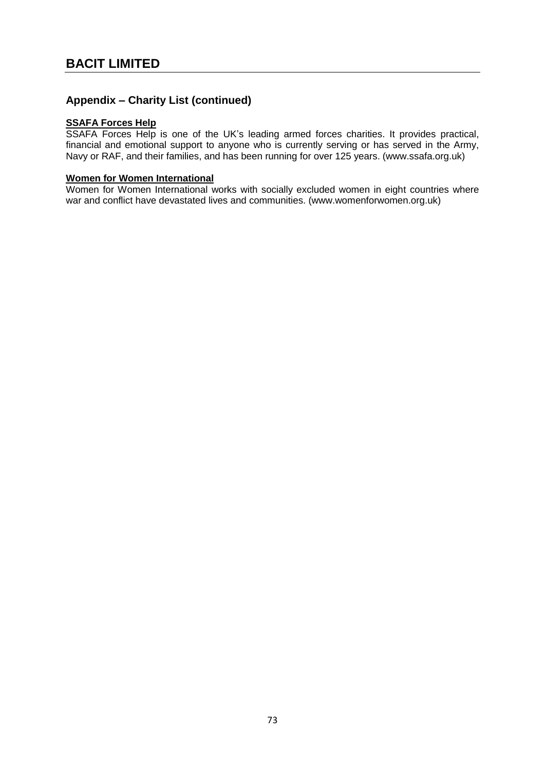## Appendix – Charity List (continued)

**SSAFA Forces Help**

SSAFA Forces Help is one of the UK's leading armed forces charities. It provides practical, financial and emotional support to anyone who is currently serving or has served in the Army, Navy or RAF, and their families, and has been running for over 125 years. (www.ssafa.org.uk)

**Women for Women International**

Women for Women International works with socially excluded women in eight countries where war and conflict have devastated lives and communities. (www.womenforwomen.org.uk)